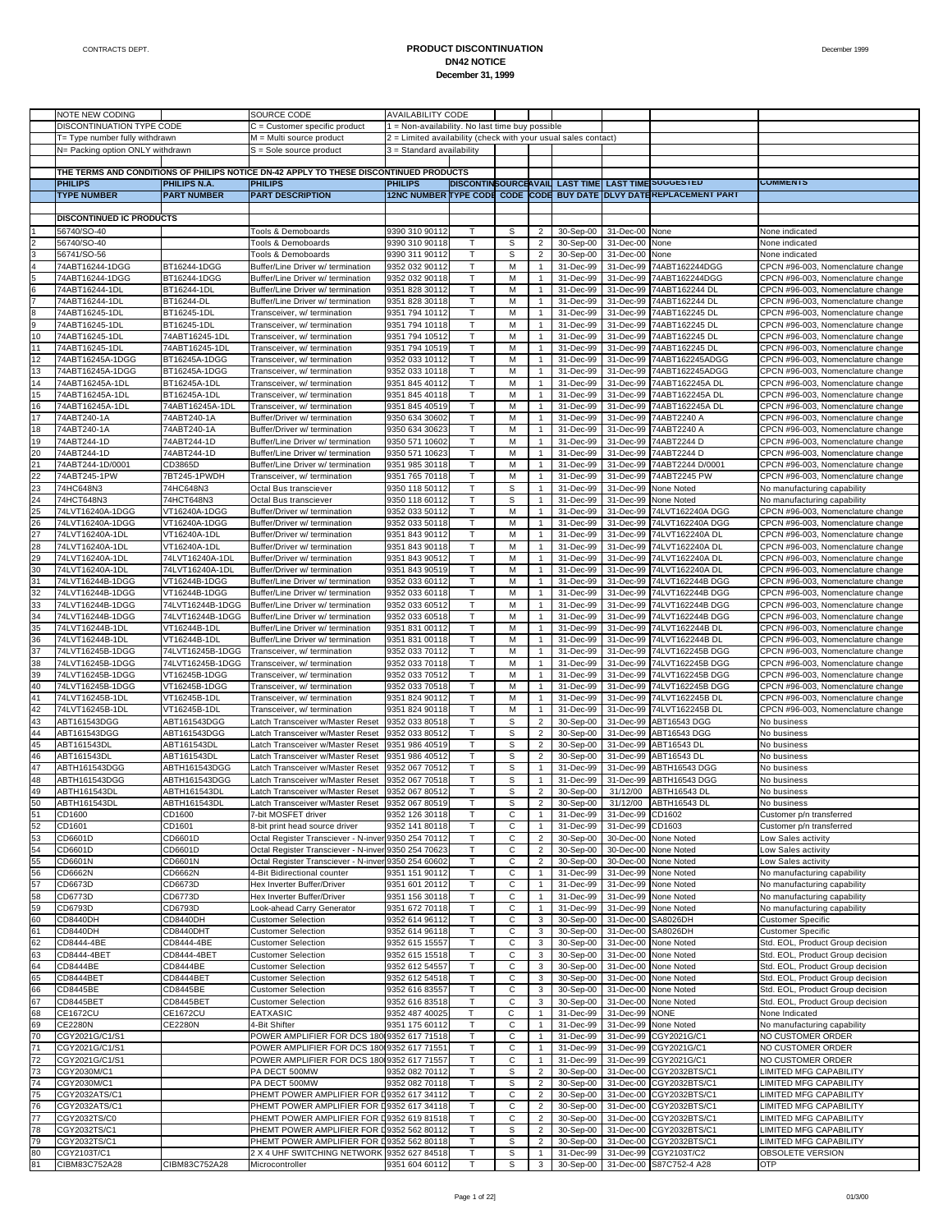# PRODUCT DISCONTINUATION
## DN42 NOTICE
**December 31, 1999**

CONTRACTS DEPT.

| NOTE NEW CODING | SOURCE CODE | AVAILABILITY CODE |
|---|---|---|
| DISCONTINUATION TYPE CODE | C = Customer specific product | 1 = Non-availability. No last time buy possible |
| T= Type number fully withdrawn | M = Multi source product | 2 = Limited availability (check with your usual sales contact) |
| N= Packing option ONLY withdrawn | S = Sole source product | 3 = Standard availability |

THE TERMS AND CONDITIONS OF PHILIPS NOTICE DN-42 APPLY TO THESE DISCONTINUED PRODUCTS

| | PHILIPS TYPE NUMBER | PHILIPS N.A. PART NUMBER | PHILIPS PART DESCRIPTION | PHILIPS 12NC NUMBER | DISCONTIN TYPE CODE | SOURCE CODE | AVAIL CODE | LAST TIME BUY DATE | LAST TIME DLVY DATE | SUGGESTED REPLACEMENT PART | COMMENTS |
|---|---|---|---|---|---|---|---|---|---|---|---|
| | **DISCONTINUED IC PRODUCTS** | | | | | | | | | | |
| 1 | 56740/SO-40 | | Tools & Demoboards | 9390 310 90112 | T | S | 2 | 30-Sep-00 | 31-Dec-00 | None | None indicated |
| 2 | 56740/SO-40 | | Tools & Demoboards | 9390 310 90118 | T | S | 2 | 30-Sep-00 | 31-Dec-00 | None | None indicated |
| 3 | 56741/SO-56 | | Tools & Demoboards | 9390 311 90112 | T | S | 2 | 30-Sep-00 | 31-Dec-00 | None | None indicated |
| 4 | 74ABT16244-1DGG | BT16244-1DGG | Buffer/Line Driver w/ termination | 9352 032 90112 | T | M | 1 | 31-Dec-99 | 31-Dec-99 | 74ABT162244DGG | CPCN #96-003, Nomenclature change |
| 5 | 74ABT16244-1DGG | BT16244-1DGG | Buffer/Line Driver w/ termination | 9352 032 90118 | T | M | 1 | 31-Dec-99 | 31-Dec-99 | 74ABT162244DGG | CPCN #96-003, Nomenclature change |
| 6 | 74ABT16244-1DL | BT16244-1DL | Buffer/Line Driver w/ termination | 9351 828 30112 | T | M | 1 | 31-Dec-99 | 31-Dec-99 | 74ABT162244 DL | CPCN #96-003, Nomenclature change |
| 7 | 74ABT16244-1DL | BT16244-DL | Buffer/Line Driver w/ termination | 9351 828 30118 | T | M | 1 | 31-Dec-99 | 31-Dec-99 | 74ABT162244 DL | CPCN #96-003, Nomenclature change |
| 8 | 74ABT16245-1DL | BT16245-1DL | Transceiver, w/ termination | 9351 794 10112 | T | M | 1 | 31-Dec-99 | 31-Dec-99 | 74ABT162245 DL | CPCN #96-003, Nomenclature change |
| 9 | 74ABT16245-1DL | BT16245-1DL | Transceiver, w/ termination | 9351 794 10118 | T | M | 1 | 31-Dec-99 | 31-Dec-99 | 74ABT162245 DL | CPCN #96-003, Nomenclature change |
| 10 | 74ABT16245-1DL | 74ABT16245-1DL | Transceiver, w/ termination | 9351 794 10512 | T | M | 1 | 31-Dec-99 | 31-Dec-99 | 74ABT162245 DL | CPCN #96-003, Nomenclature change |
| 11 | 74ABT16245-1DL | 74ABT16245-1DL | Transceiver, w/ termination | 9351 794 10519 | T | M | 1 | 31-Dec-99 | 31-Dec-99 | 74ABT162245 DL | CPCN #96-003, Nomenclature change |
| 12 | 74ABT16245A-1DGG | BT16245A-1DGG | Transceiver, w/ termination | 9352 033 10112 | T | M | 1 | 31-Dec-99 | 31-Dec-99 | 74ABT162245ADGG | CPCN #96-003, Nomenclature change |
| 13 | 74ABT16245A-1DGG | BT16245A-1DGG | Transceiver, w/ termination | 9352 033 10118 | T | M | 1 | 31-Dec-99 | 31-Dec-99 | 74ABT162245ADGG | CPCN #96-003, Nomenclature change |
| 14 | 74ABT16245A-1DL | BT16245A-1DL | Transceiver, w/ termination | 9351 845 40112 | T | M | 1 | 31-Dec-99 | 31-Dec-99 | 74ABT162245A DL | CPCN #96-003, Nomenclature change |
| 15 | 74ABT16245A-1DL | BT16245A-1DL | Transceiver, w/ termination | 9351 845 40118 | T | M | 1 | 31-Dec-99 | 31-Dec-99 | 74ABT162245A DL | CPCN #96-003, Nomenclature change |
| 16 | 74ABT16245A-1DL | 74ABT16245A-1DL | Transceiver, w/ termination | 9351 845 40519 | T | M | 1 | 31-Dec-99 | 31-Dec-99 | 74ABT162245A DL | CPCN #96-003, Nomenclature change |
| 17 | 74ABT240-1A | 74ABT240-1A | Buffer/Driver w/ termination | 9350 634 30602 | T | M | 1 | 31-Dec-99 | 31-Dec-99 | 74ABT2240 A | CPCN #96-003, Nomenclature change |
| 18 | 74ABT240-1A | 74ABT240-1A | Buffer/Driver w/ termination | 9350 634 30623 | T | M | 1 | 31-Dec-99 | 31-Dec-99 | 74ABT2240 A | CPCN #96-003, Nomenclature change |
| 19 | 74ABT244-1D | 74ABT244-1D | Buffer/Line Driver w/ termination | 9350 571 10602 | T | M | 1 | 31-Dec-99 | 31-Dec-99 | 74ABT2244 D | CPCN #96-003, Nomenclature change |
| 20 | 74ABT244-1D | 74ABT244-1D | Buffer/Line Driver w/ termination | 9350 571 10623 | T | M | 1 | 31-Dec-99 | 31-Dec-99 | 74ABT2244 D | CPCN #96-003, Nomenclature change |
| 21 | 74ABT244-1D/0001 | CD3865D | Buffer/Line Driver w/ termination | 9351 985 30118 | T | M | 1 | 31-Dec-99 | 31-Dec-99 | 74ABT2244 D/0001 | CPCN #96-003, Nomenclature change |
| 22 | 74ABT245-1PW | 7BT245-1PWDH | Transceiver, w/ termination | 9351 765 70118 | T | M | 1 | 31-Dec-99 | 31-Dec-99 | 74ABT2245 PW | CPCN #96-003, Nomenclature change |
| 23 | 74HC648N3 | 74HC648N3 | Octal Bus transciever | 9350 118 50112 | T | S | 1 | 31-Dec-99 | 31-Dec-99 | None Noted | No manufacturing capability |
| 24 | 74HCT648N3 | 74HCT648N3 | Octal Bus transciever | 9350 118 60112 | T | S | 1 | 31-Dec-99 | 31-Dec-99 | None Noted | No manufacturing capability |
| 25 | 74LVT16240A-1DGG | VT16240A-1DGG | Buffer/Driver w/ termination | 9352 033 50112 | T | M | 1 | 31-Dec-99 | 31-Dec-99 | 74LVT162240A DGG | CPCN #96-003, Nomenclature change |
| 26 | 74LVT16240A-1DGG | VT16240A-1DGG | Buffer/Driver w/ termination | 9352 033 50118 | T | M | 1 | 31-Dec-99 | 31-Dec-99 | 74LVT162240A DGG | CPCN #96-003, Nomenclature change |
| 27 | 74LVT16240A-1DL | VT16240A-1DL | Buffer/Driver w/ termination | 9351 843 90112 | T | M | 1 | 31-Dec-99 | 31-Dec-99 | 74LVT162240A DL | CPCN #96-003, Nomenclature change |
| 28 | 74LVT16240A-1DL | VT16240A-1DL | Buffer/Driver w/ termination | 9351 843 90118 | T | M | 1 | 31-Dec-99 | 31-Dec-99 | 74LVT162240A DL | CPCN #96-003, Nomenclature change |
| 29 | 74LVT16240A-1DL | 74LVT16240A-1DL | Buffer/Driver w/ termination | 9351 843 90512 | T | M | 1 | 31-Dec-99 | 31-Dec-99 | 74LVT162240A DL | CPCN #96-003, Nomenclature change |
| 30 | 74LVT16240A-1DL | 74LVT16240A-1DL | Buffer/Driver w/ termination | 9351 843 90519 | T | M | 1 | 31-Dec-99 | 31-Dec-99 | 74LVT162240A DL | CPCN #96-003, Nomenclature change |
| 31 | 74LVT16244B-1DGG | VT16244B-1DGG | Buffer/Line Driver w/ termination | 9352 033 60112 | T | M | 1 | 31-Dec-99 | 31-Dec-99 | 74LVT162244B DGG | CPCN #96-003, Nomenclature change |
| 32 | 74LVT16244B-1DGG | VT16244B-1DGG | Buffer/Line Driver w/ termination | 9352 033 60118 | T | M | 1 | 31-Dec-99 | 31-Dec-99 | 74LVT162244B DGG | CPCN #96-003, Nomenclature change |
| 33 | 74LVT16244B-1DGG | 74LVT16244B-1DGG | Buffer/Line Driver w/ termination | 9352 033 60512 | T | M | 1 | 31-Dec-99 | 31-Dec-99 | 74LVT162244B DGG | CPCN #96-003, Nomenclature change |
| 34 | 74LVT16244B-1DGG | 74LVT16244B-1DGG | Buffer/Line Driver w/ termination | 9352 033 60518 | T | M | 1 | 31-Dec-99 | 31-Dec-99 | 74LVT162244B DGG | CPCN #96-003, Nomenclature change |
| 35 | 74LVT16244B-1DL | VT16244B-1DL | Buffer/Line Driver w/ termination | 9351 831 00112 | T | M | 1 | 31-Dec-99 | 31-Dec-99 | 74LVT162244B DL | CPCN #96-003, Nomenclature change |
| 36 | 74LVT16244B-1DL | VT16244B-1DL | Buffer/Line Driver w/ termination | 9351 831 00118 | T | M | 1 | 31-Dec-99 | 31-Dec-99 | 74LVT162244B DL | CPCN #96-003, Nomenclature change |
| 37 | 74LVT16245B-1DGG | 74LVT16245B-1DGG | Transceiver, w/ termination | 9352 033 70112 | T | M | 1 | 31-Dec-99 | 31-Dec-99 | 74LVT162245B DGG | CPCN #96-003, Nomenclature change |
| 38 | 74LVT16245B-1DGG | 74LVT16245B-1DGG | Transceiver, w/ termination | 9352 033 70118 | T | M | 1 | 31-Dec-99 | 31-Dec-99 | 74LVT162245B DGG | CPCN #96-003, Nomenclature change |
| 39 | 74LVT16245B-1DGG | VT16245B-1DGG | Transceiver, w/ termination | 9352 033 70512 | T | M | 1 | 31-Dec-99 | 31-Dec-99 | 74LVT162245B DGG | CPCN #96-003, Nomenclature change |
| 40 | 74LVT16245B-1DGG | VT16245B-1DGG | Transceiver, w/ termination | 9352 033 70518 | T | M | 1 | 31-Dec-99 | 31-Dec-99 | 74LVT162245B DGG | CPCN #96-003, Nomenclature change |
| 41 | 74LVT16245B-1DL | VT16245B-1DL | Transceiver, w/ termination | 9351 824 90112 | T | M | 1 | 31-Dec-99 | 31-Dec-99 | 74LVT162245B DL | CPCN #96-003, Nomenclature change |
| 42 | 74LVT16245B-1DL | VT16245B-1DL | Transceiver, w/ termination | 9351 824 90118 | T | M | 1 | 31-Dec-99 | 31-Dec-99 | 74LVT162245B DL | CPCN #96-003, Nomenclature change |
| 43 | ABT161543DGG | ABT161543DGG | Latch Transceiver w/Master Reset | 9352 033 80518 | T | S | 2 | 30-Sep-00 | 31-Dec-99 | ABT16543 DGG | No business |
| 44 | ABT161543DGG | ABT161543DGG | Latch Transceiver w/Master Reset | 9352 033 80512 | T | S | 2 | 30-Sep-00 | 31-Dec-99 | ABT16543 DGG | No business |
| 45 | ABT161543DL | ABT161543DL | Latch Transceiver w/Master Reset | 9351 986 40519 | T | S | 2 | 30-Sep-00 | 31-Dec-99 | ABT16543 DL | No business |
| 46 | ABT161543DL | ABT161543DL | Latch Transceiver w/Master Reset | 9351 986 40512 | T | S | 2 | 30-Sep-00 | 31-Dec-99 | ABT16543 DL | No business |
| 47 | ABTH161543DGG | ABTH161543DGG | Latch Transceiver w/Master Reset | 9352 067 70512 | T | S | 1 | 31-Dec-99 | 31-Dec-99 | ABTH16543 DGG | No business |
| 48 | ABTH161543DGG | ABTH161543DGG | Latch Transceiver w/Master Reset | 9352 067 70518 | T | S | 1 | 31-Dec-99 | 31-Dec-99 | ABTH16543 DGG | No business |
| 49 | ABTH161543DL | ABTH161543DL | Latch Transceiver w/Master Reset | 9352 067 80512 | T | S | 2 | 30-Sep-00 | 31/12/00 | ABTH16543 DL | No business |
| 50 | ABTH161543DL | ABTH161543DL | Latch Transceiver w/Master Reset | 9352 067 80519 | T | S | 2 | 30-Sep-00 | 31/12/00 | ABTH16543 DL | No business |
| 51 | CD1600 | CD1600 | 7-bit MOSFET driver | 9352 126 30118 | T | C | 1 | 31-Dec-99 | 31-Dec-99 | CD1602 | Customer p/n transferred |
| 52 | CD1601 | CD1601 | 8-bit print head source driver | 9352 141 80118 | T | C | 1 | 31-Dec-99 | 31-Dec-99 | CD1603 | Customer p/n transferred |
| 53 | CD6601D | CD6601D | Octal Register Transciever - N-inver | 9350 254 70112 | T | C | 2 | 30-Sep-00 | 30-Dec-00 | None Noted | Low Sales activity |
| 54 | CD6601D | CD6601D | Octal Register Transciever - N-inver | 9350 254 70623 | T | C | 2 | 30-Sep-00 | 30-Dec-00 | None Noted | Low Sales activity |
| 55 | CD6601N | CD6601N | Octal Register Transciever - N-inver | 9350 254 60602 | T | C | 2 | 30-Sep-00 | 30-Dec-00 | None Noted | Low Sales activity |
| 56 | CD6662N | CD6662N | 4-Bit Bidirectional counter | 9351 151 90112 | T | C | 1 | 31-Dec-99 | 31-Dec-99 | None Noted | No manufacturing capability |
| 57 | CD6673D | CD6673D | Hex Inverter Buffer/Driver | 9351 601 20112 | T | C | 1 | 31-Dec-99 | 31-Dec-99 | None Noted | No manufacturing capability |
| 58 | CD6773D | CD6773D | Hex Inverter Buffer/Driver | 9351 156 30118 | T | C | 1 | 31-Dec-99 | 31-Dec-99 | None Noted | No manufacturing capability |
| 59 | CD6793D | CD6793D | Look-ahead Carry Generator | 9351 672 70118 | T | C | 1 | 31-Dec-99 | 31-Dec-99 | None Noted | No manufacturing capability |
| 60 | CD8440DH | CD8440DH | Customer Selection | 9352 614 96112 | T | C | 3 | 30-Sep-00 | 31-Dec-00 | SA8026DH | Customer Specific |
| 61 | CD8440DH | CD8440DHT | Customer Selection | 9352 614 96118 | T | C | 3 | 30-Sep-00 | 31-Dec-00 | SA8026DH | Customer Specific |
| 62 | CD8444-4BE | CD8444-4BE | Customer Selection | 9352 615 15557 | T | C | 3 | 30-Sep-00 | 31-Dec-00 | None Noted | Std. EOL, Product Group decision |
| 63 | CD8444-4BET | CD8444-4BET | Customer Selection | 9352 615 15518 | T | C | 3 | 30-Sep-00 | 31-Dec-00 | None Noted | Std. EOL, Product Group decision |
| 64 | CD8444BE | CD8444BE | Customer Selection | 9352 612 54557 | T | C | 3 | 30-Sep-00 | 31-Dec-00 | None Noted | Std. EOL, Product Group decision |
| 65 | CD8444BET | CD8444BET | Customer Selection | 9352 612 54518 | T | C | 3 | 30-Sep-00 | 31-Dec-00 | None Noted | Std. EOL, Product Group decision |
| 66 | CD8445BE | CD8445BE | Customer Selection | 9352 616 83557 | T | C | 3 | 30-Sep-00 | 31-Dec-00 | None Noted | Std. EOL, Product Group decision |
| 67 | CD8445BET | CD8445BET | Customer Selection | 9352 616 83518 | T | C | 3 | 30-Sep-00 | 31-Dec-00 | None Noted | Std. EOL, Product Group decision |
| 68 | CE1672CU | CE1672CU | EATXASIC | 9352 487 40025 | T | C | 1 | 31-Dec-99 | 31-Dec-99 | NONE | None Indicated |
| 69 | CE2280N | CE2280N | 4-Bit Shifter | 9351 175 60112 | T | C | 1 | 31-Dec-99 | 31-Dec-99 | None Noted | No manufacturing capability |
| 70 | CGY2021G/C1/S1 | | POWER AMPLIFIER FOR DCS 180 | 9352 617 71518 | T | C | 1 | 31-Dec-99 | 31-Dec-99 | CGY2021G/C1 | NO CUSTOMER ORDER |
| 71 | CGY2021G/C1/S1 | | POWER AMPLIFIER FOR DCS 180 | 9352 617 71551 | T | C | 1 | 31-Dec-99 | 31-Dec-99 | CGY2021G/C1 | NO CUSTOMER ORDER |
| 72 | CGY2021G/C1/S1 | | POWER AMPLIFIER FOR DCS 180 | 9352 617 71557 | T | C | 1 | 31-Dec-99 | 31-Dec-99 | CGY2021G/C1 | NO CUSTOMER ORDER |
| 73 | CGY2030M/C1 | | PA DECT 500MW | 9352 082 70112 | T | S | 2 | 30-Sep-00 | 31-Dec-00 | CGY2032BTS/C1 | LIMITED MFG CAPABILITY |
| 74 | CGY2030M/C1 | | PA DECT 500MW | 9352 082 70118 | T | S | 2 | 30-Sep-00 | 31-Dec-00 | CGY2032BTS/C1 | LIMITED MFG CAPABILITY |
| 75 | CGY2032ATS/C1 | | PHEMT POWER AMPLIFIER FOR D | 9352 617 34112 | T | C | 2 | 30-Sep-00 | 31-Dec-00 | CGY2032BTS/C1 | LIMITED MFG CAPABILITY |
| 76 | CGY2032ATS/C1 | | PHEMT POWER AMPLIFIER FOR D | 9352 617 34118 | T | C | 2 | 30-Sep-00 | 31-Dec-00 | CGY2032BTS/C1 | LIMITED MFG CAPABILITY |
| 77 | CGY2032TS/C0 | | PHEMT POWER AMPLIFIER FOR D | 9352 619 81518 | T | C | 2 | 30-Sep-00 | 31-Dec-00 | CGY2032BTS/C1 | LIMITED MFG CAPABILITY |
| 78 | CGY2032TS/C1 | | PHEMT POWER AMPLIFIER FOR D | 9352 562 80112 | T | S | 2 | 30-Sep-00 | 31-Dec-00 | CGY2032BTS/C1 | LIMITED MFG CAPABILITY |
| 79 | CGY2032TS/C1 | | PHEMT POWER AMPLIFIER FOR D | 9352 562 80118 | T | S | 2 | 30-Sep-00 | 31-Dec-00 | CGY2032BTS/C1 | LIMITED MFG CAPABILITY |
| 80 | CGY2103T/C1 | | 2 X 4 UHF SWITCHING NETWORK | 9352 627 84518 | T | S | 1 | 31-Dec-99 | 31-Dec-99 | CGY2103T/C2 | OBSOLETE VERSION |
| 81 | CIBM83C752A28 | CIBM83C752A28 | Microcontroller | 9351 604 60112 | T | S | 3 | 30-Sep-00 | 31-Dec-00 | S87C752-4 A28 | OTP |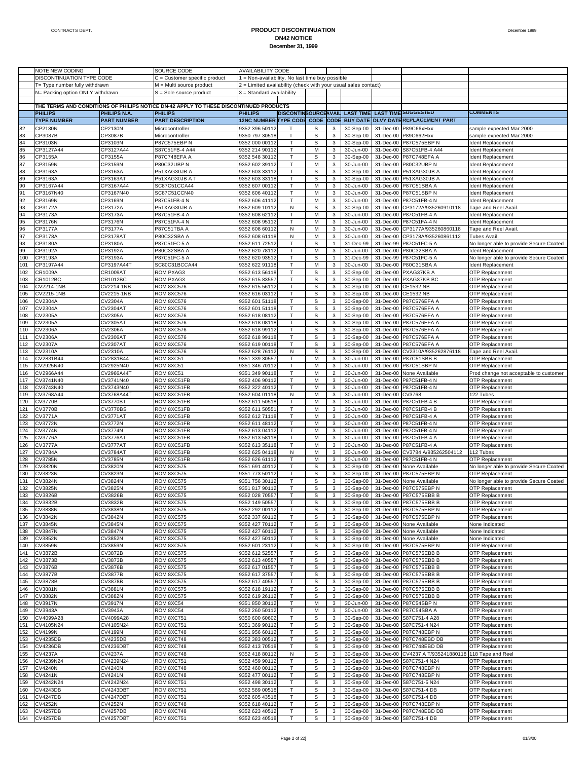# PRODUCT DISCONTINUATION
## DN42 NOTICE
### December 31, 1999

| NOTE NEW CODING | | SOURCE CODE | AVAILABILITY CODE |
|---|---|---|---|
| DISCONTINUATION TYPE CODE | | C = Customer specific product | 1 = Non-availability. No last time buy possible |
| T= Type number fully withdrawn | | M = Multi source product | 2 = Limited availability (check with your usual sales contact) |
| N= Packing option ONLY withdrawn | | S = Sole source product | 3 = Standard availability |

THE TERMS AND CONDITIONS OF PHILIPS NOTICE DN-42 APPLY TO THESE DISCONTINUED PRODUCTS

| | PHILIPS TYPE NUMBER | PHILIPS N.A. PART NUMBER | PHILIPS PART DESCRIPTION | PHILIPS 12NC NUMBER | DISCONTIN TYPE CODE | SOURCE CODE | AVAIL CODE | LAST TIME BUY DATE | LAST TIME DLVY DATE | SUGGESTED REPLACEMENT PART | COMMENTS |
|---|---|---|---|---|---|---|---|---|---|---|---|
| 82 | CP2130N | CP2130N | Microcontroller | 9352 396 50112 | T | S | 3 | 30-Sep-00 | 31-Dec-00 | P89C66xHxx | sample expected Mar 2000 |
| 83 | CP3087B | CP3087B | Microcontroller | 9350 797 30518 | T | S | 3 | 30-Sep-00 | 31-Dec-00 | P89C662Hxx | sample expected Mar 2000 |
| 84 | CP3103N | CP3103N | P87C575EBP N | 9352 000 00112 | T | S | 3 | 30-Sep-00 | 31-Dec-00 | P87C575EBP N | Ident Replacement |
| 85 | CP3127A44 | CP3127A44 | S87C51FB-4 A44 | 9352 214 90112 | T | M | 3 | 30-Jun-00 | 31-Dec-00 | S87C51FB-4 A44 | Ident Replacement |
| 86 | CP3155A | CP3155A | P87C748EFA A | 9352 548 30112 | T | S | 3 | 30-Sep-00 | 31-Dec-00 | P87C748EFA A | Ident Replacement |
| 87 | CP3159N | CP3159N | P80C32UBP N | 9352 602 39112 | T | M | 3 | 30-Jun-00 | 31-Dec-00 | P80C32UBP N | Ident Replacement |
| 88 | CP3163A | CP3163A | P51XAG30JB A | 9352 603 33112 | T | S | 3 | 30-Sep-00 | 31-Dec-00 | P51XAG30JB A | Ident Replacement |
| 89 | CP3163A | CP3163AT | P51XAG30JB A T | 9352 603 33118 | T | S | 3 | 30-Sep-00 | 31-Dec-00 | P51XAG30JB A | Ident Replacement |
| 90 | CP3167A44 | CP3167A44 | SC87C51CCA44 | 9352 607 00112 | T | M | 3 | 30-Jun-00 | 31-Dec-00 | P87C51SBA A | Ident Replacement |
| 91 | CP3167N40 | CP3167N40 | SC87C51CCN40 | 9352 606 40112 | T | M | 3 | 30-Jun-00 | 31-Dec-00 | P87C51SBP N | Ident Replacement |
| 92 | CP3169N | CP3169N | P87C51FB-4 N | 9352 606 41112 | T | M | 3 | 30-Jun-00 | 31-Dec-00 | P87C51FB-4 N | Ident Replacement |
| 93 | CP3172A | CP3172A | P51XAG30JB A | 9352 609 10112 | N | S | 3 | 30-Sep-00 | 31-Dec-00 | CP3172A/935260910118 | Tape and Reel Avail. |
| 94 | CP3173A | CP3173A | P87C51FB-4 A | 9352 608 62112 | T | M | 3 | 30-Jun-00 | 31-Dec-00 | P87C51FB-4 A | Ident Replacement |
| 95 | CP3176N | CP3176N | P87C51FA-4 N | 9352 608 95112 | T | M | 3 | 30-Jun-00 | 31-Dec-00 | P87C51FA-4 N | Ident Replacement |
| 96 | CP3177A | CP3177A | P87C51TBA A | 9352 608 60112 | N | M | 3 | 30-Jun-00 | 31-Dec-00 | CP3177A/935260860118 | Tape and Reel Avail. |
| 97 | CP3178A | CP3178AT | P80C32SBA A | 9352 608 61118 | N | M | 3 | 30-Jun-00 | 31-Dec-00 | CP3178A/935260861112 | Tubes Avail. |
| 98 | CP3180A | CP3180A | P87C51FC-5 A | 9352 611 72512 | T | S | 1 | 31-Dec-99 | 31-Dec-99 | P87C51FC-5 A | No longer able to provide Secure Coated |
| 99 | CP3192A | CP3192A | P80C32SBA A | 9352 620 78112 | T | M | 3 | 30-Jun-00 | 31-Dec-00 | P80C32SBA A | Ident Replacement |
| 100 | CP3193A | CP3193A | P87C51FC-5 A | 9352 620 93512 | T | S | 1 | 31-Dec-99 | 31-Dec-99 | P87C51FC-5 A | No longer able to provide Secure Coated |
| 101 | CP3197A44 | CP3197A44T | SC80C31BCCA44 | 9352 622 91118 | T | M | 3 | 30-Jun-00 | 31-Dec-00 | P80C31SBA A | Ident Replacement |
| 102 | CR1009A | CR1009AT | ROM PXAG3 | 9352 613 56118 | T | S | 3 | 30-Sep-00 | 31-Dec-00 | PXAG37KB A | OTP Replacement |
| 103 | CR1012BC | CR1012BC | ROM PXAG3 | 9352 615 83557 | T | S | 3 | 30-Sep-00 | 31-Dec-00 | PXAG37KB BC | OTP Replacement |
| 104 | CV2214-1NB | CV2214-1NB | ROM 8XC576 | 9352 615 56112 | T | S | 3 | 30-Sep-00 | 31-Dec-00 | CE1532 NB | OTP Replacement |
| 105 | CV2215-1NB | CV2215-1NB | ROM 8XC576 | 9352 616 03112 | T | S | 3 | 30-Sep-00 | 31-Dec-00 | CE1532 NB | OTP Replacement |
| 106 | CV2304A | CV2304A | ROM 8XC576 | 9352 601 51118 | T | S | 3 | 30-Sep-00 | 31-Dec-00 | P87C576EFA A | OTP Replacement |
| 107 | CV2304A | CV2304AT | ROM 8XC576 | 9352 601 51118 | T | S | 3 | 30-Sep-00 | 31-Dec-00 | P87C576EFA A | OTP Replacement |
| 108 | CV2305A | CV2305A | ROM 8XC576 | 9352 618 08112 | T | S | 3 | 30-Sep-00 | 31-Dec-00 | P87C576EFA A | OTP Replacement |
| 109 | CV2305A | CV2305AT | ROM 8XC576 | 9352 618 08118 | T | S | 3 | 30-Sep-00 | 31-Dec-00 | P87C576EFA A | OTP Replacement |
| 110 | CV2306A | CV2306A | ROM 8XC576 | 9352 618 99112 | T | S | 3 | 30-Sep-00 | 31-Dec-00 | P87C576EFA A | OTP Replacement |
| 111 | CV2306A | CV2306AT | ROM 8XC576 | 9352 618 99118 | T | S | 3 | 30-Sep-00 | 31-Dec-00 | P87C576EFA A | OTP Replacement |
| 112 | CV2307A | CV2307AT | ROM 8XC576 | 9352 619 00118 | T | S | 3 | 30-Sep-00 | 31-Dec-00 | P87C576EFA A | OTP Replacement |
| 113 | CV2310A | CV2310A | ROM 8XC576 | 9352 628 76112 | N | S | 3 | 30-Sep-00 | 31-Dec-00 | CV2310A/935262876118 | Tape and Reel Avail. |
| 114 | CV2831B44 | CV2831B44 | ROM 8XC51 | 9351 339 30557 | T | M | 3 | 30-Jun-00 | 31-Dec-00 | P87C51SBB B | OTP Replacement |
| 115 | CV2925N40 | CV2925N40 | ROM 8XC51 | 9351 346 70112 | T | M | 3 | 30-Jun-00 | 31-Dec-00 | P87C51SBP N | OTP Replacement |
| 116 | CV2966A44 | CV2966A44T | ROM 8XC51 | 9351 349 90118 | T | M | 2 | 30-Jun-00 | 31-Dec-00 | None Available | Prod change not acceptable to customer |
| 117 | CV3741N40 | CV3741N40 | ROM 8XC51FB | 9352 406 90112 | T | M | 3 | 30-Jun-00 | 31-Dec-00 | P87C51FB-4 N | OTP Replacement |
| 118 | CV3743N40 | CV3743N40 | ROM 8XC51FB | 9352 322 40112 | T | M | 3 | 30-Jun-00 | 31-Dec-00 | P87C51FB-4 N | OTP Replacement |
| 119 | CV3768A44 | CV3768A44T | ROM 8XC51FB | 9352 604 01118 | N | M | 3 | 30-Jun-00 | 31-Dec-00 | CV3768 | 122 Tubes |
| 120 | CV3770B | CV3770BT | ROM 8XC51FB | 9352 611 50518 | T | M | 3 | 30-Jun-00 | 31-Dec-00 | P87C51FB-4 B | OTP Replacement |
| 121 | CV3770B | CV3770BS | ROM 8XC51FB | 9352 611 50551 | T | M | 3 | 30-Jun-00 | 31-Dec-00 | P87C51FB-4 B | OTP Replacement |
| 122 | CV3771A | CV3771AT | ROM 8XC51FB | 9352 612 71118 | T | M | 3 | 30-Jun-00 | 31-Dec-00 | P87C51FB-4 A | OTP Replacement |
| 123 | CV3772N | CV3772N | ROM 8XC51FB | 9352 611 48112 | T | M | 3 | 30-Jun-00 | 31-Dec-00 | P87C51FB-4 N | OTP Replacement |
| 124 | CV3774N | CV3774N | ROM 8XC51FB | 9352 613 04112 | T | M | 3 | 30-Jun-00 | 31-Dec-00 | P87C51FB-4 N | OTP Replacement |
| 125 | CV3776A | CV3776AT | ROM 8XC51FB | 9352 613 58118 | T | M | 3 | 30-Jun-00 | 31-Dec-00 | P87C51FB-4 A | OTP Replacement |
| 126 | CV3777A | CV3777AT | ROM 8XC51FB | 9352 613 35118 | T | M | 3 | 30-Jun-00 | 31-Dec-00 | P87C51FB-4 A | OTP Replacement |
| 127 | CV3784A | CV3784AT | ROM 8XC51FB | 9352 625 04118 | N | M | 3 | 30-Jun-00 | 31-Dec-00 | CV3784 A/935262504112 | 112 Tubes |
| 128 | CV3785N | CV3785N | ROM 8XC51FB | 9352 626 61112 | T | M | 3 | 30-Jun-00 | 31-Dec-00 | P87C51FB-4 N | OTP Replacement |
| 129 | CV3820N | CV3820N | ROM 8XC575 | 9351 691 40112 | T | S | 3 | 30-Sep-00 | 31-Dec-00 | None Available | No longer able to provide Secure Coated |
| 130 | CV3823N | CV3823N | ROM 8XC575 | 9351 773 50112 | T | S | 3 | 30-Sep-00 | 31-Dec-00 | P87C575EBP N | OTP Replacement |
| 131 | CV3824N | CV3824N | ROM 8XC575 | 9351 756 30112 | T | S | 3 | 30-Sep-00 | 31-Dec-00 | None Available | No longer able to provide Secure Coated |
| 132 | CV3825N | CV3825N | ROM 8XC575 | 9351 817 90112 | T | S | 3 | 30-Sep-00 | 31-Dec-00 | P87C575EBP N | OTP Replacement |
| 133 | CV3826B | CV3826B | ROM 8XC575 | 9352 028 70557 | T | S | 3 | 30-Sep-00 | 31-Dec-00 | P87C575EBB B | OTP Replacement |
| 134 | CV3832B | CV3832B | ROM 8XC575 | 9352 149 50557 | T | S | 3 | 30-Sep-00 | 31-Dec-00 | P87C575EBB B | OTP Replacement |
| 135 | CV3838N | CV3838N | ROM 8XC575 | 9352 292 00112 | T | S | 3 | 30-Sep-00 | 31-Dec-00 | P87C575EBP N | OTP Replacement |
| 136 | CV3842N | CV3842N | ROM 8XC575 | 9352 337 60112 | T | S | 3 | 30-Sep-00 | 31-Dec-00 | P87C575EBP N | OTP Replacement |
| 137 | CV3845N | CV3845N | ROM 8XC575 | 9352 427 70112 | T | S | 3 | 30-Sep-00 | 31-Dec-00 | None Available | None Indicated |
| 138 | CV3847N | CV3847N | ROM 8XC575 | 9352 427 60112 | T | S | 3 | 30-Sep-00 | 31-Dec-00 | None Available | None Indicated |
| 139 | CV3852N | CV3852N | ROM 8XC575 | 9352 427 50112 | T | S | 3 | 30-Sep-00 | 31-Dec-00 | None Available | None Indicated |
| 140 | CV3859N | CV3859N | ROM 8XC575 | 9352 601 23112 | T | S | 3 | 30-Sep-00 | 31-Dec-00 | P87C575EBP N | OTP Replacement |
| 141 | CV3872B | CV3872B | ROM 8XC575 | 9352 612 52557 | T | S | 3 | 30-Sep-00 | 31-Dec-00 | P87C575EBB B | OTP Replacement |
| 142 | CV3873B | CV3873B | ROM 8XC575 | 9352 613 40557 | T | S | 3 | 30-Sep-00 | 31-Dec-00 | P87C575EBB B | OTP Replacement |
| 143 | CV3876B | CV3876B | ROM 8XC575 | 9352 617 01557 | T | S | 3 | 30-Sep-00 | 31-Dec-00 | P87C575EBB B | OTP Replacement |
| 144 | CV3877B | CV3877B | ROM 8XC575 | 9352 617 37557 | T | S | 3 | 30-Sep-00 | 31-Dec-00 | P87C575EBB B | OTP Replacement |
| 145 | CV3878B | CV3878B | ROM 8XC575 | 9352 617 40557 | T | S | 3 | 30-Sep-00 | 31-Dec-00 | P87C575EBB B | OTP Replacement |
| 146 | CV3881N | CV3881N | ROM 8XC575 | 9352 618 19112 | T | S | 3 | 30-Sep-00 | 31-Dec-00 | P87C575EBB B | OTP Replacement |
| 147 | CV3882N | CV3882N | ROM 8XC575 | 9352 619 26112 | T | S | 3 | 30-Sep-00 | 31-Dec-00 | P87C575EBB B | OTP Replacement |
| 148 | CV3917N | CV3917N | ROM 8XC54 | 9351 850 30112 | T | M | 3 | 30-Jun-00 | 31-Dec-00 | P87C54SBP N | OTP Replacement |
| 149 | CV3943A | CV3943A | ROM 8XC54 | 9352 260 50112 | T | M | 3 | 30-Jun-00 | 31-Dec-00 | P87C54SBA A | OTP Replacement |
| 150 | CV4099A28 | CV4099A28 | ROM 8XC751 | 9350 600 60602 | T | S | 3 | 30-Sep-00 | 31-Dec-00 | S87C751-4 A28 | OTP Replacement |
| 151 | CV4105N24 | CV4105N24 | ROM 8XC751 | 9351 369 90112 | T | S | 3 | 30-Sep-00 | 31-Dec-00 | S87C751-4 N24 | OTP Replacement |
| 152 | CV4199N | CV4199N | ROM 8XC748 | 9351 956 60112 | T | S | 3 | 30-Sep-00 | 31-Dec-00 | P87C748EBP N | OTP Replacement |
| 153 | CV4235DB | CV4235DB | ROM 8XC748 | 9352 383 00512 | T | S | 3 | 30-Sep-00 | 31-Dec-00 | P87C748EBD DB | OTP Replacement |
| 154 | CV4236DB | CV4236DBT | ROM 8XC748 | 9352 413 70518 | T | S | 3 | 30-Sep-00 | 31-Dec-00 | P87C748EBD DB | OTP Replacement |
| 155 | CV4237A | CV4237A | ROM 8XC748 | 9352 418 80112 | N | S | 3 | 30-Sep-00 | 31-Dec-00 | CV4237 A T/935241880118 | 118 Tape and Reel |
| 156 | CV4239N24 | CV4239N24 | ROM 8XC751 | 9352 459 90112 | T | S | 3 | 30-Sep-00 | 31-Dec-00 | S87C751-4 N24 | OTP Replacement |
| 157 | CV4240N | CV4240N | ROM 8XC748 | 9352 460 00112 | T | S | 3 | 30-Sep-00 | 31-Dec-00 | P87C748EBP N | OTP Replacement |
| 158 | CV4241N | CV4241N | ROM 8XC748 | 9352 477 00112 | T | S | 3 | 30-Sep-00 | 31-Dec-00 | P87C748EBP N | OTP Replacement |
| 159 | CV4242N24 | CV4242N24 | ROM 8XC751 | 9352 498 30112 | T | S | 3 | 30-Sep-00 | 31-Dec-00 | S87C751-5 N24 | OTP Replacement |
| 160 | CV4243DB | CV4243DBT | ROM 8XC751 | 9352 589 00518 | T | S | 3 | 30-Sep-00 | 31-Dec-00 | S87C751-4 DB | OTP Replacement |
| 161 | CV4247DB | CV4247DBT | ROM 8XC751 | 9352 605 43518 | T | S | 3 | 30-Sep-00 | 31-Dec-00 | S87C751-4 DB | OTP Replacement |
| 162 | CV4252N | CV4252N | ROM 8XC748 | 9352 618 40112 | T | S | 3 | 30-Sep-00 | 31-Dec-00 | P87C748EBP N | OTP Replacement |
| 163 | CV4257DB | CV4257DB | ROM 8XC748 | 9352 623 40512 | T | S | 3 | 30-Sep-00 | 31-Dec-00 | P87C748EBD DB | OTP Replacement |
| 164 | CV4257DB | CV4257DBT | ROM 8XC751 | 9352 623 40518 | T | S | 3 | 30-Sep-00 | 31-Dec-00 | S87C751-4 DB | OTP Replacement |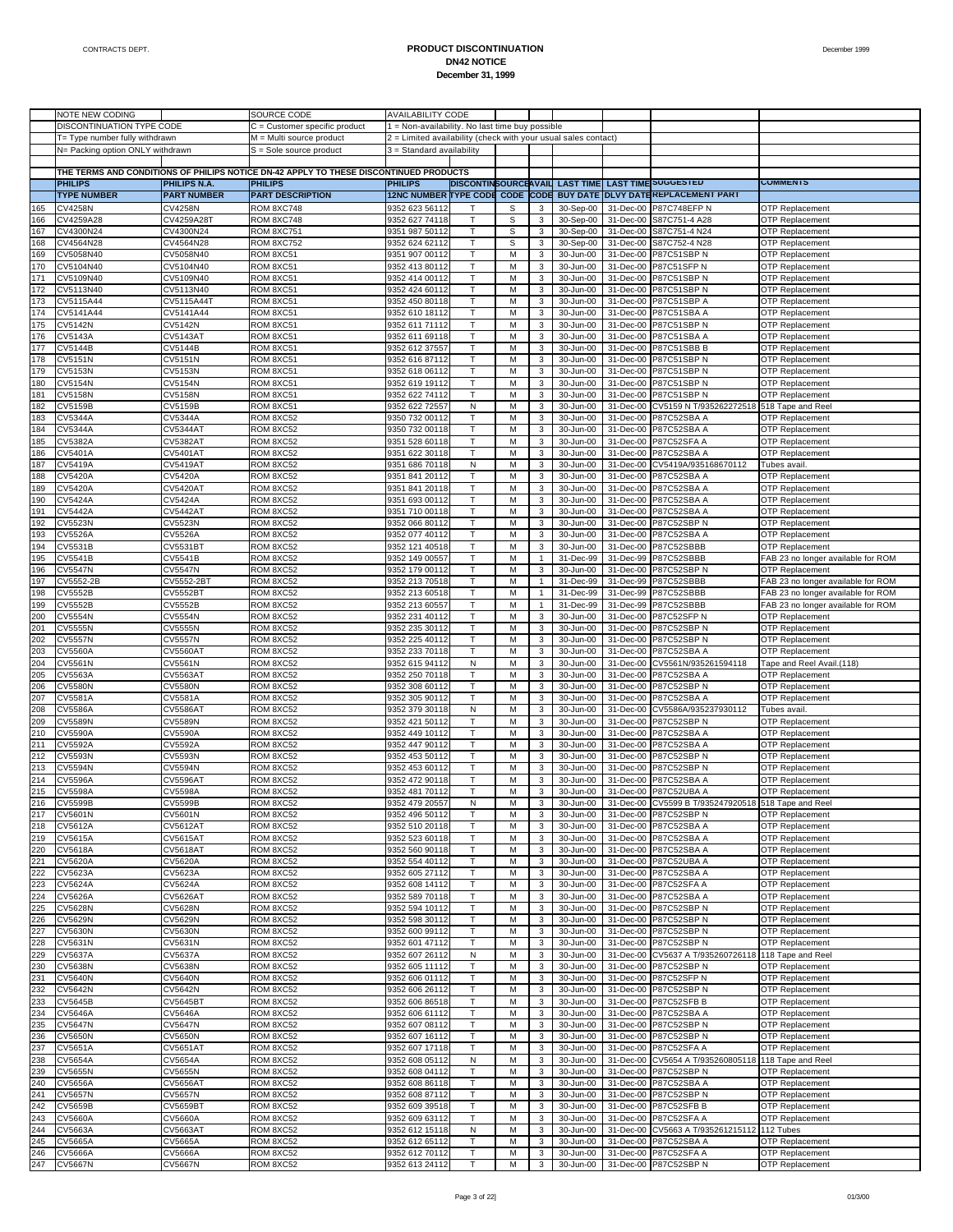# PRODUCT DISCONTINUATION
## DN42 NOTICE
### December 31, 1999

CONTRACTS DEPT.

| | NOTE NEW CODING | | SOURCE CODE | AVAILABILITY CODE | | | | | | | |
|---|---|---|---|---|---|---|---|---|---|---|---|
| | DISCONTINUATION TYPE CODE | | C = Customer specific product | 1 = Non-availability. No last time buy possible | | | | | | | |
| | T= Type number fully withdrawn | | M = Multi source product | 2 = Limited availability (check with your usual sales contact) | | | | | | | |
| | N= Packing option ONLY withdrawn | | S = Sole source product | 3 = Standard availability | | | | | | | |
| | THE TERMS AND CONDITIONS OF PHILIPS NOTICE DN-42 APPLY TO THESE DISCONTINUED PRODUCTS | | | | | | | | | | |
| | PHILIPS TYPE NUMBER | PHILIPS N.A. PART NUMBER | PHILIPS PART DESCRIPTION | PHILIPS 12NC NUMBER | DISCONTIN TYPE CODE | SOURCE CODE | AVAIL CODE | LAST TIME BUY DATE | LAST TIME DLVY DATE | SUGGESTED REPLACEMENT PART | COMMENTS |
| 165 | CV4258N | CV4258N | ROM 8XC748 | 9352 623 56112 | T | S | 3 | 30-Sep-00 | 31-Dec-00 | P87C748EFP N | OTP Replacement |
| 166 | CV4259A28 | CV4259A28T | ROM 8XC748 | 9352 627 74118 | T | S | 3 | 30-Sep-00 | 31-Dec-00 | S87C751-4 A28 | OTP Replacement |
| 167 | CV4300N24 | CV4300N24 | ROM 8XC751 | 9351 987 50112 | T | S | 3 | 30-Sep-00 | 31-Dec-00 | S87C751-4 N24 | OTP Replacement |
| 168 | CV4564N28 | CV4564N28 | ROM 8XC752 | 9352 624 62112 | T | S | 3 | 30-Sep-00 | 31-Dec-00 | S87C752-4 N28 | OTP Replacement |
| 169 | CV5058N40 | CV5058N40 | ROM 8XC51 | 9351 907 00112 | T | M | 3 | 30-Jun-00 | 31-Dec-00 | P87C51SBP N | OTP Replacement |
| 170 | CV5104N40 | CV5104N40 | ROM 8XC51 | 9352 413 80112 | T | M | 3 | 30-Jun-00 | 31-Dec-00 | P87C51SFP N | OTP Replacement |
| 171 | CV5109N40 | CV5109N40 | ROM 8XC51 | 9352 414 00112 | T | M | 3 | 30-Jun-00 | 31-Dec-00 | P87C51SBP N | OTP Replacement |
| 172 | CV5113N40 | CV5113N40 | ROM 8XC51 | 9352 424 60112 | T | M | 3 | 30-Jun-00 | 31-Dec-00 | P87C51SBP N | OTP Replacement |
| 173 | CV5115A44 | CV5115A44T | ROM 8XC51 | 9352 450 80118 | T | M | 3 | 30-Jun-00 | 31-Dec-00 | P87C51SBP A | OTP Replacement |
| 174 | CV5141A44 | CV5141A44 | ROM 8XC51 | 9352 610 18112 | T | M | 3 | 30-Jun-00 | 31-Dec-00 | P87C51SBA A | OTP Replacement |
| 175 | CV5142N | CV5142N | ROM 8XC51 | 9352 611 71112 | T | M | 3 | 30-Jun-00 | 31-Dec-00 | P87C51SBP N | OTP Replacement |
| 176 | CV5143A | CV5143AT | ROM 8XC51 | 9352 611 69118 | T | M | 3 | 30-Jun-00 | 31-Dec-00 | P87C51SBA A | OTP Replacement |
| 177 | CV5144B | CV5144B | ROM 8XC51 | 9352 612 37557 | T | M | 3 | 30-Jun-00 | 31-Dec-00 | P87C51SBB B | OTP Replacement |
| 178 | CV5151N | CV5151N | ROM 8XC51 | 9352 616 87112 | T | M | 3 | 30-Jun-00 | 31-Dec-00 | P87C51SBP N | OTP Replacement |
| 179 | CV5153N | CV5153N | ROM 8XC51 | 9352 618 06112 | T | M | 3 | 30-Jun-00 | 31-Dec-00 | P87C51SBP N | OTP Replacement |
| 180 | CV5154N | CV5154N | ROM 8XC51 | 9352 619 19112 | T | M | 3 | 30-Jun-00 | 31-Dec-00 | P87C51SBP N | OTP Replacement |
| 181 | CV5158N | CV5158N | ROM 8XC51 | 9352 622 74112 | T | M | 3 | 30-Jun-00 | 31-Dec-00 | P87C51SBP N | OTP Replacement |
| 182 | CV5159B | CV5159B | ROM 8XC51 | 9352 622 72557 | N | M | 3 | 30-Jun-00 | 31-Dec-00 | CV5159 N T/935262272518 | 518 Tape and Reel |
| 183 | CV5344A | CV5344A | ROM 8XC52 | 9350 732 00112 | T | M | 3 | 30-Jun-00 | 31-Dec-00 | P87C52SBA A | OTP Replacement |
| 184 | CV5344A | CV5344AT | ROM 8XC52 | 9350 732 00118 | T | M | 3 | 30-Jun-00 | 31-Dec-00 | P87C52SBA A | OTP Replacement |
| 185 | CV5382A | CV5382AT | ROM 8XC52 | 9351 528 60118 | T | M | 3 | 30-Jun-00 | 31-Dec-00 | P87C52SFA A | OTP Replacement |
| 186 | CV5401A | CV5401AT | ROM 8XC52 | 9351 622 30118 | T | M | 3 | 30-Jun-00 | 31-Dec-00 | P87C52SBA A | OTP Replacement |
| 187 | CV5419A | CV5419AT | ROM 8XC52 | 9351 686 70118 | N | M | 3 | 30-Jun-00 | 31-Dec-00 | CV5419A/935168670112 | Tubes avail. |
| 188 | CV5420A | CV5420A | ROM 8XC52 | 9351 841 20112 | T | M | 3 | 30-Jun-00 | 31-Dec-00 | P87C52SBA A | OTP Replacement |
| 189 | CV5420A | CV5420AT | ROM 8XC52 | 9351 841 20118 | T | M | 3 | 30-Jun-00 | 31-Dec-00 | P87C52SBA A | OTP Replacement |
| 190 | CV5424A | CV5424A | ROM 8XC52 | 9351 693 00112 | T | M | 3 | 30-Jun-00 | 31-Dec-00 | P87C52SBA A | OTP Replacement |
| 191 | CV5442A | CV5442AT | ROM 8XC52 | 9351 710 00118 | T | M | 3 | 30-Jun-00 | 31-Dec-00 | P87C52SBA A | OTP Replacement |
| 192 | CV5523N | CV5523N | ROM 8XC52 | 9352 066 80112 | T | M | 3 | 30-Jun-00 | 31-Dec-00 | P87C52SBP N | OTP Replacement |
| 193 | CV5526A | CV5526A | ROM 8XC52 | 9352 077 40112 | T | M | 3 | 30-Jun-00 | 31-Dec-00 | P87C52SBA A | OTP Replacement |
| 194 | CV5531B | CV5531BT | ROM 8XC52 | 9352 121 40518 | T | M | 3 | 30-Jun-00 | 31-Dec-00 | P87C52SBBB | OTP Replacement |
| 195 | CV5541B | CV5541B | ROM 8XC52 | 9352 149 00557 | T | M | 1 | 31-Dec-99 | 31-Dec-99 | P87C52SBBB | FAB 23 no longer available for ROM |
| 196 | CV5547N | CV5547N | ROM 8XC52 | 9352 179 00112 | T | M | 3 | 30-Jun-00 | 31-Dec-00 | P87C52SBP N | OTP Replacement |
| 197 | CV5552-2B | CV5552-2BT | ROM 8XC52 | 9352 213 70518 | T | M | 1 | 31-Dec-99 | 31-Dec-99 | P87C52SBBB | FAB 23 no longer available for ROM |
| 198 | CV5552B | CV5552BT | ROM 8XC52 | 9352 213 60518 | T | M | 1 | 31-Dec-99 | 31-Dec-99 | P87C52SBBB | FAB 23 no longer available for ROM |
| 199 | CV5552B | CV5552B | ROM 8XC52 | 9352 213 60557 | T | M | 1 | 31-Dec-99 | 31-Dec-99 | P87C52SBBB | FAB 23 no longer available for ROM |
| 200 | CV5554N | CV5554N | ROM 8XC52 | 9352 231 40112 | T | M | 3 | 30-Jun-00 | 31-Dec-00 | P87C52SFP N | OTP Replacement |
| 201 | CV5555N | CV5555N | ROM 8XC52 | 9352 235 30112 | T | M | 3 | 30-Jun-00 | 31-Dec-00 | P87C52SBP N | OTP Replacement |
| 202 | CV5557N | CV5557N | ROM 8XC52 | 9352 225 40112 | T | M | 3 | 30-Jun-00 | 31-Dec-00 | P87C52SBP N | OTP Replacement |
| 203 | CV5560A | CV5560AT | ROM 8XC52 | 9352 233 70118 | T | M | 3 | 30-Jun-00 | 31-Dec-00 | P87C52SBA A | OTP Replacement |
| 204 | CV5561N | CV5561N | ROM 8XC52 | 9352 615 94112 | N | M | 3 | 30-Jun-00 | 31-Dec-00 | CV5561N/935261594118 | Tape and Reel Avail.(118) |
| 205 | CV5563A | CV5563AT | ROM 8XC52 | 9352 250 70118 | T | M | 3 | 30-Jun-00 | 31-Dec-00 | P87C52SBA A | OTP Replacement |
| 206 | CV5580N | CV5580N | ROM 8XC52 | 9352 308 60112 | T | M | 3 | 30-Jun-00 | 31-Dec-00 | P87C52SBP N | OTP Replacement |
| 207 | CV5581A | CV5581A | ROM 8XC52 | 9352 305 90112 | T | M | 3 | 30-Jun-00 | 31-Dec-00 | P87C52SBA A | OTP Replacement |
| 208 | CV5586A | CV5586AT | ROM 8XC52 | 9352 379 30118 | N | M | 3 | 30-Jun-00 | 31-Dec-00 | CV5586A/935237930112 | Tubes avail. |
| 209 | CV5589N | CV5589N | ROM 8XC52 | 9352 421 50112 | T | M | 3 | 30-Jun-00 | 31-Dec-00 | P87C52SBP N | OTP Replacement |
| 210 | CV5590A | CV5590A | ROM 8XC52 | 9352 449 10112 | T | M | 3 | 30-Jun-00 | 31-Dec-00 | P87C52SBA A | OTP Replacement |
| 211 | CV5592A | CV5592A | ROM 8XC52 | 9352 447 90112 | T | M | 3 | 30-Jun-00 | 31-Dec-00 | P87C52SBA A | OTP Replacement |
| 212 | CV5593N | CV5593N | ROM 8XC52 | 9352 453 50112 | T | M | 3 | 30-Jun-00 | 31-Dec-00 | P87C52SBP N | OTP Replacement |
| 213 | CV5594N | CV5594N | ROM 8XC52 | 9352 453 60112 | T | M | 3 | 30-Jun-00 | 31-Dec-00 | P87C52SBP N | OTP Replacement |
| 214 | CV5596A | CV5596AT | ROM 8XC52 | 9352 472 90118 | T | M | 3 | 30-Jun-00 | 31-Dec-00 | P87C52SBA A | OTP Replacement |
| 215 | CV5598A | CV5598A | ROM 8XC52 | 9352 481 70112 | T | M | 3 | 30-Jun-00 | 31-Dec-00 | P87C52UBA A | OTP Replacement |
| 216 | CV5599B | CV5599B | ROM 8XC52 | 9352 479 20557 | N | M | 3 | 30-Jun-00 | 31-Dec-00 | CV5599 B T/935247920518 | 518 Tape and Reel |
| 217 | CV5601N | CV5601N | ROM 8XC52 | 9352 496 50112 | T | M | 3 | 30-Jun-00 | 31-Dec-00 | P87C52SBP N | OTP Replacement |
| 218 | CV5612A | CV5612AT | ROM 8XC52 | 9352 510 20118 | T | M | 3 | 30-Jun-00 | 31-Dec-00 | P87C52SBA A | OTP Replacement |
| 219 | CV5615A | CV5615AT | ROM 8XC52 | 9352 523 60118 | T | M | 3 | 30-Jun-00 | 31-Dec-00 | P87C52SBA A | OTP Replacement |
| 220 | CV5618A | CV5618AT | ROM 8XC52 | 9352 560 90118 | T | M | 3 | 30-Jun-00 | 31-Dec-00 | P87C52SBA A | OTP Replacement |
| 221 | CV5620A | CV5620A | ROM 8XC52 | 9352 554 40112 | T | M | 3 | 30-Jun-00 | 31-Dec-00 | P87C52UBA A | OTP Replacement |
| 222 | CV5623A | CV5623A | ROM 8XC52 | 9352 605 27112 | T | M | 3 | 30-Jun-00 | 31-Dec-00 | P87C52SBA A | OTP Replacement |
| 223 | CV5624A | CV5624A | ROM 8XC52 | 9352 608 14112 | T | M | 3 | 30-Jun-00 | 31-Dec-00 | P87C52SFA A | OTP Replacement |
| 224 | CV5626A | CV5626AT | ROM 8XC52 | 9352 589 70118 | T | M | 3 | 30-Jun-00 | 31-Dec-00 | P87C52SBA A | OTP Replacement |
| 225 | CV5628N | CV5628N | ROM 8XC52 | 9352 594 10112 | T | M | 3 | 30-Jun-00 | 31-Dec-00 | P87C52SBP N | OTP Replacement |
| 226 | CV5629N | CV5629N | ROM 8XC52 | 9352 598 30112 | T | M | 3 | 30-Jun-00 | 31-Dec-00 | P87C52SBP N | OTP Replacement |
| 227 | CV5630N | CV5630N | ROM 8XC52 | 9352 600 99112 | T | M | 3 | 30-Jun-00 | 31-Dec-00 | P87C52SBP N | OTP Replacement |
| 228 | CV5631N | CV5631N | ROM 8XC52 | 9352 601 47112 | T | M | 3 | 30-Jun-00 | 31-Dec-00 | P87C52SBP N | OTP Replacement |
| 229 | CV5637A | CV5637A | ROM 8XC52 | 9352 607 26112 | N | M | 3 | 30-Jun-00 | 31-Dec-00 | CV5637 A T/935260726118 | 118 Tape and Reel |
| 230 | CV5638N | CV5638N | ROM 8XC52 | 9352 605 11112 | T | M | 3 | 30-Jun-00 | 31-Dec-00 | P87C52SBP N | OTP Replacement |
| 231 | CV5640N | CV5640N | ROM 8XC52 | 9352 606 01112 | T | M | 3 | 30-Jun-00 | 31-Dec-00 | P87C52SFP N | OTP Replacement |
| 232 | CV5642N | CV5642N | ROM 8XC52 | 9352 606 26112 | T | M | 3 | 30-Jun-00 | 31-Dec-00 | P87C52SBP N | OTP Replacement |
| 233 | CV5645B | CV5645BT | ROM 8XC52 | 9352 606 86518 | T | M | 3 | 30-Jun-00 | 31-Dec-00 | P87C52SFB B | OTP Replacement |
| 234 | CV5646A | CV5646A | ROM 8XC52 | 9352 606 61112 | T | M | 3 | 30-Jun-00 | 31-Dec-00 | P87C52SBA A | OTP Replacement |
| 235 | CV5647N | CV5647N | ROM 8XC52 | 9352 607 08112 | T | M | 3 | 30-Jun-00 | 31-Dec-00 | P87C52SBP N | OTP Replacement |
| 236 | CV5650N | CV5650N | ROM 8XC52 | 9352 607 16112 | T | M | 3 | 30-Jun-00 | 31-Dec-00 | P87C52SBP N | OTP Replacement |
| 237 | CV5651A | CV5651AT | ROM 8XC52 | 9352 607 17118 | T | M | 3 | 30-Jun-00 | 31-Dec-00 | P87C52SFA A | OTP Replacement |
| 238 | CV5654A | CV5654A | ROM 8XC52 | 9352 608 05112 | N | M | 3 | 30-Jun-00 | 31-Dec-00 | CV5654 A T/935260805118 | 118 Tape and Reel |
| 239 | CV5655N | CV5655N | ROM 8XC52 | 9352 608 04112 | T | M | 3 | 30-Jun-00 | 31-Dec-00 | P87C52SBP N | OTP Replacement |
| 240 | CV5656A | CV5656AT | ROM 8XC52 | 9352 608 86118 | T | M | 3 | 30-Jun-00 | 31-Dec-00 | P87C52SBA A | OTP Replacement |
| 241 | CV5657N | CV5657N | ROM 8XC52 | 9352 608 87112 | T | M | 3 | 30-Jun-00 | 31-Dec-00 | P87C52SBP N | OTP Replacement |
| 242 | CV5659B | CV5659BT | ROM 8XC52 | 9352 609 39518 | T | M | 3 | 30-Jun-00 | 31-Dec-00 | P87C52SFB B | OTP Replacement |
| 243 | CV5660A | CV5660A | ROM 8XC52 | 9352 609 63112 | T | M | 3 | 30-Jun-00 | 31-Dec-00 | P87C52SFA A | OTP Replacement |
| 244 | CV5663A | CV5663AT | ROM 8XC52 | 9352 612 15118 | N | M | 3 | 30-Jun-00 | 31-Dec-00 | CV5663 A T/935261215112 | 112 Tubes |
| 245 | CV5665A | CV5665A | ROM 8XC52 | 9352 612 65112 | T | M | 3 | 30-Jun-00 | 31-Dec-00 | P87C52SBA A | OTP Replacement |
| 246 | CV5666A | CV5666A | ROM 8XC52 | 9352 612 70112 | T | M | 3 | 30-Jun-00 | 31-Dec-00 | P87C52SFA A | OTP Replacement |
| 247 | CV5667N | CV5667N | ROM 8XC52 | 9352 613 24112 | T | M | 3 | 30-Jun-00 | 31-Dec-00 | P87C52SBP N | OTP Replacement |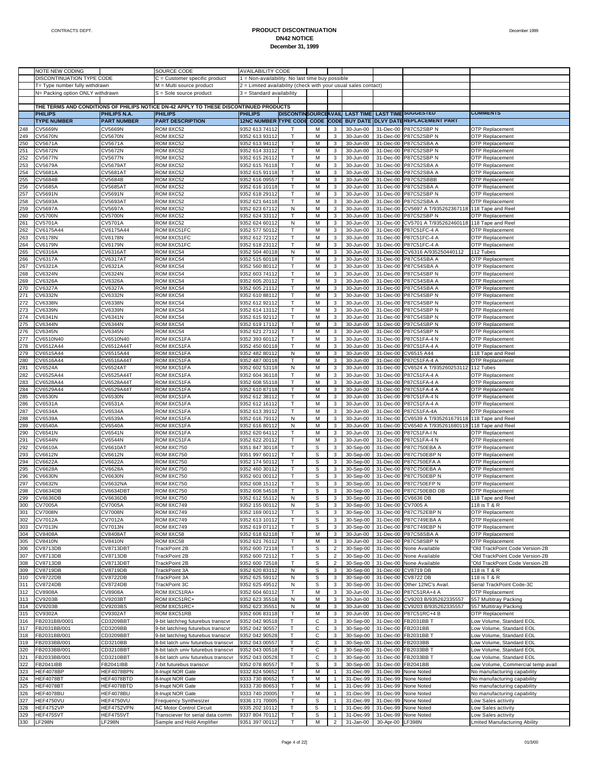# PRODUCT DISCONTINUATION
## DN42 NOTICE
### December 31, 1999

| NOTE NEW CODING | | SOURCE CODE | AVAILABILITY CODE |
|---|---|---|---|
| DISCONTINUATION TYPE CODE | | C = Customer specific product | 1 = Non-availability. No last time buy possible |
| T= Type number fully withdrawn | | M = Multi source product | 2 = Limited availability (check with your usual sales contact) |
| N= Packing option ONLY withdrawn | | S = Sole source product | 3 = Standard availability |

THE TERMS AND CONDITIONS OF PHILIPS NOTICE DN-42 APPLY TO THESE DISCONTINUED PRODUCTS

| | PHILIPS TYPE NUMBER | PHILIPS N.A. PART NUMBER | PHILIPS PART DESCRIPTION | PHILIPS 12NC NUMBER | DISCONTIN TYPE CODE | SOURCE CODE | AVAIL CODE | LAST TIME BUY DATE | LAST TIME DLVY DATE | SUGGESTED REPLACEMENT PART | COMMENTS |
|---|---|---|---|---|---|---|---|---|---|---|---|
| 248 | CV5669N | CV5669N | ROM 8XC52 | 9352 613 74112 | T | M | 3 | 30-Jun-00 | 31-Dec-00 | P87C52SBP N | OTP Replacement |
| 249 | CV5670N | CV5670N | ROM 8XC52 | 9352 613 93112 | T | M | 3 | 30-Jun-00 | 31-Dec-00 | P87C52SBP N | OTP Replacement |
| 250 | CV5671A | CV5671A | ROM 8XC52 | 9352 613 94112 | T | M | 3 | 30-Jun-00 | 31-Dec-00 | P87C52SBA A | OTP Replacement |
| 251 | CV5672N | CV5672N | ROM 8XC52 | 9352 614 33112 | T | M | 3 | 30-Jun-00 | 31-Dec-00 | P87C52SBP N | OTP Replacement |
| 252 | CV5677N | CV5677N | ROM 8XC52 | 9352 615 26112 | T | M | 3 | 30-Jun-00 | 31-Dec-00 | P87C52SBP N | OTP Replacement |
| 253 | CV5679A | CV5679AT | ROM 8XC52 | 9352 615 76118 | T | M | 3 | 30-Jun-00 | 31-Dec-00 | P87C52SBA A | OTP Replacement |
| 254 | CV5681A | CV5681AT | ROM 8XC52 | 9352 615 91118 | T | M | 3 | 30-Jun-00 | 31-Dec-00 | P87C52SBA A | OTP Replacement |
| 255 | CV5684B | CV5684B | ROM 8XC52 | 9352 616 09557 | T | M | 3 | 30-Jun-00 | 31-Dec-00 | P87C52SBBB | OTP Replacement |
| 256 | CV5685A | CV5685AT | ROM 8XC52 | 9352 616 10118 | T | M | 3 | 30-Jun-00 | 31-Dec-00 | P87C52SBA A | OTP Replacement |
| 257 | CV5691N | CV5691N | ROM 8XC52 | 9352 618 29112 | T | M | 3 | 30-Jun-00 | 31-Dec-00 | P87C52SBP N | OTP Replacement |
| 258 | CV5693A | CV5693AT | ROM 8XC52 | 9352 621 64118 | T | M | 3 | 30-Jun-00 | 31-Dec-00 | P87C52SBA A | OTP Replacement |
| 259 | CV5697A | CV5697A | ROM 8XC52 | 9352 623 67112 | N | M | 3 | 30-Jun-00 | 31-Dec-00 | CV5697 A T/935262367118 | 118 Tape and Reel |
| 260 | CV5700N | CV5700N | ROM 8XC52 | 9352 624 33112 | T | M | 3 | 30-Jun-00 | 31-Dec-00 | P87C52SBP N | OTP Replacement |
| 261 | CV5701A | CV5701A | ROM 8XC52 | 9352 624 60112 | N | M | 3 | 30-Jun-00 | 31-Dec-00 | CV5701 A T/935262460118 | 118 Tape and Reel |
| 262 | CV6175A44 | CV6175A44 | ROM 8XC51FC | 9352 577 50112 | T | M | 3 | 30-Jun-00 | 31-Dec-00 | P87C51FC-4 A | OTP Replacement |
| 263 | CV6178N | CV6178N | ROM 8XC51FC | 9352 612 72112 | T | M | 3 | 30-Jun-00 | 31-Dec-00 | P87C51FC-4 A | OTP Replacement |
| 264 | CV6179N | CV6179N | ROM 8XC51FC | 9352 618 23112 | T | M | 3 | 30-Jun-00 | 31-Dec-00 | P87C51FC-4 A | OTP Replacement |
| 265 | CV6316A | CV6316AT | ROM 8XC54 | 9352 504 40118 | N | M | 3 | 30-Jun-00 | 31-Dec-00 | CV6316 A/935250440112 | 112 Tubes |
| 266 | CV6317A | CV6317AT | ROM 8XC54 | 9352 515 60118 | T | M | 3 | 30-Jun-00 | 31-Dec-00 | P87C54SBA A | OTP Replacement |
| 267 | CV6321A | CV6321A | ROM 8XC54 | 9352 560 80112 | T | M | 3 | 30-Jun-00 | 31-Dec-00 | P87C54SBA A | OTP Replacement |
| 268 | CV6324N | CV6324N | ROM 8XC54 | 9352 603 74112 | T | M | 3 | 30-Jun-00 | 31-Dec-00 | P87C54SBP N | OTP Replacement |
| 269 | CV6326A | CV6326A | ROM 8XC54 | 9352 605 20112 | T | M | 3 | 30-Jun-00 | 31-Dec-00 | P87C54SBA A | OTP Replacement |
| 270 | CV6327A | CV6327A | ROM 8XC54 | 9352 605 21112 | T | M | 3 | 30-Jun-00 | 31-Dec-00 | P87C54SBA A | OTP Replacement |
| 271 | CV6332N | CV6332N | ROM 8XC54 | 9352 610 88112 | T | M | 3 | 30-Jun-00 | 31-Dec-00 | P87C54SBP N | OTP Replacement |
| 272 | CV6338N | CV6338N | ROM 8XC54 | 9352 612 92112 | T | M | 3 | 30-Jun-00 | 31-Dec-00 | P87C54SBP N | OTP Replacement |
| 273 | CV6339N | CV6339N | ROM 8XC54 | 9352 614 13112 | T | M | 3 | 30-Jun-00 | 31-Dec-00 | P87C54SBP N | OTP Replacement |
| 274 | CV6341N | CV6341N | ROM 8XC54 | 9352 615 92112 | T | M | 3 | 30-Jun-00 | 31-Dec-00 | P87C54SBP N | OTP Replacement |
| 275 | CV6344N | CV6344N | ROM 8XC54 | 9352 619 17112 | T | M | 3 | 30-Jun-00 | 31-Dec-00 | P87C54SBP N | OTP Replacement |
| 276 | CV6345N | CV6345N | ROM 8XC54 | 9352 621 27112 | T | M | 3 | 30-Jun-00 | 31-Dec-00 | P87C54SBP N | OTP Replacement |
| 277 | CV6510N40 | CV6510N40 | ROM 8XC51FA | 9352 393 60112 | T | M | 3 | 30-Jun-00 | 31-Dec-00 | P87C51FA-4 N | OTP Replacement |
| 278 | CV6512A44 | CV6512A44T | ROM 8XC51FA | 9352 450 60118 | T | M | 3 | 30-Jun-00 | 31-Dec-00 | P87C51FA-4 A | OTP Replacement |
| 279 | CV6515A44 | CV6515A44 | ROM 8XC51FA | 9352 482 80112 | N | M | 3 | 30-Jun-00 | 31-Dec-00 | CV6515 A44 | 118 Tape and Reel |
| 280 | CV6516A44 | CV6516A44T | ROM 8XC51FA | 9352 487 00118 | T | M | 3 | 30-Jun-00 | 31-Dec-00 | P87C51FA-4 A | OTP Replacement |
| 281 | CV6524A | CV6524AT | ROM 8XC51FA | 9352 602 53118 | N | M | 3 | 30-Jun-00 | 31-Dec-00 | CV6524 A T/935260253112 | 112 Tubes |
| 282 | CV6525A44 | CV6525A44T | ROM 8XC51FA | 9352 604 36118 | T | M | 3 | 30-Jun-00 | 31-Dec-00 | P87C51FA-4 A | OTP Replacement |
| 283 | CV6528A44 | CV6528A44T | ROM 8XC51FA | 9352 608 55118 | T | M | 3 | 30-Jun-00 | 31-Dec-00 | P87C51FA-4 A | OTP Replacement |
| 284 | CV6529A44 | CV6529A44T | ROM 8XC51FA | 9352 610 87118 | T | M | 3 | 30-Jun-00 | 31-Dec-00 | P87C51FA-4 A | OTP Replacement |
| 285 | CV6530N | CV6530N | ROM 8XC51FA | 9352 612 38112 | T | M | 3 | 30-Jun-00 | 31-Dec-00 | P87C51FA-4 N | OTP Replacement |
| 286 | CV6531A | CV6531A | ROM 8XC51FA | 9352 612 16112 | T | M | 3 | 30-Jun-00 | 31-Dec-00 | P87C51FA-4 A | OTP Replacement |
| 287 | CV6534A | CV6534A | ROM 8XC51FA | 9352 613 39112 | T | M | 3 | 30-Jun-00 | 31-Dec-00 | P87C51FA-4A | OTP Replacement |
| 288 | CV6539A | CV6539A | ROM 8XC51FA | 9352 616 79112 | N | M | 3 | 30-Jun-00 | 31-Dec-00 | CV6539 A T/935261679118 | 118 Tape and Reel |
| 289 | CV6540A | CV6540A | ROM 8XC51FA | 9352 616 80112 | N | M | 3 | 30-Jun-00 | 31-Dec-00 | CV6540 A T/935261680118 | 118 Tape and Reel |
| 290 | CV6541N | CV6541N | ROM 8XC51FA | 9352 620 64112 | T | M | 3 | 30-Jun-00 | 31-Dec-00 | P87C51FA-I N | OTP Replacement |
| 291 | CV6544N | CV6544N | ROM 8XC51FA | 9352 622 20112 | T | M | 3 | 30-Jun-00 | 31-Dec-00 | P87C51FA-4 N | OTP Replacement |
| 292 | CV6610A | CV6610AT | ROM 8XC750 | 9351 847 30118 | T | S | 3 | 30-Sep-00 | 31-Dec-00 | P87C750EBA A | OTP Replacement |
| 293 | CV6612N | CV6612N | ROM 8XC750 | 9351 997 60112 | T | S | 3 | 30-Sep-00 | 31-Dec-00 | P87C750EBP N | OTP Replacement |
| 294 | CV6622A | CV6622A | ROM 8XC750 | 9352 174 50112 | T | S | 3 | 30-Sep-00 | 31-Dec-00 | P87C750EFA A | OTP Replacement |
| 295 | CV6628A | CV6628A | ROM 8XC750 | 9352 460 30112 | T | S | 3 | 30-Sep-00 | 31-Dec-00 | P87C750EBA A | OTP Replacement |
| 296 | CV6630N | CV6630N | ROM 8XC750 | 9352 601 00112 | T | S | 3 | 30-Sep-00 | 31-Dec-00 | P87C750EBP N | OTP Replacement |
| 297 | CV6632N | CV6632NA | ROM 8XC750 | 9352 608 15112 | T | S | 3 | 30-Sep-00 | 31-Dec-00 | P87C750EFP N | OTP Replacement |
| 298 | CV6634DB | CV6634DBT | ROM 8XC750 | 9352 608 54518 | T | S | 3 | 30-Sep-00 | 31-Dec-00 | P87C750EBD DB | OTP Replacement |
| 299 | CV6636DB | CV6636DB | ROM 8XC750 | 9352 612 55112 | N | S | 3 | 30-Sep-00 | 31-Dec-00 | CV6636 DB | 118 Tape and Reel |
| 300 | CV7005A | CV7005A | ROM 8XC749 | 9352 155 00112 | N | S | 3 | 30-Sep-00 | 31-Dec-00 | CV7005 A | 118 is T & R |
| 301 | CV7008N | CV7008N | ROM 8XC749 | 9352 169 00112 | T | S | 3 | 30-Sep-00 | 31-Dec-00 | P87C752EBP N | OTP Replacement |
| 302 | CV7012A | CV7012A | ROM 8XC749 | 9352 613 10112 | T | S | 3 | 30-Sep-00 | 31-Dec-00 | P87C749EBA A | OTP Replacement |
| 303 | CV7013N | CV7013N | ROM 8XC749 | 9352 619 07112 | T | S | 3 | 30-Sep-00 | 31-Dec-00 | P87C749EBP N | OTP Replacement |
| 304 | CV8408A | CV8408AT | ROM 8XC58 | 9352 618 62118 | T | M | 3 | 30-Jun-00 | 31-Dec-00 | P87C58SBA A | OTP Replacement |
| 305 | CV8410N | CV8410N | ROM 8XC58 | 9352 621 76112 | T | M | 3 | 30-Jun-00 | 31-Dec-00 | P87C58SBP N | OTP Replacement |
| 306 | CV8713DB | CV8713DBT | TrackPoint 2B | 9352 600 72118 | T | S | 2 | 30-Sep-00 | 31-Dec-00 | None Available | "Old TrackPoint Code Version-2B |
| 307 | CV8713DB | CV8713DB | TrackPoint 2B | 9352 600 72112 | T | S | 3 | 30-Sep-00 | 31-Dec-00 | None Available | "Old TrackPoint Code Version-2B |
| 308 | CV8713DB | CV8713DBT | TrackPoint 2B | 9352 600 72518 | T | S | 2 | 30-Sep-00 | 31-Dec-00 | None Available | "Old TrackPoint Code Version-2B |
| 309 | CV8719DB | CV8719DB | TrackPoint 3A | 9352 620 83112 | N | S | 3 | 30-Sep-00 | 31-Dec-00 | CV8719 DB | 118 is T & R |
| 310 | CV8722DB | CV8722DB | TrackPoint 3A | 9352 625 59112 | N | S | 3 | 30-Sep-00 | 31-Dec-00 | CV8722 DB | 118 is T & R |
| 311 | CV8724DB | CV8724DB | TrackPoint 3C | 9352 625 49512 | N | S | 3 | 30-Sep-00 | 31-Dec-00 | Other 12NC's Avail. | Serial TrackPoint Code-3C |
| 312 | CV8908A | CV8908A | ROM 8XC51RA+ | 9352 604 60112 | T | M | 3 | 30-Jun-00 | 31-Dec-00 | P87C51RA+4 A | OTP Replacement |
| 313 | CV9203B | CV9203BT | ROM 8XC51RC+ | 9352 623 35518 | N | M | 3 | 30-Jun-00 | 31-Dec-00 | CV9203 B/935262335557 | 557 Multitray Packing |
| 314 | CV9203B | CV9203BS | ROM 8XC51RC+ | 9352 623 35551 | N | M | 3 | 30-Jun-00 | 31-Dec-00 | CV9203 B/935262335557 | 557 Multitray Packing |
| 315 | CV9302A | CV9302AT | ROM 8XC51RB | 9352 606 83118 | T | M | 3 | 30-Jun-00 | 31-Dec-00 | P87C51RC+4 B | OTP Replacement |
| 316 | FB2031BB/0001 | CD3209BBT | 9-bit latch/reg futurebus transcvr | 9352 042 90518 | T | C | 3 | 30-Sep-00 | 31-Dec-00 | FB2031BB T | Low Volume, Standard EOL |
| 317 | FB2031BB/001 | CD3209BB | 9-bit latch/reg futurebus transcvr | 9352 042 90557 | T | C | 3 | 30-Sep-00 | 31-Dec-00 | FB2031BB | Low Volume, Standard EOL |
| 318 | FB2031BB/001 | CD3209BBT | 9-bit latch/reg futurebus transcvr | 9352 042 90528 | T | C | 3 | 30-Sep-00 | 31-Dec-00 | FB2031BB T | Low Volume, Standard EOL |
| 319 | FB2033BB/001 | CD3210BB | 8-bit latch univ futurebus transcvr | 9352 043 00557 | T | C | 3 | 30-Sep-00 | 31-Dec-00 | FB2033BB | Low Volume, Standard EOL |
| 320 | FB2033BB/001 | CD3210BBT | 8-bit latch univ futurebus transcvr | 9352 043 00518 | T | C | 3 | 30-Sep-00 | 31-Dec-00 | FB2033BB T | Low Volume, Standard EOL |
| 321 | FB2033BB/001 | CD3210BBT | 8-bit latch univ futurebus transcvr | 9352 043 00528 | T | C | 3 | 30-Sep-00 | 31-Dec-00 | FB2033BB T | Low Volume, Standard EOL |
| 322 | FB2041IBB | FB2041IBB | 7-bit futurebus transcvr | 9352 078 80557 | T | S | 3 | 30-Sep-00 | 31-Dec-00 | FB2041BB | Low Volume, Commercial temp avail |
| 323 | HEF4078BP | HEF4078BPN | 8-Inupt NOR Gate | 9332 824 50652 | T | M | 1 | 31-Dec-99 | 31-Dec-99 | None Noted | No manufacturing capability |
| 324 | HEF4078BT | HEF4078BTD | 8-Inupt NOR Gate | 9333 730 80652 | T | M | 1 | 31-Dec-99 | 31-Dec-99 | None Noted | No manufacturing capability |
| 325 | HEF4078BT | HEF4078BTD | 8-Inupt NOR Gate | 9333 730 80653 | T | M | 1 | 31-Dec-99 | 31-Dec-99 | None Noted | No manufacturing capability |
| 326 | HEF4078BU | HEF4078BU | 8-Inupt NOR Gate | 9333 740 20005 | T | M | 1 | 31-Dec-99 | 31-Dec-99 | None Noted | No manufacturing capability |
| 327 | HEF4750VU | HEF4750VU | Frequency Synthesizer | 9336 171 70005 | T | S | 1 | 31-Dec-99 | 31-Dec-99 | None Noted | Low Sales activity |
| 328 | HEF4752VP | HEF4752VPN | AC Motor Control Circuit | 9335 202 10112 | T | S | 1 | 31-Dec-99 | 31-Dec-99 | None Noted | Low Sales activity |
| 329 | HEF4755VT | HEF4755VT | Transciever for serial data comm | 9337 804 70112 | T | S | 1 | 31-Dec-99 | 31-Dec-99 | None Noted | Low Sales activity |
| 330 | LF298N | LF298N | Sample and Hold Amplifier | 9351 397 00112 | T | M | 2 | 31-Jan-00 | 30-Apr-00 | LF398N | Lmited Manufacturing Ability |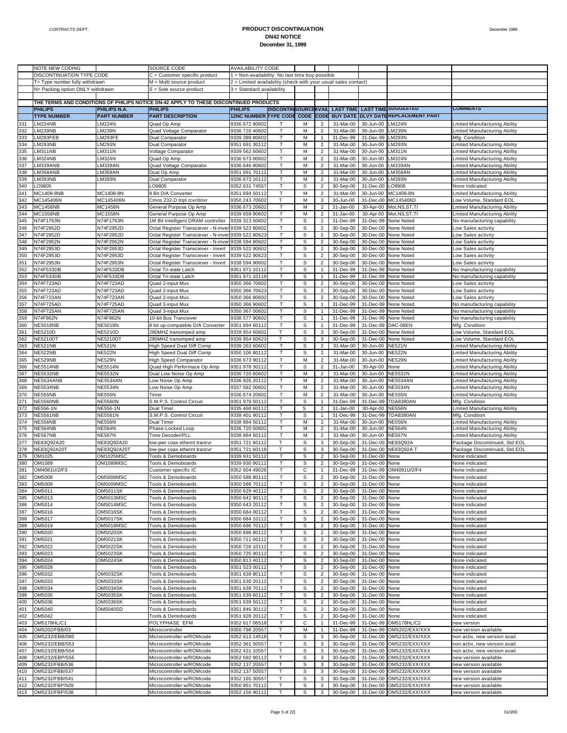# PRODUCT DISCONTINUATION

## DN42 NOTICE

### December 31, 1999

| | NOTE NEW CODING | | SOURCE CODE | AVAILABILITY CODE | | | | | | | |
|---|---|---|---|---|---|---|---|---|---|---|---|
| | DISCONTINUATION TYPE CODE | | C = Customer specific product | 1 = Non-availability. No last time buy possible | | | | | | | |
| | T= Type number fully withdrawn | | M = Multi source product | 2 = Limited availability (check with your usual sales contact) | | | | | | | |
| | N= Packing option ONLY withdrawn | | S = Sole source product | 3 = Standard availability | | | | | | | |
| | THE TERMS AND CONDITIONS OF PHILIPS NOTICE DN-42 APPLY TO THESE DISCONTINUED PRODUCTS | | | | | | | | | | |
| | PHILIPS | PHILIPS N.A. | PHILIPS | PHILIPS | DISCONTIN | SOURCE | AVAIL | LAST TIME | LAST TIME | SUGGESTED | COMMENTS |
| | TYPE NUMBER | PART NUMBER | PART DESCRIPTION | 12NC NUMBER | TYPE CODE | CODE | CODE | BUY DATE | DLVY DATE | REPLACEMENT PART | |
| 331 | LM224NB | LM224N | Quad Op Amp | 9336 672 90602 | T | M | 2 | 31-Mar-00 | 30-Jun-00 | LM224N | Lmited Manufacturing Ability |
| 332 | LM239NB | LM239N | Quad Voltage Comparator | 9336 720 40602 | T | M | 2 | 31-Mar-00 | 30-Jun-00 | LM239N | Lmited Manufacturing Ability |
| 333 | LM293FEB | LM293FE | Dual Comparator | 9339 389 80602 | T | M | 1 | 31-Dec-99 | 31-Dec-99 | LM293N | Mfg. Condition |
| 334 | LM293NB | LM293N | Dual Comparator | 9351 691 30112 | T | M | 2 | 31-Mar-00 | 30-Jun-00 | LM293N | Lmited Manufacturing Ability |
| 335 | LM311NB | LM311N | Voltage Comparator | 9339 562 60602 | T | M | 2 | 31-Mar-00 | 30-Jun-00 | LM311N | Lmited Manufacturing Ability |
| 336 | LM324NB | LM324N | Quad Op Amp | 9336 673 00602 | T | M | 2 | 31-Mar-00 | 30-Jun-00 | LM324N | Lmited Manufacturing Ability |
| 337 | LM339ANB | LM339AN | Quad Voltage Comparator | 9336 646 80602 | T | M | 2 | 31-Mar-00 | 30-Jun-00 | LM339AN | Lmited Manufacturing Ability |
| 338 | LM358ANB | LM358AN | Dual Op Amp | 9351 691 70112 | T | M | 2 | 31-Mar-00 | 30-Jun-00 | LM358AN | Lmited Manufacturing Ability |
| 339 | LM393NB | LM393N | Dual Comparator | 9336 673 10112 | T | M | 2 | 31-Mar-00 | 30-Jun-00 | LM393N | Lmited Manufacturing Ability |
| 340 | LO9805 | | LO9805 | 9352 631 74557 | T | S | 2 | 30-Sep-00 | 31-Dec-00 | LO9908 | None indicated |
| 341 | MC1408-8NB | MC1408-8N | 8 Bit D/A Converter | 9351 694 50112 | T | M | 2 | 31-Mar-00 | 30-Jun-00 | MC1408-8N | Lmited Manufacturing Ability |
| 342 | MC145406N | MC145406N | Cmos 232-D tripl rcvr/drivr | 9350 243 70602 | T | M | 3 | 30-Jun-00 | 31-Dec-00 | MC145406D | Low Volume, Standard EOL |
| 343 | MC1458NB | MC1458N | General Purpose Op Amp | 9336 673 20602 | T | M | 2 | 31-Jan-00 | 30-Apr-00 | Mot,NS,ST,TI | Lmited Manufacturing Ability |
| 344 | MC1558NB | MC1558N | General Purpose Op Amp | 9339 659 90602 | T | M | 2 | 31-Jan-00 | 30-Apr-00 | Mot,NS,ST,TI | Lmited Manufacturing Ability |
| 345 | N74F1763N | N74F1763N | 1M Bit Intelligent DRAM controller | 9339 313 50602 | T | S | 1 | 31-Dec-99 | 31-Dec-99 | None Noted | No manufacturing capability |
| 346 | N74F2952D | N74F2952D | Octal Register Transciever - N-inver | 9339 522 80602 | T | S | 2 | 30-Sep-00 | 30-Dec-00 | None Noted | Low Sales activity |
| 347 | N74F2952D | N74F2952D | Octal Register Transciever - N-inver | 9339 522 80623 | T | S | 2 | 30-Sep-00 | 30-Dec-00 | None Noted | Low Sales activity |
| 348 | N74F2952N | N74F2952N | Octal Register Transciever - N-inver | 9338 594 80602 | T | S | 2 | 30-Sep-00 | 30-Dec-00 | None Noted | Low Sales activity |
| 349 | N74F2953D | N74F2953D | Octal Register Transciever - Invert | 9339 522 90602 | T | S | 2 | 30-Sep-00 | 30-Dec-00 | None Noted | Low Sales activity |
| 350 | N74F2953D | N74F2953D | Octal Register Transciever - Invert | 9339 522 90623 | T | S | 2 | 30-Sep-00 | 30-Dec-00 | None Noted | Low Sales activity |
| 351 | N74F2953N | N74F2953N | Octal Register Transciever - Invert | 9338 594 90602 | T | S | 2 | 30-Sep-00 | 30-Dec-00 | None Noted | Low Sales activity |
| 352 | N74F533DB | N74F533DB | Octal Tri-state Latch | 9351 971 10112 | T | S | 1 | 31-Dec-99 | 31-Dec-99 | None Noted | No manufacturing capability |
| 353 | N74F533DB | N74F533DB | Octal Tri-state Latch | 9351 971 10118 | T | S | 1 | 31-Dec-99 | 31-Dec-99 | None Noted | No manufacturing capability |
| 354 | N74F723AD | N74F723AD | Quad 2-input Mux | 9350 366 70602 | T | S | 2 | 30-Sep-00 | 30-Dec-00 | None Noted | Low Sales activity |
| 355 | N74F723AD | N74F723AD | Quad 2-input Mux | 9350 366 70623 | T | S | 2 | 30-Sep-00 | 30-Dec-00 | None Noted | Low Sales activity |
| 356 | N74F723AN | N74F723AN | Quad 2-input Mux | 9350 366 80602 | T | S | 2 | 30-Sep-00 | 30-Dec-00 | None Noted | Low Sales activity |
| 357 | N74F725AD | N74F725AD | Quad 3-input Mux | 9350 366 90602 | T | S | 1 | 31-Dec-99 | 31-Dec-99 | None Noted | No manufacturing capability |
| 358 | N74F725AN | N74F725AN | Quad 3-input Mux | 9350 367 00602 | T | S | 1 | 31-Dec-99 | 31-Dec-99 | None Noted | No manufacturing capability |
| 359 | N74F862N | N74F862N | 10-bit Bus Trancierver | 9338 577 90602 | T | S | 1 | 31-Dec-99 | 31-Dec-99 | None Noted | No manufacturing capability |
| 360 | NE5018NB | NE5018N | 8 bit up-compatible D/A Converter | 9351 694 60112 | T | S | 1 | 31-Dec-99 | 31-Dec-99 | DAC-08EN | Mfg. Condition |
| 361 | NE5210D | NE5210D | 280MHZ transimped amp | 9339 954 60602 | T | S | 3 | 30-Sep-00 | 31-Dec-00 | None Noted | Low Volume, Standard EOL |
| 362 | NE5210DT | NE5210DT | 280MHZ transimped amp | 9339 954 60623 | T | S | 3 | 30-Sep-00 | 31-Dec-00 | None Noted | Low Volume, Standard EOL |
| 363 | NE521NB | NE521N | High Speed Dual Diff Comp | 9339 263 60602 | T | S | 2 | 31-Mar-00 | 30-Jun-00 | NE521N | Lmited Manufacturing Ability |
| 364 | NE522NB | NE522N | High Speed Dual Diff Comp | 9350 106 80112 | T | S | 2 | 31-Mar-00 | 30-Jun-00 | NE522N | Lmited Manufacturing Ability |
| 365 | NE529NB | NE529N | High Speed Comparator | 9336 673 90112 | T | M | 2 | 31-Mar-00 | 30-Jun-00 | NE529N | Lmited Manufacturing Ability |
| 366 | NE5514NB | NE5514N | Quad High Performace Op Amp | 9351 978 30112 | T | S | 2 | 31-Jan-00 | 30-Apr-00 | None | Lmited Manufacturing Ability |
| 367 | NE5532NB | NE5532N | Dual Low Noise Op Amp | 9336 720 60602 | T | M | 2 | 31-Mar-00 | 30-Jun-00 | NE5532N | Lmited Manufacturing Ability |
| 368 | NE5534ANB | NE5534AN | Low Noise Op Amp | 9336 926 20112 | T | M | 2 | 31-Mar-00 | 30-Jun-00 | NE5534AN | Lmited Manufacturing Ability |
| 369 | NE5534NB | NE5534N | Low Noise Op Amp | 9337 582 00602 | T | M | 2 | 31-Mar-00 | 30-Jun-00 | NE5534N | Lmited Manufacturing Ability |
| 370 | NE555NB | NE555N | Timer | 9336 674 20602 | T | M | 2 | 31-Mar-00 | 30-Jun-00 | NE555N | Lmited Manufacturing Ability |
| 371 | NE5560NB | NE5560N | S.M.P.S. Control Circuit | 9351 978 50112 | T | S | 1 | 31-Dec-99 | 31-Dec-99 | TDA8380AN | Mfg. Condition |
| 372 | NE556-1N | NE556-1N | Dual Timer | 9335 468 60112 | T | S | 2 | 31-Jan-00 | 30-Apr-00 | NE556N | Lmited Manufacturing Ability |
| 373 | NE5561NB | NE5561N | S.M.P.S. Control Circuit | 9338 401 90112 | T | S | 1 | 31-Dec-99 | 31-Dec-99 | TDA8380AN | Mfg. Condition |
| 374 | NE556NB | NE556N | Dual Timer | 9338 884 50112 | T | M | 2 | 31-Mar-00 | 30-Jun-00 | NE556N | Lmited Manufacturing Ability |
| 375 | NE564NB | NE564N | Phase-Locked Loop | 9336 720 50602 | T | M | 2 | 31-Mar-00 | 30-Jun-00 | NE564N | Lmited Manufacturing Ability |
| 376 | NE567NB | NE567N | Tone Decoder/PLL | 9338 884 50112 | T | M | 2 | 31-Mar-00 | 30-Jun-00 | NE567N | Lmited Manufacturing Ability |
| 377 | NE83Q92A20 | NE83Q92A20 | low-pwr coax ethernt trancvr | 9351 721 60112 | T | S | 3 | 30-Sep-00 | 31-Dec-00 | NE83Q92A | Package Discontinued, Std EOL |
| 378 | NE83Q92A20T | NE83Q92A20T | low-pwr coax ethernt trancvr | 9351 721 60118 | T | S | 3 | 30-Sep-00 | 31-Dec-00 | NE83Q92A T | Package Discontinued, Std EOL |
| 379 | OM1025 | OM1025MSC | Tools & Demoboards | 9339 931 50112 | T | S | 2 | 30-Sep-00 | 31-Dec-00 | None | None indicated |
| 380 | OM1089 | OM1089MSC | Tools & Demoboards | 9339 930 90112 | T | S | 2 | 30-Sep-00 | 31-Dec-00 | None | None indicated |
| 381 | OM4081U/2/F3 | | Customer specific IC | 9352 604 49026 | T | C | 1 | 31-Dec-99 | 31-Dec-99 | OM4081U/2/F4 | None indicated |
| 382 | OM5008 | OM5008MSC | Tools & Demoboards | 9350 588 80112 | T | S | 2 | 30-Sep-00 | 31-Dec-00 | None | None indicated |
| 383 | OM5009 | OM5009MSC | Tools & Demoboards | 9350 588 70112 | T | S | 2 | 30-Sep-00 | 31-Dec-00 | None | None indicated |
| 384 | OM5011 | OM5011SK | Tools & Demoboards | 9350 629 40112 | T | S | 2 | 30-Sep-00 | 31-Dec-00 | None | None indicated |
| 385 | OM5013 | OM5013MSC | Tools & Demoboards | 9350 642 90112 | T | S | 2 | 30-Sep-00 | 31-Dec-00 | None | None indicated |
| 386 | OM5014 | OM5014MSC | Tools & Demoboards | 9350 643 20112 | T | S | 2 | 30-Sep-00 | 31-Dec-00 | None | None indicated |
| 387 | OM5016 | OM5016SK | Tools & Demoboards | 9350 684 00112 | T | S | 2 | 30-Sep-00 | 31-Dec-00 | None | None indicated |
| 388 | OM5017 | OM5017SK | Tools & Demoboards | 9350 684 10112 | T | S | 2 | 30-Sep-00 | 31-Dec-00 | None | None indicated |
| 389 | OM5019 | OM5019MSC | Tools & Demoboards | 9350 696 70112 | T | S | 2 | 30-Sep-00 | 31-Dec-00 | None | None indicated |
| 390 | OM5020 | OM5020SK | Tools & Demoboards | 9350 696 80112 | T | S | 2 | 30-Sep-00 | 31-Dec-00 | None | None indicated |
| 391 | OM5021 | OM5021SK | Tools & Demoboards | 9350 711 60112 | T | S | 2 | 30-Sep-00 | 31-Dec-00 | None | None indicated |
| 392 | OM5022 | OM5022SK | Tools & Demoboards | 9350 726 10112 | T | S | 2 | 30-Sep-00 | 31-Dec-00 | None | None indicated |
| 393 | OM5023 | OM5023SK | Tools & Demoboards | 9350 725 90112 | T | S | 2 | 30-Sep-00 | 31-Dec-00 | None | None indicated |
| 394 | OM5024 | OM5024SK | Tools & Demoboards | 9350 813 40112 | T | S | 2 | 30-Sep-00 | 31-Dec-00 | None | None indicated |
| 395 | OM5028 | | Tools & Demoboards | 9351 523 00112 | T | S | 2 | 30-Sep-00 | 31-Dec-00 | None | None indicated |
| 396 | OM5032 | OM5032SK | Tools & Demoboards | 9351 639 80112 | T | S | 2 | 30-Sep-00 | 31-Dec-00 | None | None indicated |
| 397 | OM5033 | OM5033SK | Tools & Demoboards | 9351 630 20112 | T | S | 2 | 30-Sep-00 | 31-Dec-00 | None | None indicated |
| 398 | OM5034 | OM5034SK | Tools & Demoboards | 9351 639 70112 | T | S | 2 | 30-Sep-00 | 31-Dec-00 | None | None indicated |
| 399 | OM5035 | OM5035SK | Tools & Demoboards | 9351 639 60112 | T | S | 2 | 30-Sep-00 | 31-Dec-00 | None | None indicated |
| 400 | OM5036 | OM5036SK | Tools & Demoboards | 9351 639 50112 | T | S | 2 | 30-Sep-00 | 31-Dec-00 | None | None indicated |
| 401 | OM5040 | OM5040SD | Tools & Demoboards | 9351 846 30112 | T | S | 2 | 30-Sep-00 | 31-Dec-00 | None | None indicated |
| 402 | OM5042 | | Tools & Demoboards | 9351 928 20112 | T | S | 2 | 30-Sep-00 | 31-Dec-00 | None | None indicated |
| 403 | OM5178HL/C1 | | POLYPHASE EFM | 9352 617 06518 | T | C | 1 | 31-Dec-99 | 31-Dec-99 | OM5178HL/C2 | new version |
| 404 | OM5202/FBB/03 | | Microcontroller | 9350 798 20557 | T | M | 1 | 31-Dec-99 | 31-Dec-99 | OM5202/EXX/XXX | new version available |
| 405 | OM5232/EBB/080 | | Microcontroller w/ROMcode | 9352 613 14518 | T | S | 3 | 30-Sep-00 | 31-Dec-00 | OM5232/EXX/XXX | non activ, new version avail. |
| 406 | OM5232/EBB/553 | | Microcontroller w/ROMcode | 9352 361 50557 | T | S | 3 | 30-Sep-00 | 31-Dec-00 | OM5232/EXX/XXX | non activ, new version avail. |
| 407 | OM5232/EBB/554 | | Microcontroller w/ROMcode | 9352 421 10557 | T | S | 3 | 30-Sep-00 | 31-Dec-00 | OM5232/EXX/XXX | non activ, new version avail. |
| 408 | OM5232/EBP/556 | | Microcontroller w/ROMcode | 9352 592 90112 | T | S | 3 | 30-Sep-00 | 31-Dec-00 | OM5232/EXX/XXX | new version available |
| 409 | OM5232/FBB/536 | | Microcontroller w/ROMcode | 9352 137 20557 | T | S | 3 | 30-Sep-00 | 31-Dec-00 | OM5232/EXX/XXX | new version available |
| 410 | OM5232/FBB/537 | | Microcontroller w/ROMcode | 9352 137 50557 | T | S | 3 | 30-Sep-00 | 31-Dec-00 | OM5232/EXX/XXX | new version available |
| 411 | OM5232/FBB/541 | | Microcontroller w/ROMcode | 9352 165 30557 | T | S | 3 | 30-Sep-00 | 31-Dec-00 | OM5232/EXX/XXX | new version available |
| 412 | OM5232/FBP/509 | | Microcontroller w/ROMcode | 9350 851 70112 | T | S | 3 | 30-Sep-00 | 31-Dec-00 | OM5232/EXX/XXX | new version available |
| 413 | OM5232/FBP/538 | | Microcontroller w/ROMcode | 9352 156 90112 | T | S | 3 | 30-Sep-00 | 31-Dec-00 | OM5232/EXX/XXX | new version available |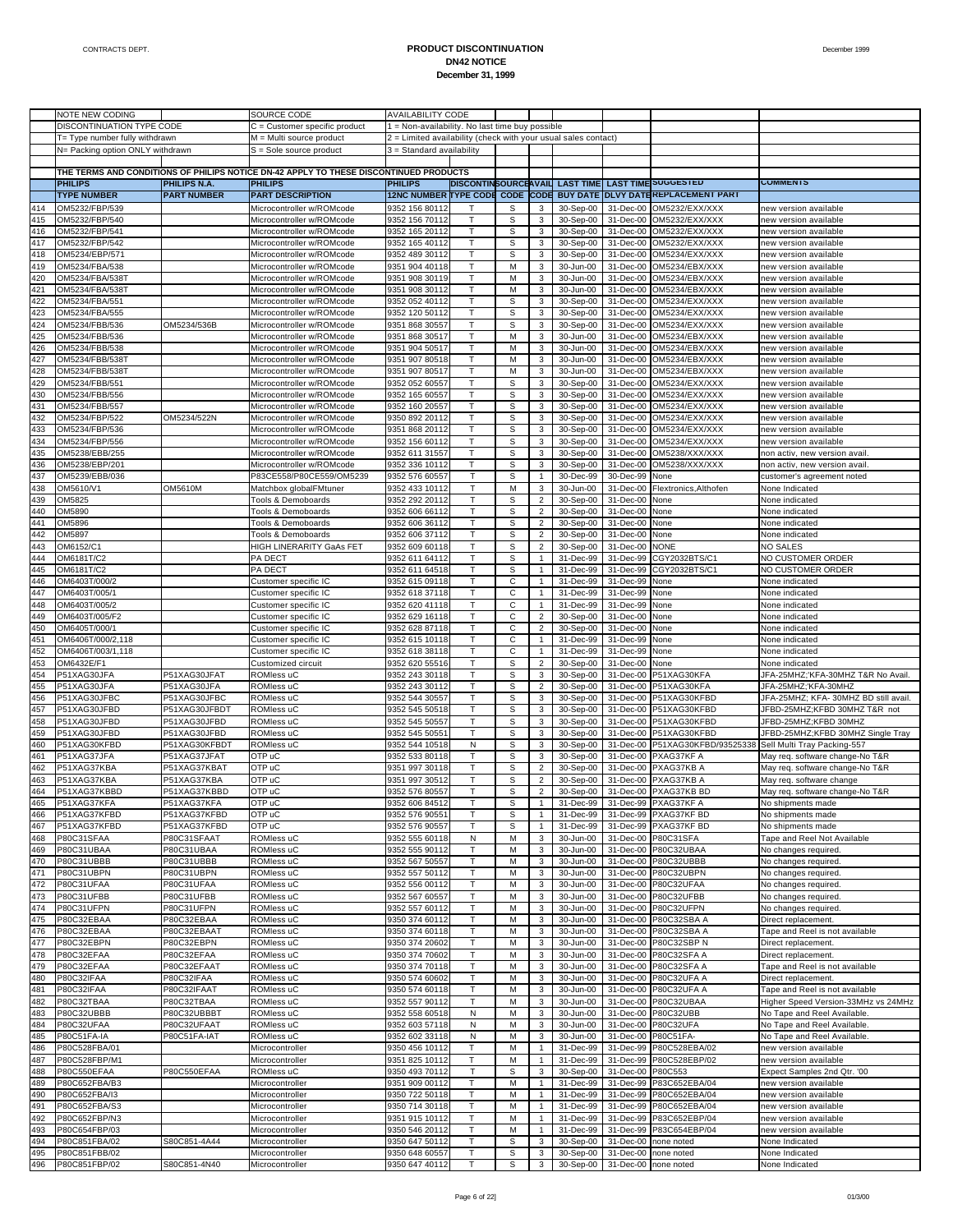# PRODUCT DISCONTINUATION
## DN42 NOTICE
### December 31, 1999

| NOTE NEW CODING | | SOURCE CODE | AVAILABILITY CODE | | | | | | |
|---|---|---|---|---|---|---|---|---|---|
| DISCONTINUATION TYPE CODE | | C = Customer specific product | 1 = Non-availability. No last time buy possible | | | | | | |
| T= Type number fully withdrawn | | M = Multi source product | 2 = Limited availability (check with your usual sales contact) | | | | | | |
| N= Packing option ONLY withdrawn | | S = Sole source product | 3 = Standard availability | | | | | | |

THE TERMS AND CONDITIONS OF PHILIPS NOTICE DN-42 APPLY TO THESE DISCONTINUED PRODUCTS

| | PHILIPS TYPE NUMBER | PHILIPS N.A. PART NUMBER | PHILIPS PART DESCRIPTION | PHILIPS 12NC NUMBER | DISCONTIN TYPE CODE | SOURCE CODE | AVAIL CODE | LAST TIME BUY DATE | LAST TIME DLVY DATE | SUGGESTED REPLACEMENT PART | COMMENTS |
|---|---|---|---|---|---|---|---|---|---|---|---|
| 414 | OM5232/FBP/539 | | Microcontroller w/ROMcode | 9352 156 80112 | T | S | 3 | 30-Sep-00 | 31-Dec-00 | OM5232/EXX/XXX | new version available |
| 415 | OM5232/FBP/540 | | Microcontroller w/ROMcode | 9352 156 70112 | T | S | 3 | 30-Sep-00 | 31-Dec-00 | OM5232/EXX/XXX | new version available |
| 416 | OM5232/FBP/541 | | Microcontroller w/ROMcode | 9352 165 20112 | T | S | 3 | 30-Sep-00 | 31-Dec-00 | OM5232/EXX/XXX | new version available |
| 417 | OM5232/FBP/542 | | Microcontroller w/ROMcode | 9352 165 40112 | T | S | 3 | 30-Sep-00 | 31-Dec-00 | OM5232/EXX/XXX | new version available |
| 418 | OM5232/EBP/571 | | Microcontroller w/ROMcode | 9352 489 30112 | T | S | 3 | 30-Sep-00 | 31-Dec-00 | OM5232/EXX/XXX | new version available |
| 419 | OM5234/FBA/538 | | Microcontroller w/ROMcode | 9351 904 40118 | T | M | 3 | 30-Jun-00 | 31-Dec-00 | OM5234/EBX/XXX | new version available |
| 420 | OM5234/FBA/538T | | Microcontroller w/ROMcode | 9351 908 30119 | T | M | 3 | 30-Jun-00 | 31-Dec-00 | OM5234/EBX/XXX | new version available |
| 421 | OM5234/FBA/538T | | Microcontroller w/ROMcode | 9351 908 30112 | T | M | 3 | 30-Jun-00 | 31-Dec-00 | OM5234/EBX/XXX | new version available |
| 422 | OM5234/FBA/551 | | Microcontroller w/ROMcode | 9352 052 40112 | T | S | 3 | 30-Sep-00 | 31-Dec-00 | OM5234/EXX/XXX | new version available |
| 423 | OM5234/FBA/555 | | Microcontroller w/ROMcode | 9352 120 50112 | T | S | 3 | 30-Sep-00 | 31-Dec-00 | OM5234/EXX/XXX | new version available |
| 424 | OM5234/FBB/536 | OM5234/536B | Microcontroller w/ROMcode | 9351 868 30557 | T | S | 3 | 30-Sep-00 | 31-Dec-00 | OM5234/EXX/XXX | new version available |
| 425 | OM5234/FBB/536 | | Microcontroller w/ROMcode | 9351 868 30517 | T | M | 3 | 30-Jun-00 | 31-Dec-00 | OM5234/EBX/XXX | new version available |
| 426 | OM5234/FBB/538 | | Microcontroller w/ROMcode | 9351 904 50517 | T | M | 3 | 30-Jun-00 | 31-Dec-00 | OM5234/EBX/XXX | new version available |
| 427 | OM5234/FBB/538T | | Microcontroller w/ROMcode | 9351 907 80518 | T | M | 3 | 30-Jun-00 | 31-Dec-00 | OM5234/EBX/XXX | new version available |
| 428 | OM5234/FBB/538T | | Microcontroller w/ROMcode | 9351 907 80517 | T | M | 3 | 30-Jun-00 | 31-Dec-00 | OM5234/EBX/XXX | new version available |
| 429 | OM5234/FBB/551 | | Microcontroller w/ROMcode | 9352 052 60557 | T | S | 3 | 30-Sep-00 | 31-Dec-00 | OM5234/EXX/XXX | new version available |
| 430 | OM5234/FBB/556 | | Microcontroller w/ROMcode | 9352 165 60557 | T | S | 3 | 30-Sep-00 | 31-Dec-00 | OM5234/EXX/XXX | new version available |
| 431 | OM5234/FBB/557 | | Microcontroller w/ROMcode | 9352 160 20557 | T | S | 3 | 30-Sep-00 | 31-Dec-00 | OM5234/EXX/XXX | new version available |
| 432 | OM5234/FBP/522 | OM5234/522N | Microcontroller w/ROMcode | 9350 892 20112 | T | S | 3 | 30-Sep-00 | 31-Dec-00 | OM5234/EXX/XXX | new version available |
| 433 | OM5234/FBP/536 | | Microcontroller w/ROMcode | 9351 868 20112 | T | S | 3 | 30-Sep-00 | 31-Dec-00 | OM5234/EXX/XXX | new version available |
| 434 | OM5234/FBP/556 | | Microcontroller w/ROMcode | 9352 156 60112 | T | S | 3 | 30-Sep-00 | 31-Dec-00 | OM5234/EXX/XXX | new version available |
| 435 | OM5238/EBB/255 | | Microcontroller w/ROMcode | 9352 611 31557 | T | S | 3 | 30-Sep-00 | 31-Dec-00 | OM5238/XXX/XXX | non activ, new version avail. |
| 436 | OM5238/EBP/201 | | Microcontroller w/ROMcode | 9352 336 10112 | T | S | 3 | 30-Sep-00 | 31-Dec-00 | OM5238/XXX/XXX | non activ, new version avail. |
| 437 | OM5239/EBB/036 | | P83CE558/P80CE559/OM5239 | 9352 576 60557 | T | S | 1 | 30-Dec-99 | 30-Dec-99 | None | customer's agreement noted |
| 438 | OM5610/V1 | OM5610M | Matchbox globalFMtuner | 9352 433 10112 | T | M | 3 | 30-Jun-00 | 31-Dec-00 | Flextronics,Althofen | None Indicated |
| 439 | OM5825 | | Tools & Demoboards | 9352 292 20112 | T | S | 2 | 30-Sep-00 | 31-Dec-00 | None | None indicated |
| 440 | OM5890 | | Tools & Demoboards | 9352 606 66112 | T | S | 2 | 30-Sep-00 | 31-Dec-00 | None | None indicated |
| 441 | OM5896 | | Tools & Demoboards | 9352 606 36112 | T | S | 2 | 30-Sep-00 | 31-Dec-00 | None | None indicated |
| 442 | OM5897 | | Tools & Demoboards | 9352 606 37112 | T | S | 2 | 30-Sep-00 | 31-Dec-00 | None | None indicated |
| 443 | OM6152/C1 | | HIGH LINERARITY GaAs FET | 9352 609 60118 | T | S | 2 | 30-Sep-00 | 31-Dec-00 | NONE | NO SALES |
| 444 | OM6181T/C2 | | PA DECT | 9352 611 64112 | T | S | 1 | 31-Dec-99 | 31-Dec-99 | CGY2032BTS/C1 | NO CUSTOMER ORDER |
| 445 | OM6181T/C2 | | PA DECT | 9352 611 64518 | T | S | 1 | 31-Dec-99 | 31-Dec-99 | CGY2032BTS/C1 | NO CUSTOMER ORDER |
| 446 | OM6403T/000/2 | | Customer specific IC | 9352 615 09118 | T | C | 1 | 31-Dec-99 | 31-Dec-99 | None | None indicated |
| 447 | OM6403T/005/1 | | Customer specific IC | 9352 618 37118 | T | C | 1 | 31-Dec-99 | 31-Dec-99 | None | None indicated |
| 448 | OM6403T/005/2 | | Customer specific IC | 9352 620 41118 | T | C | 1 | 31-Dec-99 | 31-Dec-99 | None | None indicated |
| 449 | OM6403T/005/F2 | | Customer specific IC | 9352 629 16118 | T | C | 2 | 30-Sep-00 | 31-Dec-00 | None | None indicated |
| 450 | OM6405T/000/1 | | Customer specific IC | 9352 628 87118 | T | C | 2 | 30-Sep-00 | 31-Dec-00 | None | None indicated |
| 451 | OM6406T/000/2,118 | | Customer specific IC | 9352 615 10118 | T | C | 1 | 31-Dec-99 | 31-Dec-99 | None | None indicated |
| 452 | OM6406T/003/1,118 | | Customer specific IC | 9352 618 38118 | T | C | 1 | 31-Dec-99 | 31-Dec-99 | None | None indicated |
| 453 | OM6432E/F1 | | Customized circuit | 9352 620 55516 | T | S | 2 | 30-Sep-00 | 31-Dec-00 | None | None indicated |
| 454 | P51XAG30JFA | P51XAG30JFAT | ROMless uC | 9352 243 30118 | T | S | 3 | 30-Sep-00 | 31-Dec-00 | P51XAG30KFA | JFA-25MHZ;'KFA-30MHZ T&R No Avail. |
| 455 | P51XAG30JFA | P51XAG30JFA | ROMless uC | 9352 243 30112 | T | S | 2 | 30-Sep-00 | 31-Dec-00 | P51XAG30KFA | JFA-25MHZ;'KFA-30MHZ |
| 456 | P51XAG30JFBC | P51XAG30JFBC | ROMless uC | 9352 544 30557 | T | S | 3 | 30-Sep-00 | 31-Dec-00 | P51XAG30KFBD | JFA-25MHZ; KFA- 30MHZ BD still avail. |
| 457 | P51XAG30JFBD | P51XAG30JFBDT | ROMless uC | 9352 545 50518 | T | S | 3 | 30-Sep-00 | 31-Dec-00 | P51XAG30KFBD | JFBD-25MHZ;KFBD 30MHZ T&R not |
| 458 | P51XAG30JFBD | P51XAG30JFBD | ROMless uC | 9352 545 50557 | T | S | 3 | 30-Sep-00 | 31-Dec-00 | P51XAG30KFBD | JFBD-25MHZ;KFBD 30MHZ |
| 459 | P51XAG30JFBD | P51XAG30JFBD | ROMless uC | 9352 545 50551 | T | S | 3 | 30-Sep-00 | 31-Dec-00 | P51XAG30KFBD | JFBD-25MHZ;KFBD 30MHZ Single Tray |
| 460 | P51XAG30KFBD | P51XAG30KFBDT | ROMless uC | 9352 544 10518 | N | S | 3 | 30-Sep-00 | 31-Dec-00 | P51XAG30KFBD/93525338 | Sell Multi Tray Packing-557 |
| 461 | P51XAG37JFA | P51XAG37JFAT | OTP uC | 9352 533 80118 | T | S | 3 | 30-Sep-00 | 31-Dec-00 | PXAG37KF A | May req. software change-No T&R |
| 462 | P51XAG37KBA | P51XAG37KBAT | OTP uC | 9351 997 30118 | T | S | 2 | 30-Sep-00 | 31-Dec-00 | PXAG37KB A | May req. software change-No T&R |
| 463 | P51XAG37KBA | P51XAG37KBA | OTP uC | 9351 997 30512 | T | S | 2 | 30-Sep-00 | 31-Dec-00 | PXAG37KB A | May req. software change |
| 464 | P51XAG37KBBD | P51XAG37KBBD | OTP uC | 9352 576 80557 | T | S | 2 | 30-Sep-00 | 31-Dec-00 | PXAG37KB BD | May req. software change-No T&R |
| 465 | P51XAG37KFA | P51XAG37KFA | OTP uC | 9352 606 84512 | T | S | 1 | 31-Dec-99 | 31-Dec-99 | PXAG37KF A | No shipments made |
| 466 | P51XAG37KFBD | P51XAG37KFBD | OTP uC | 9352 576 90551 | T | S | 1 | 31-Dec-99 | 31-Dec-99 | PXAG37KF BD | No shipments made |
| 467 | P51XAG37KFBD | P51XAG37KFBD | OTP uC | 9352 576 90557 | T | S | 1 | 31-Dec-99 | 31-Dec-99 | PXAG37KF BD | No shipments made |
| 468 | P80C31SFAA | P80C31SFAAT | ROMless uC | 9352 555 60118 | N | M | 3 | 30-Jun-00 | 31-Dec-00 | P80C31SFA | Tape and Reel Not Available |
| 469 | P80C31UBAA | P80C31UBAA | ROMless uC | 9352 555 90112 | T | M | 3 | 30-Jun-00 | 31-Dec-00 | P80C32UBAA | No changes required. |
| 470 | P80C31UBBB | P80C31UBBB | ROMless uC | 9352 567 50557 | T | M | 3 | 30-Jun-00 | 31-Dec-00 | P80C32UBBB | No changes required. |
| 471 | P80C31UBPN | P80C31UBPN | ROMless uC | 9352 557 50112 | T | M | 3 | 30-Jun-00 | 31-Dec-00 | P80C32UBPN | No changes required. |
| 472 | P80C31UFAA | P80C31UFAA | ROMless uC | 9352 556 00112 | T | M | 3 | 30-Jun-00 | 31-Dec-00 | P80C32UFAA | No changes required. |
| 473 | P80C31UFBB | P80C31UFBB | ROMless uC | 9352 567 60557 | T | M | 3 | 30-Jun-00 | 31-Dec-00 | P80C32UFBB | No changes required. |
| 474 | P80C31UFPN | P80C31UFPN | ROMless uC | 9352 557 60112 | T | M | 3 | 30-Jun-00 | 31-Dec-00 | P80C32UFPN | No changes required. |
| 475 | P80C32EBAA | P80C32EBAA | ROMless uC | 9350 374 60112 | T | M | 3 | 30-Jun-00 | 31-Dec-00 | P80C32SBA A | Direct replacement. |
| 476 | P80C32EBAA | P80C32EBAAT | ROMless uC | 9350 374 60118 | T | M | 3 | 30-Jun-00 | 31-Dec-00 | P80C32SBA A | Tape and Reel is not available |
| 477 | P80C32EBPN | P80C32EBPN | ROMless uC | 9350 374 20602 | T | M | 3 | 30-Jun-00 | 31-Dec-00 | P80C32SBP N | Direct replacement. |
| 478 | P80C32EFAA | P80C32EFAA | ROMless uC | 9350 374 70602 | T | M | 3 | 30-Jun-00 | 31-Dec-00 | P80C32SFA A | Direct replacement. |
| 479 | P80C32EFAA | P80C32EFAAT | ROMless uC | 9350 374 70118 | T | M | 3 | 30-Jun-00 | 31-Dec-00 | P80C32SFA A | Tape and Reel is not available |
| 480 | P80C32IFAA | P80C32IFAA | ROMless uC | 9350 574 60602 | T | M | 3 | 30-Jun-00 | 31-Dec-00 | P80C32UFA A | Direct replacement. |
| 481 | P80C32IFAA | P80C32IFAAT | ROMless uC | 9350 574 60118 | T | M | 3 | 30-Jun-00 | 31-Dec-00 | P80C32UFA A | Tape and Reel is not available |
| 482 | P80C32TBAA | P80C32TBAA | ROMless uC | 9352 557 90112 | T | M | 3 | 30-Jun-00 | 31-Dec-00 | P80C32UBAA | Higher Speed Version-33MHz vs 24MHz |
| 483 | P80C32UBBB | P80C32UBBBT | ROMless uC | 9352 558 60518 | N | M | 3 | 30-Jun-00 | 31-Dec-00 | P80C32UBB | No Tape and Reel Available. |
| 484 | P80C32UFAA | P80C32UFAAT | ROMless uC | 9352 603 57118 | N | M | 3 | 30-Jun-00 | 31-Dec-00 | P80C32UFA | No Tape and Reel Available. |
| 485 | P80C51FA-IA | P80C51FA-IAT | ROMless uC | 9352 602 33118 | N | M | 3 | 30-Jun-00 | 31-Dec-00 | P80C51FA- | No Tape and Reel Available. |
| 486 | P80C528FBA/01 | | Microcontroller | 9350 456 10112 | T | M | 1 | 31-Dec-99 | 31-Dec-99 | P80C528EBA/02 | new version available |
| 487 | P80C528FBP/M1 | | Microcontroller | 9351 825 10112 | T | M | 1 | 31-Dec-99 | 31-Dec-99 | P80C528EBP/02 | new version available |
| 488 | P80C550EFAA | P80C550EFAA | ROMless uC | 9350 493 70112 | T | S | 3 | 30-Sep-00 | 31-Dec-00 | P80C553 | Expect Samples 2nd Qtr. '00 |
| 489 | P80C652FBA/B3 | | Microcontroller | 9351 909 00112 | T | M | 1 | 31-Dec-99 | 31-Dec-99 | P83C652EBA/04 | new version available |
| 490 | P80C652FBA/I3 | | Microcontroller | 9350 722 50118 | T | M | 1 | 31-Dec-99 | 31-Dec-99 | P80C652EBA/04 | new version available |
| 491 | P80C652FBA/S3 | | Microcontroller | 9350 714 30118 | T | M | 1 | 31-Dec-99 | 31-Dec-99 | P80C652EBA/04 | new version available |
| 492 | P80C652FBP/N3 | | Microcontroller | 9351 915 10112 | T | M | 1 | 31-Dec-99 | 31-Dec-99 | P83C652EBP/04 | new version available |
| 493 | P80C654FBP/03 | | Microcontroller | 9350 546 20112 | T | M | 1 | 31-Dec-99 | 31-Dec-99 | P83C654EBP/04 | new version available |
| 494 | P80C851FBA/02 | S80C851-4A44 | Microcontroller | 9350 647 50112 | T | S | 3 | 30-Sep-00 | 31-Dec-00 | none noted | None Indicated |
| 495 | P80C851FBB/02 | | Microcontroller | 9350 648 60557 | T | S | 3 | 30-Sep-00 | 31-Dec-00 | none noted | None Indicated |
| 496 | P80C851FBP/02 | S80C851-4N40 | Microcontroller | 9350 647 40112 | T | S | 3 | 30-Sep-00 | 31-Dec-00 | none noted | None Indicated |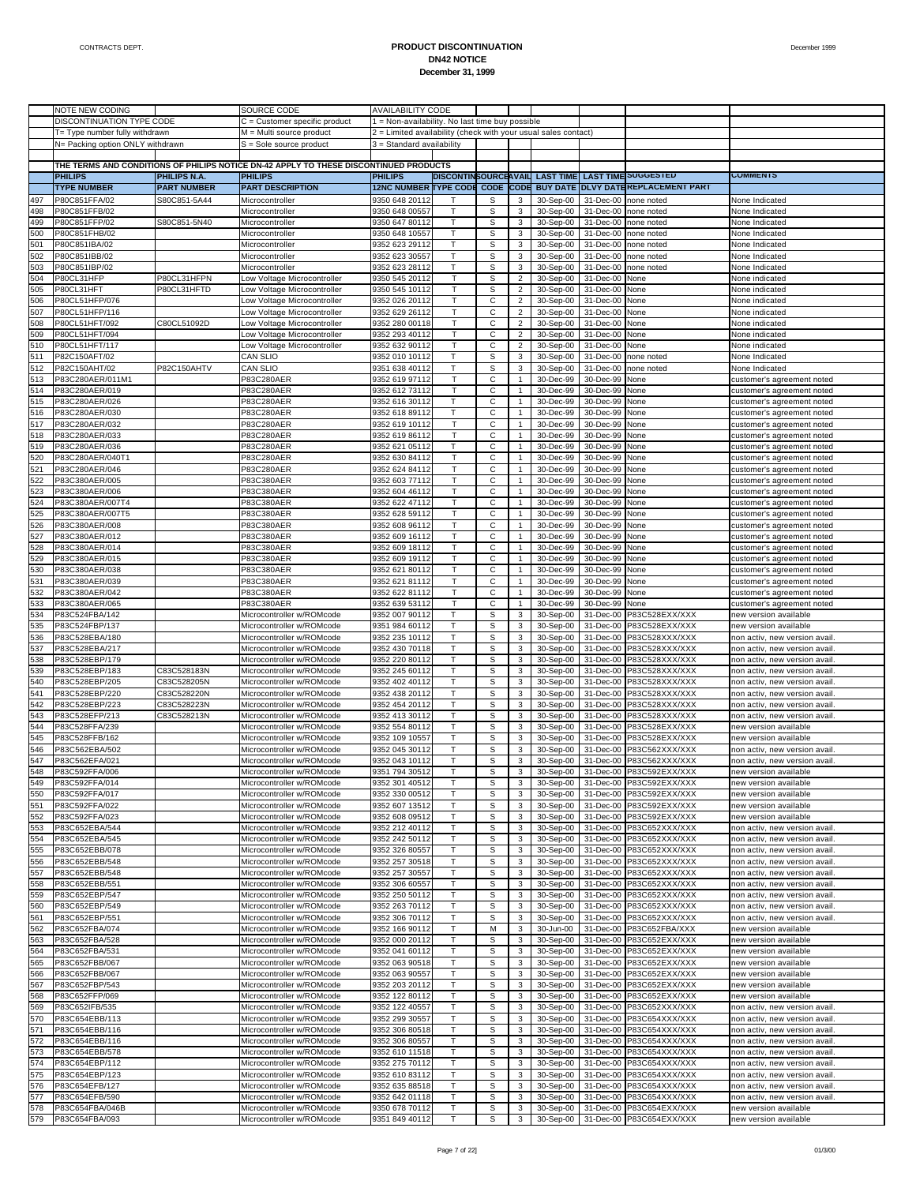# PRODUCT DISCONTINUATION
## DN42 NOTICE
### December 31, 1999

| | | | | | | | | | | | |
|---|---|---|---|---|---|---|---|---|---|---|---|
| NOTE NEW CODING | | SOURCE CODE | AVAILABILITY CODE | | | | | | | | |
| DISCONTINUATION TYPE CODE | | C = Customer specific product | 1 = Non-availability. No last time buy possible | | | | | | | | |
| T= Type number fully withdrawn | | M = Multi source product | 2 = Limited availability (check with your usual sales contact) | | | | | | | | |
| N= Packing option ONLY withdrawn | | S = Sole source product | 3 = Standard availability | | | | | | | | |

THE TERMS AND CONDITIONS OF PHILIPS NOTICE DN-42 APPLY TO THESE DISCONTINUED PRODUCTS

| | PHILIPS TYPE NUMBER | PHILIPS N.A. PART NUMBER | PHILIPS PART DESCRIPTION | PHILIPS 12NC NUMBER | DISCONTIN TYPE CODE | SOURCE CODE | AVAIL CODE | LAST TIME BUY DATE | LAST TIME DLVY DATE | SUGGESTED REPLACEMENT PART | COMMENTS |
|---|---|---|---|---|---|---|---|---|---|---|---|
| 497 | P80C851FFA/02 | S80C851-5A44 | Microcontroller | 9350 648 20112 | T | S | 3 | 30-Sep-00 | 31-Dec-00 | none noted | None Indicated |
| 498 | P80C851FFB/02 | | Microcontroller | 9350 648 00557 | T | S | 3 | 30-Sep-00 | 31-Dec-00 | none noted | None Indicated |
| 499 | P80C851FFP/02 | S80C851-5N40 | Microcontroller | 9350 647 80112 | T | S | 3 | 30-Sep-00 | 31-Dec-00 | none noted | None Indicated |
| 500 | P80C851FHB/02 | | Microcontroller | 9350 648 10557 | T | S | 3 | 30-Sep-00 | 31-Dec-00 | none noted | None Indicated |
| 501 | P80C851IBA/02 | | Microcontroller | 9352 623 29112 | T | S | 3 | 30-Sep-00 | 31-Dec-00 | none noted | None Indicated |
| 502 | P80C851IBB/02 | | Microcontroller | 9352 623 30557 | T | S | 3 | 30-Sep-00 | 31-Dec-00 | none noted | None Indicated |
| 503 | P80C851IBP/02 | | Microcontroller | 9352 623 28112 | T | S | 3 | 30-Sep-00 | 31-Dec-00 | none noted | None Indicated |
| 504 | P80CL31HFP | P80CL31HFPN | Low Voltage Microcontroller | 9350 545 20112 | T | S | 2 | 30-Sep-00 | 31-Dec-00 | None | None indicated |
| 505 | P80CL31HFT | P80CL31HFTD | Low Voltage Microcontroller | 9350 545 10112 | T | S | 2 | 30-Sep-00 | 31-Dec-00 | None | None indicated |
| 506 | P80CL51HFP/076 | | Low Voltage Microcontroller | 9352 026 20112 | T | C | 2 | 30-Sep-00 | 31-Dec-00 | None | None indicated |
| 507 | P80CL51HFP/116 | | Low Voltage Microcontroller | 9352 629 26112 | T | C | 2 | 30-Sep-00 | 31-Dec-00 | None | None indicated |
| 508 | P80CL51HFT/092 | C80CL51092D | Low Voltage Microcontroller | 9352 280 00118 | T | C | 2 | 30-Sep-00 | 31-Dec-00 | None | None indicated |
| 509 | P80CL51HFT/094 | | Low Voltage Microcontroller | 9352 293 40112 | T | C | 2 | 30-Sep-00 | 31-Dec-00 | None | None indicated |
| 510 | P80CL51HFT/117 | | Low Voltage Microcontroller | 9352 632 90112 | T | C | 2 | 30-Sep-00 | 31-Dec-00 | None | None indicated |
| 511 | P82C150AFT/02 | | CAN SLIO | 9352 010 10112 | T | S | 3 | 30-Sep-00 | 31-Dec-00 | none noted | None Indicated |
| 512 | P82C150AHT/02 | P82C150AHTV | CAN SLIO | 9351 638 40112 | T | S | 3 | 30-Sep-00 | 31-Dec-00 | none noted | None Indicated |
| 513 | P83C280AER/011M1 | | P83C280AER | 9352 619 97112 | T | C | 1 | 30-Dec-99 | 30-Dec-99 | None | customer's agreement noted |
| 514 | P83C280AER/019 | | P83C280AER | 9352 612 73112 | T | C | 1 | 30-Dec-99 | 30-Dec-99 | None | customer's agreement noted |
| 515 | P83C280AER/026 | | P83C280AER | 9352 616 30112 | T | C | 1 | 30-Dec-99 | 30-Dec-99 | None | customer's agreement noted |
| 516 | P83C280AER/030 | | P83C280AER | 9352 618 89112 | T | C | 1 | 30-Dec-99 | 30-Dec-99 | None | customer's agreement noted |
| 517 | P83C280AER/032 | | P83C280AER | 9352 619 10112 | T | C | 1 | 30-Dec-99 | 30-Dec-99 | None | customer's agreement noted |
| 518 | P83C280AER/033 | | P83C280AER | 9352 619 86112 | T | C | 1 | 30-Dec-99 | 30-Dec-99 | None | customer's agreement noted |
| 519 | P83C280AER/036 | | P83C280AER | 9352 621 05112 | T | C | 1 | 30-Dec-99 | 30-Dec-99 | None | customer's agreement noted |
| 520 | P83C280AER/040T1 | | P83C280AER | 9352 630 84112 | T | C | 1 | 30-Dec-99 | 30-Dec-99 | None | customer's agreement noted |
| 521 | P83C280AER/046 | | P83C280AER | 9352 624 84112 | T | C | 1 | 30-Dec-99 | 30-Dec-99 | None | customer's agreement noted |
| 522 | P83C380AER/005 | | P83C380AER | 9352 603 77112 | T | C | 1 | 30-Dec-99 | 30-Dec-99 | None | customer's agreement noted |
| 523 | P83C380AER/006 | | P83C380AER | 9352 604 46112 | T | C | 1 | 30-Dec-99 | 30-Dec-99 | None | customer's agreement noted |
| 524 | P83C380AER/007T4 | | P83C380AER | 9352 622 47112 | T | C | 1 | 30-Dec-99 | 30-Dec-99 | None | customer's agreement noted |
| 525 | P83C380AER/007T5 | | P83C380AER | 9352 628 59112 | T | C | 1 | 30-Dec-99 | 30-Dec-99 | None | customer's agreement noted |
| 526 | P83C380AER/008 | | P83C380AER | 9352 608 96112 | T | C | 1 | 30-Dec-99 | 30-Dec-99 | None | customer's agreement noted |
| 527 | P83C380AER/012 | | P83C380AER | 9352 609 16112 | T | C | 1 | 30-Dec-99 | 30-Dec-99 | None | customer's agreement noted |
| 528 | P83C380AER/014 | | P83C380AER | 9352 609 18112 | T | C | 1 | 30-Dec-99 | 30-Dec-99 | None | customer's agreement noted |
| 529 | P83C380AER/015 | | P83C380AER | 9352 609 19112 | T | C | 1 | 30-Dec-99 | 30-Dec-99 | None | customer's agreement noted |
| 530 | P83C380AER/038 | | P83C380AER | 9352 621 80112 | T | C | 1 | 30-Dec-99 | 30-Dec-99 | None | customer's agreement noted |
| 531 | P83C380AER/039 | | P83C380AER | 9352 621 81112 | T | C | 1 | 30-Dec-99 | 30-Dec-99 | None | customer's agreement noted |
| 532 | P83C380AER/042 | | P83C380AER | 9352 622 81112 | T | C | 1 | 30-Dec-99 | 30-Dec-99 | None | customer's agreement noted |
| 533 | P83C380AER/065 | | P83C380AER | 9352 639 53112 | T | C | 1 | 30-Dec-99 | 30-Dec-99 | None | customer's agreement noted |
| 534 | P83C524FBA/142 | | Microcontroller w/ROMcode | 9352 007 90112 | T | S | 3 | 30-Sep-00 | 31-Dec-00 | P83C528EXX/XXX | new version available |
| 535 | P83C524FBP/137 | | Microcontroller w/ROMcode | 9351 984 60112 | T | S | 3 | 30-Sep-00 | 31-Dec-00 | P83C528EXX/XXX | new version available |
| 536 | P83C528EBA/180 | | Microcontroller w/ROMcode | 9352 235 10112 | T | S | 3 | 30-Sep-00 | 31-Dec-00 | P83C528XXX/XXX | non activ, new version avail. |
| 537 | P83C528EBA/217 | | Microcontroller w/ROMcode | 9352 430 70118 | T | S | 3 | 30-Sep-00 | 31-Dec-00 | P83C528XXX/XXX | non activ, new version avail. |
| 538 | P83C528EBP/179 | | Microcontroller w/ROMcode | 9352 220 80112 | T | S | 3 | 30-Sep-00 | 31-Dec-00 | P83C528XXX/XXX | non activ, new version avail. |
| 539 | P83C528EBP/183 | C83C528183N | Microcontroller w/ROMcode | 9352 245 60112 | T | S | 3 | 30-Sep-00 | 31-Dec-00 | P83C528XXX/XXX | non activ, new version avail. |
| 540 | P83C528EBP/205 | C83C528205N | Microcontroller w/ROMcode | 9352 402 40112 | T | S | 3 | 30-Sep-00 | 31-Dec-00 | P83C528XXX/XXX | non activ, new version avail. |
| 541 | P83C528EBP/220 | C83C528220N | Microcontroller w/ROMcode | 9352 438 20112 | T | S | 3 | 30-Sep-00 | 31-Dec-00 | P83C528XXX/XXX | non activ, new version avail. |
| 542 | P83C528EBP/223 | C83C528223N | Microcontroller w/ROMcode | 9352 454 20112 | T | S | 3 | 30-Sep-00 | 31-Dec-00 | P83C528XXX/XXX | non activ, new version avail. |
| 543 | P83C528EFP/213 | C83C528213N | Microcontroller w/ROMcode | 9352 413 30112 | T | S | 3 | 30-Sep-00 | 31-Dec-00 | P83C528XXX/XXX | non activ, new version avail. |
| 544 | P83C528FFA/239 | | Microcontroller w/ROMcode | 9352 554 80112 | T | S | 3 | 30-Sep-00 | 31-Dec-00 | P83C528EXX/XXX | new version available |
| 545 | P83C528FFB/162 | | Microcontroller w/ROMcode | 9352 109 10557 | T | S | 3 | 30-Sep-00 | 31-Dec-00 | P83C528EXX/XXX | new version available |
| 546 | P83C562EBA/502 | | Microcontroller w/ROMcode | 9352 045 30112 | T | S | 3 | 30-Sep-00 | 31-Dec-00 | P83C562XXX/XXX | non activ, new version avail. |
| 547 | P83C562EFA/021 | | Microcontroller w/ROMcode | 9352 043 10112 | T | S | 3 | 30-Sep-00 | 31-Dec-00 | P83C562XXX/XXX | non activ, new version avail. |
| 548 | P83C592FFA/006 | | Microcontroller w/ROMcode | 9351 794 30512 | T | S | 3 | 30-Sep-00 | 31-Dec-00 | P83C592EXX/XXX | new version available |
| 549 | P83C592FFA/014 | | Microcontroller w/ROMcode | 9352 301 40512 | T | S | 3 | 30-Sep-00 | 31-Dec-00 | P83C592EXX/XXX | new version available |
| 550 | P83C592FFA/017 | | Microcontroller w/ROMcode | 9352 330 00512 | T | S | 3 | 30-Sep-00 | 31-Dec-00 | P83C592EXX/XXX | new version available |
| 551 | P83C592FFA/022 | | Microcontroller w/ROMcode | 9352 607 13512 | T | S | 3 | 30-Sep-00 | 31-Dec-00 | P83C592EXX/XXX | new version available |
| 552 | P83C592FFA/023 | | Microcontroller w/ROMcode | 9352 608 09512 | T | S | 3 | 30-Sep-00 | 31-Dec-00 | P83C592EXX/XXX | new version available |
| 553 | P83C652EBA/544 | | Microcontroller w/ROMcode | 9352 212 40112 | T | S | 3 | 30-Sep-00 | 31-Dec-00 | P83C652XXX/XXX | non activ, new version avail. |
| 554 | P83C652EBA/545 | | Microcontroller w/ROMcode | 9352 242 50112 | T | S | 3 | 30-Sep-00 | 31-Dec-00 | P83C652XXX/XXX | non activ, new version avail. |
| 555 | P83C652EBB/078 | | Microcontroller w/ROMcode | 9352 326 80557 | T | S | 3 | 30-Sep-00 | 31-Dec-00 | P83C652XXX/XXX | non activ, new version avail. |
| 556 | P83C652EBB/548 | | Microcontroller w/ROMcode | 9352 257 30518 | T | S | 3 | 30-Sep-00 | 31-Dec-00 | P83C652XXX/XXX | non activ, new version avail. |
| 557 | P83C652EBB/548 | | Microcontroller w/ROMcode | 9352 257 30557 | T | S | 3 | 30-Sep-00 | 31-Dec-00 | P83C652XXX/XXX | non activ, new version avail. |
| 558 | P83C652EBB/551 | | Microcontroller w/ROMcode | 9352 306 60557 | T | S | 3 | 30-Sep-00 | 31-Dec-00 | P83C652XXX/XXX | non activ, new version avail. |
| 559 | P83C652EBP/547 | | Microcontroller w/ROMcode | 9352 250 50112 | T | S | 3 | 30-Sep-00 | 31-Dec-00 | P83C652XXX/XXX | non activ, new version avail. |
| 560 | P83C652EBP/549 | | Microcontroller w/ROMcode | 9352 263 70112 | T | S | 3 | 30-Sep-00 | 31-Dec-00 | P83C652XXX/XXX | non activ, new version avail. |
| 561 | P83C652EBP/551 | | Microcontroller w/ROMcode | 9352 306 70112 | T | S | 3 | 30-Sep-00 | 31-Dec-00 | P83C652XXX/XXX | non activ, new version avail. |
| 562 | P83C652FBA/074 | | Microcontroller w/ROMcode | 9352 166 90112 | T | M | 3 | 30-Jun-00 | 31-Dec-00 | P83C652FBA/XXX | new version available |
| 563 | P83C652FBA/528 | | Microcontroller w/ROMcode | 9352 000 20112 | T | S | 3 | 30-Sep-00 | 31-Dec-00 | P83C652EXX/XXX | new version available |
| 564 | P83C652FBA/531 | | Microcontroller w/ROMcode | 9352 041 60112 | T | S | 3 | 30-Sep-00 | 31-Dec-00 | P83C652EXX/XXX | new version available |
| 565 | P83C652FBB/067 | | Microcontroller w/ROMcode | 9352 063 90518 | T | S | 3 | 30-Sep-00 | 31-Dec-00 | P83C652EXX/XXX | new version available |
| 566 | P83C652FBB/067 | | Microcontroller w/ROMcode | 9352 063 90557 | T | S | 3 | 30-Sep-00 | 31-Dec-00 | P83C652EXX/XXX | new version available |
| 567 | P83C652FBP/543 | | Microcontroller w/ROMcode | 9352 203 20112 | T | S | 3 | 30-Sep-00 | 31-Dec-00 | P83C652EXX/XXX | new version available |
| 568 | P83C652FFP/069 | | Microcontroller w/ROMcode | 9352 122 80112 | T | S | 3 | 30-Sep-00 | 31-Dec-00 | P83C652EXX/XXX | new version available |
| 569 | P83C652IFB/535 | | Microcontroller w/ROMcode | 9352 122 40557 | T | S | 3 | 30-Sep-00 | 31-Dec-00 | P83C652XXX/XXX | non activ, new version avail. |
| 570 | P83C654EBB/113 | | Microcontroller w/ROMcode | 9352 299 30557 | T | S | 3 | 30-Sep-00 | 31-Dec-00 | P83C654XXX/XXX | non activ, new version avail. |
| 571 | P83C654EBB/116 | | Microcontroller w/ROMcode | 9352 306 80518 | T | S | 3 | 30-Sep-00 | 31-Dec-00 | P83C654XXX/XXX | non activ, new version avail. |
| 572 | P83C654EBB/116 | | Microcontroller w/ROMcode | 9352 306 80557 | T | S | 3 | 30-Sep-00 | 31-Dec-00 | P83C654XXX/XXX | non activ, new version avail. |
| 573 | P83C654EBB/578 | | Microcontroller w/ROMcode | 9352 610 11518 | T | S | 3 | 30-Sep-00 | 31-Dec-00 | P83C654XXX/XXX | non activ, new version avail. |
| 574 | P83C654EBP/112 | | Microcontroller w/ROMcode | 9352 275 70112 | T | S | 3 | 30-Sep-00 | 31-Dec-00 | P83C654XXX/XXX | non activ, new version avail. |
| 575 | P83C654EBP/123 | | Microcontroller w/ROMcode | 9352 610 83112 | T | S | 3 | 30-Sep-00 | 31-Dec-00 | P83C654XXX/XXX | non activ, new version avail. |
| 576 | P83C654EFB/127 | | Microcontroller w/ROMcode | 9352 635 88518 | T | S | 3 | 30-Sep-00 | 31-Dec-00 | P83C654XXX/XXX | non activ, new version avail. |
| 577 | P83C654EFB/590 | | Microcontroller w/ROMcode | 9352 642 01118 | T | S | 3 | 30-Sep-00 | 31-Dec-00 | P83C654XXX/XXX | non activ, new version avail. |
| 578 | P83C654FBA/046B | | Microcontroller w/ROMcode | 9350 678 70112 | T | S | 3 | 30-Sep-00 | 31-Dec-00 | P83C654EXX/XXX | new version available |
| 579 | P83C654FBA/093 | | Microcontroller w/ROMcode | 9351 849 40112 | T | S | 3 | 30-Sep-00 | 31-Dec-00 | P83C654EXX/XXX | new version available |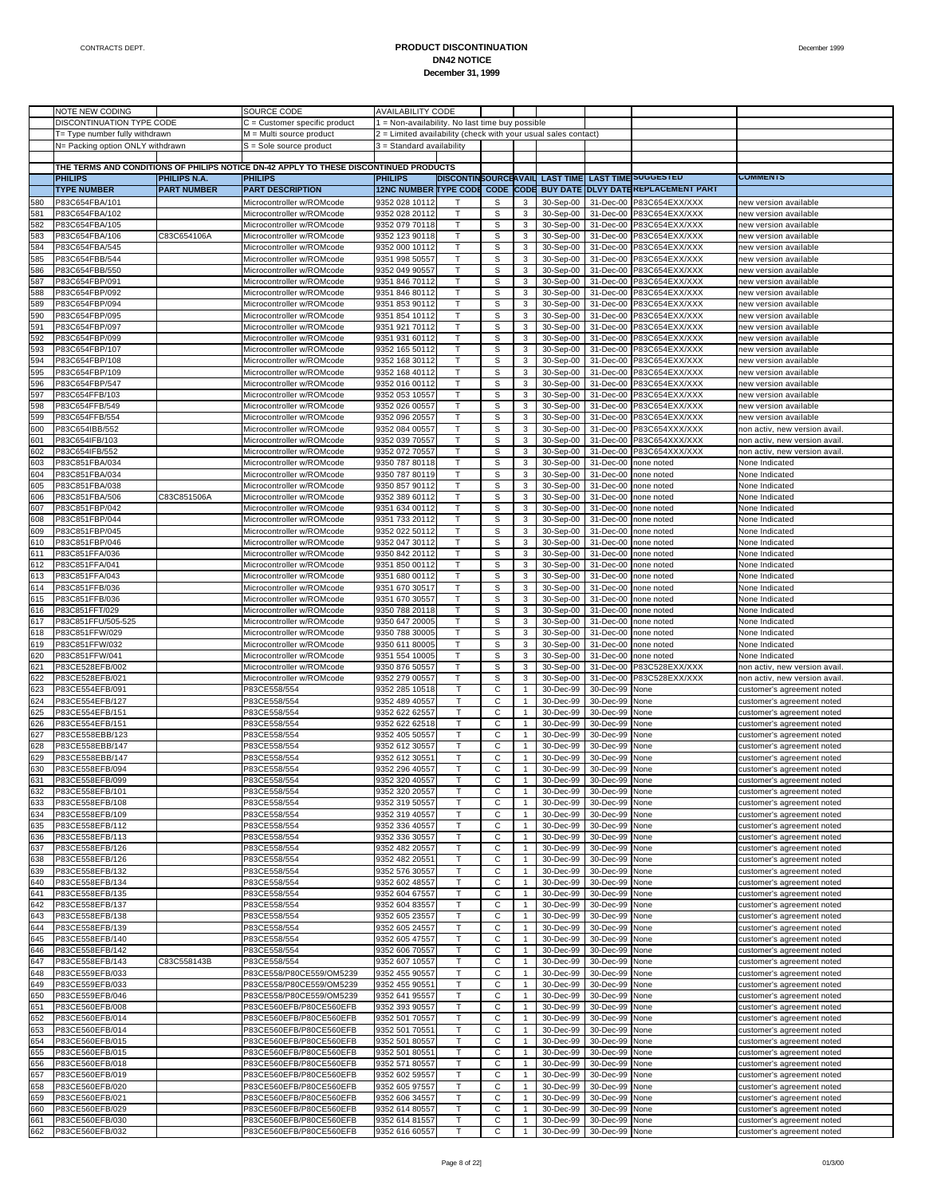# PRODUCT DISCONTINUATION
## DN42 NOTICE
### December 31, 1999

CONTRACTS DEPT. | December 1999

| | NOTE NEW CODING | | SOURCE CODE | AVAILABILITY CODE | | | | | | | |
|---|---|---|---|---|---|---|---|---|---|---|---|
| | DISCONTINUATION TYPE CODE | | C = Customer specific product | 1 = Non-availability. No last time buy possible | | | | | | | |
| | T= Type number fully withdrawn | | M = Multi source product | 2 = Limited availability (check with your usual sales contact) | | | | | | | |
| | N= Packing option ONLY withdrawn | | S = Sole source product | 3 = Standard availability | | | | | | | |
| | THE TERMS AND CONDITIONS OF PHILIPS NOTICE DN-42 APPLY TO THESE DISCONTINUED PRODUCTS | | | | | | | | | | |
| | **PHILIPS** | **PHILIPS N.A.** | **PHILIPS** | **PHILIPS** | **DISCONTIN** | **SOURCE** | **AVAIL** | **LAST TIME** | **LAST TIME** | **SUGGESTED** | **COMMENTS** |
| | **TYPE NUMBER** | **PART NUMBER** | **PART DESCRIPTION** | **12NC NUMBER** | **TYPE CODE** | **CODE** | **CODE** | **BUY DATE** | **DLVY DATE** | **REPLACEMENT PART** | |
| 580 | P83C654FBA/101 | | Microcontroller w/ROMcode | 9352 028 10112 | T | S | 3 | 30-Sep-00 | 31-Dec-00 | P83C654EXX/XXX | new version available |
| 581 | P83C654FBA/102 | | Microcontroller w/ROMcode | 9352 028 20112 | T | S | 3 | 30-Sep-00 | 31-Dec-00 | P83C654EXX/XXX | new version available |
| 582 | P83C654FBA/105 | | Microcontroller w/ROMcode | 9352 079 70118 | T | S | 3 | 30-Sep-00 | 31-Dec-00 | P83C654EXX/XXX | new version available |
| 583 | P83C654FBA/106 | C83C654106A | Microcontroller w/ROMcode | 9352 123 90118 | T | S | 3 | 30-Sep-00 | 31-Dec-00 | P83C654EXX/XXX | new version available |
| 584 | P83C654FBA/545 | | Microcontroller w/ROMcode | 9352 000 10112 | T | S | 3 | 30-Sep-00 | 31-Dec-00 | P83C654EXX/XXX | new version available |
| 585 | P83C654FBB/544 | | Microcontroller w/ROMcode | 9351 998 50557 | T | S | 3 | 30-Sep-00 | 31-Dec-00 | P83C654EXX/XXX | new version available |
| 586 | P83C654FBB/550 | | Microcontroller w/ROMcode | 9352 049 90557 | T | S | 3 | 30-Sep-00 | 31-Dec-00 | P83C654EXX/XXX | new version available |
| 587 | P83C654FBP/091 | | Microcontroller w/ROMcode | 9351 846 70112 | T | S | 3 | 30-Sep-00 | 31-Dec-00 | P83C654EXX/XXX | new version available |
| 588 | P83C654FBP/092 | | Microcontroller w/ROMcode | 9351 846 80112 | T | S | 3 | 30-Sep-00 | 31-Dec-00 | P83C654EXX/XXX | new version available |
| 589 | P83C654FBP/094 | | Microcontroller w/ROMcode | 9351 853 90112 | T | S | 3 | 30-Sep-00 | 31-Dec-00 | P83C654EXX/XXX | new version available |
| 590 | P83C654FBP/095 | | Microcontroller w/ROMcode | 9351 854 10112 | T | S | 3 | 30-Sep-00 | 31-Dec-00 | P83C654EXX/XXX | new version available |
| 591 | P83C654FBP/097 | | Microcontroller w/ROMcode | 9351 921 70112 | T | S | 3 | 30-Sep-00 | 31-Dec-00 | P83C654EXX/XXX | new version available |
| 592 | P83C654FBP/099 | | Microcontroller w/ROMcode | 9351 931 60112 | T | S | 3 | 30-Sep-00 | 31-Dec-00 | P83C654EXX/XXX | new version available |
| 593 | P83C654FBP/107 | | Microcontroller w/ROMcode | 9352 165 50112 | T | S | 3 | 30-Sep-00 | 31-Dec-00 | P83C654EXX/XXX | new version available |
| 594 | P83C654FBP/108 | | Microcontroller w/ROMcode | 9352 168 30112 | T | S | 3 | 30-Sep-00 | 31-Dec-00 | P83C654EXX/XXX | new version available |
| 595 | P83C654FBP/109 | | Microcontroller w/ROMcode | 9352 168 40112 | T | S | 3 | 30-Sep-00 | 31-Dec-00 | P83C654EXX/XXX | new version available |
| 596 | P83C654FBP/547 | | Microcontroller w/ROMcode | 9352 016 00112 | T | S | 3 | 30-Sep-00 | 31-Dec-00 | P83C654EXX/XXX | new version available |
| 597 | P83C654FFB/103 | | Microcontroller w/ROMcode | 9352 053 10557 | T | S | 3 | 30-Sep-00 | 31-Dec-00 | P83C654EXX/XXX | new version available |
| 598 | P83C654FFB/549 | | Microcontroller w/ROMcode | 9352 026 00557 | T | S | 3 | 30-Sep-00 | 31-Dec-00 | P83C654EXX/XXX | new version available |
| 599 | P83C654FFB/554 | | Microcontroller w/ROMcode | 9352 096 20557 | T | S | 3 | 30-Sep-00 | 31-Dec-00 | P83C654EXX/XXX | new version available |
| 600 | P83C654IBB/552 | | Microcontroller w/ROMcode | 9352 084 00557 | T | S | 3 | 30-Sep-00 | 31-Dec-00 | P83C654XXX/XXX | non activ, new version avail. |
| 601 | P83C654IFB/103 | | Microcontroller w/ROMcode | 9352 039 70557 | T | S | 3 | 30-Sep-00 | 31-Dec-00 | P83C654XXX/XXX | non activ, new version avail. |
| 602 | P83C654IFB/552 | | Microcontroller w/ROMcode | 9352 072 70557 | T | S | 3 | 30-Sep-00 | 31-Dec-00 | P83C654XXX/XXX | non activ, new version avail. |
| 603 | P83C851FBA/034 | | Microcontroller w/ROMcode | 9350 787 80118 | T | S | 3 | 30-Sep-00 | 31-Dec-00 | none noted | None Indicated |
| 604 | P83C851FBA/034 | | Microcontroller w/ROMcode | 9350 787 80119 | T | S | 3 | 30-Sep-00 | 31-Dec-00 | none noted | None Indicated |
| 605 | P83C851FBA/038 | | Microcontroller w/ROMcode | 9350 857 90112 | T | S | 3 | 30-Sep-00 | 31-Dec-00 | none noted | None Indicated |
| 606 | P83C851FBA/506 | C83C851506A | Microcontroller w/ROMcode | 9352 389 60112 | T | S | 3 | 30-Sep-00 | 31-Dec-00 | none noted | None Indicated |
| 607 | P83C851FBP/042 | | Microcontroller w/ROMcode | 9351 634 00112 | T | S | 3 | 30-Sep-00 | 31-Dec-00 | none noted | None Indicated |
| 608 | P83C851FBP/044 | | Microcontroller w/ROMcode | 9351 733 20112 | T | S | 3 | 30-Sep-00 | 31-Dec-00 | none noted | None Indicated |
| 609 | P83C851FBP/045 | | Microcontroller w/ROMcode | 9352 022 50112 | T | S | 3 | 30-Sep-00 | 31-Dec-00 | none noted | None Indicated |
| 610 | P83C851FBP/046 | | Microcontroller w/ROMcode | 9352 047 30112 | T | S | 3 | 30-Sep-00 | 31-Dec-00 | none noted | None Indicated |
| 611 | P83C851FFA/036 | | Microcontroller w/ROMcode | 9350 842 20112 | T | S | 3 | 30-Sep-00 | 31-Dec-00 | none noted | None Indicated |
| 612 | P83C851FFA/041 | | Microcontroller w/ROMcode | 9351 850 00112 | T | S | 3 | 30-Sep-00 | 31-Dec-00 | none noted | None Indicated |
| 613 | P83C851FFA/043 | | Microcontroller w/ROMcode | 9351 680 00112 | T | S | 3 | 30-Sep-00 | 31-Dec-00 | none noted | None Indicated |
| 614 | P83C851FFB/036 | | Microcontroller w/ROMcode | 9351 670 30517 | T | S | 3 | 30-Sep-00 | 31-Dec-00 | none noted | None Indicated |
| 615 | P83C851FFB/036 | | Microcontroller w/ROMcode | 9351 670 30557 | T | S | 3 | 30-Sep-00 | 31-Dec-00 | none noted | None Indicated |
| 616 | P83C851FFT/029 | | Microcontroller w/ROMcode | 9350 788 20118 | T | S | 3 | 30-Sep-00 | 31-Dec-00 | none noted | None Indicated |
| 617 | P83C851FFU/505-525 | | Microcontroller w/ROMcode | 9350 647 20005 | T | S | 3 | 30-Sep-00 | 31-Dec-00 | none noted | None Indicated |
| 618 | P83C851FFW/029 | | Microcontroller w/ROMcode | 9350 788 30005 | T | S | 3 | 30-Sep-00 | 31-Dec-00 | none noted | None Indicated |
| 619 | P83C851FFW/032 | | Microcontroller w/ROMcode | 9350 611 80005 | T | S | 3 | 30-Sep-00 | 31-Dec-00 | none noted | None Indicated |
| 620 | P83C851FFW/041 | | Microcontroller w/ROMcode | 9351 554 10005 | T | S | 3 | 30-Sep-00 | 31-Dec-00 | none noted | None Indicated |
| 621 | P83CE528EFB/002 | | Microcontroller w/ROMcode | 9350 876 50557 | T | S | 3 | 30-Sep-00 | 31-Dec-00 | P83C528EXX/XXX | non activ, new version avail. |
| 622 | P83CE528EFB/021 | | Microcontroller w/ROMcode | 9352 279 00557 | T | S | 3 | 30-Sep-00 | 31-Dec-00 | P83C528EXX/XXX | non activ, new version avail. |
| 623 | P83CE554EFB/091 | | P83CE558/554 | 9352 285 10518 | T | C | 1 | 30-Dec-99 | 30-Dec-99 | None | customer's agreement noted |
| 624 | P83CE554EFB/127 | | P83CE558/554 | 9352 489 40557 | T | C | 1 | 30-Dec-99 | 30-Dec-99 | None | customer's agreement noted |
| 625 | P83CE554EFB/151 | | P83CE558/554 | 9352 622 62557 | T | C | 1 | 30-Dec-99 | 30-Dec-99 | None | customer's agreement noted |
| 626 | P83CE554EFB/151 | | P83CE558/554 | 9352 622 62518 | T | C | 1 | 30-Dec-99 | 30-Dec-99 | None | customer's agreement noted |
| 627 | P83CE558EBB/123 | | P83CE558/554 | 9352 405 50557 | T | C | 1 | 30-Dec-99 | 30-Dec-99 | None | customer's agreement noted |
| 628 | P83CE558EBB/147 | | P83CE558/554 | 9352 612 30557 | T | C | 1 | 30-Dec-99 | 30-Dec-99 | None | customer's agreement noted |
| 629 | P83CE558EBB/147 | | P83CE558/554 | 9352 612 30551 | T | C | 1 | 30-Dec-99 | 30-Dec-99 | None | customer's agreement noted |
| 630 | P83CE558EFB/094 | | P83CE558/554 | 9352 296 40557 | T | C | 1 | 30-Dec-99 | 30-Dec-99 | None | customer's agreement noted |
| 631 | P83CE558EFB/099 | | P83CE558/554 | 9352 320 40557 | T | C | 1 | 30-Dec-99 | 30-Dec-99 | None | customer's agreement noted |
| 632 | P83CE558EFB/101 | | P83CE558/554 | 9352 320 20557 | T | C | 1 | 30-Dec-99 | 30-Dec-99 | None | customer's agreement noted |
| 633 | P83CE558EFB/108 | | P83CE558/554 | 9352 319 50557 | T | C | 1 | 30-Dec-99 | 30-Dec-99 | None | customer's agreement noted |
| 634 | P83CE558EFB/109 | | P83CE558/554 | 9352 319 40557 | T | C | 1 | 30-Dec-99 | 30-Dec-99 | None | customer's agreement noted |
| 635 | P83CE558EFB/112 | | P83CE558/554 | 9352 336 40557 | T | C | 1 | 30-Dec-99 | 30-Dec-99 | None | customer's agreement noted |
| 636 | P83CE558EFB/113 | | P83CE558/554 | 9352 336 30557 | T | C | 1 | 30-Dec-99 | 30-Dec-99 | None | customer's agreement noted |
| 637 | P83CE558EFB/126 | | P83CE558/554 | 9352 482 20557 | T | C | 1 | 30-Dec-99 | 30-Dec-99 | None | customer's agreement noted |
| 638 | P83CE558EFB/126 | | P83CE558/554 | 9352 482 20551 | T | C | 1 | 30-Dec-99 | 30-Dec-99 | None | customer's agreement noted |
| 639 | P83CE558EFB/132 | | P83CE558/554 | 9352 576 30557 | T | C | 1 | 30-Dec-99 | 30-Dec-99 | None | customer's agreement noted |
| 640 | P83CE558EFB/134 | | P83CE558/554 | 9352 602 48557 | T | C | 1 | 30-Dec-99 | 30-Dec-99 | None | customer's agreement noted |
| 641 | P83CE558EFB/135 | | P83CE558/554 | 9352 604 67557 | T | C | 1 | 30-Dec-99 | 30-Dec-99 | None | customer's agreement noted |
| 642 | P83CE558EFB/137 | | P83CE558/554 | 9352 604 83557 | T | C | 1 | 30-Dec-99 | 30-Dec-99 | None | customer's agreement noted |
| 643 | P83CE558EFB/138 | | P83CE558/554 | 9352 605 23557 | T | C | 1 | 30-Dec-99 | 30-Dec-99 | None | customer's agreement noted |
| 644 | P83CE558EFB/139 | | P83CE558/554 | 9352 605 24557 | T | C | 1 | 30-Dec-99 | 30-Dec-99 | None | customer's agreement noted |
| 645 | P83CE558EFB/140 | | P83CE558/554 | 9352 605 47557 | T | C | 1 | 30-Dec-99 | 30-Dec-99 | None | customer's agreement noted |
| 646 | P83CE558EFB/142 | | P83CE558/554 | 9352 606 70557 | T | C | 1 | 30-Dec-99 | 30-Dec-99 | None | customer's agreement noted |
| 647 | P83CE558EFB/143 | C83C558143B | P83CE558/554 | 9352 607 10557 | T | C | 1 | 30-Dec-99 | 30-Dec-99 | None | customer's agreement noted |
| 648 | P83CE559EFB/033 | | P83CE558/P80CE559/OM5239 | 9352 455 90557 | T | C | 1 | 30-Dec-99 | 30-Dec-99 | None | customer's agreement noted |
| 649 | P83CE559EFB/033 | | P83CE558/P80CE559/OM5239 | 9352 455 90551 | T | C | 1 | 30-Dec-99 | 30-Dec-99 | None | customer's agreement noted |
| 650 | P83CE559EFB/046 | | P83CE558/P80CE559/OM5239 | 9352 641 95557 | T | C | 1 | 30-Dec-99 | 30-Dec-99 | None | customer's agreement noted |
| 651 | P83CE560EFB/008 | | P83CE560EFB/P80CE560EFB | 9352 393 90557 | T | C | 1 | 30-Dec-99 | 30-Dec-99 | None | customer's agreement noted |
| 652 | P83CE560EFB/014 | | P83CE560EFB/P80CE560EFB | 9352 501 70557 | T | C | 1 | 30-Dec-99 | 30-Dec-99 | None | customer's agreement noted |
| 653 | P83CE560EFB/014 | | P83CE560EFB/P80CE560EFB | 9352 501 70551 | T | C | 1 | 30-Dec-99 | 30-Dec-99 | None | customer's agreement noted |
| 654 | P83CE560EFB/015 | | P83CE560EFB/P80CE560EFB | 9352 501 80557 | T | C | 1 | 30-Dec-99 | 30-Dec-99 | None | customer's agreement noted |
| 655 | P83CE560EFB/015 | | P83CE560EFB/P80CE560EFB | 9352 501 80551 | T | C | 1 | 30-Dec-99 | 30-Dec-99 | None | customer's agreement noted |
| 656 | P83CE560EFB/018 | | P83CE560EFB/P80CE560EFB | 9352 571 80557 | T | C | 1 | 30-Dec-99 | 30-Dec-99 | None | customer's agreement noted |
| 657 | P83CE560EFB/019 | | P83CE560EFB/P80CE560EFB | 9352 602 59557 | T | C | 1 | 30-Dec-99 | 30-Dec-99 | None | customer's agreement noted |
| 658 | P83CE560EFB/020 | | P83CE560EFB/P80CE560EFB | 9352 605 97557 | T | C | 1 | 30-Dec-99 | 30-Dec-99 | None | customer's agreement noted |
| 659 | P83CE560EFB/021 | | P83CE560EFB/P80CE560EFB | 9352 606 34557 | T | C | 1 | 30-Dec-99 | 30-Dec-99 | None | customer's agreement noted |
| 660 | P83CE560EFB/029 | | P83CE560EFB/P80CE560EFB | 9352 614 80557 | T | C | 1 | 30-Dec-99 | 30-Dec-99 | None | customer's agreement noted |
| 661 | P83CE560EFB/030 | | P83CE560EFB/P80CE560EFB | 9352 614 81557 | T | C | 1 | 30-Dec-99 | 30-Dec-99 | None | customer's agreement noted |
| 662 | P83CE560EFB/032 | | P83CE560EFB/P80CE560EFB | 9352 616 60557 | T | C | 1 | 30-Dec-99 | 30-Dec-99 | None | customer's agreement noted |

01/3/00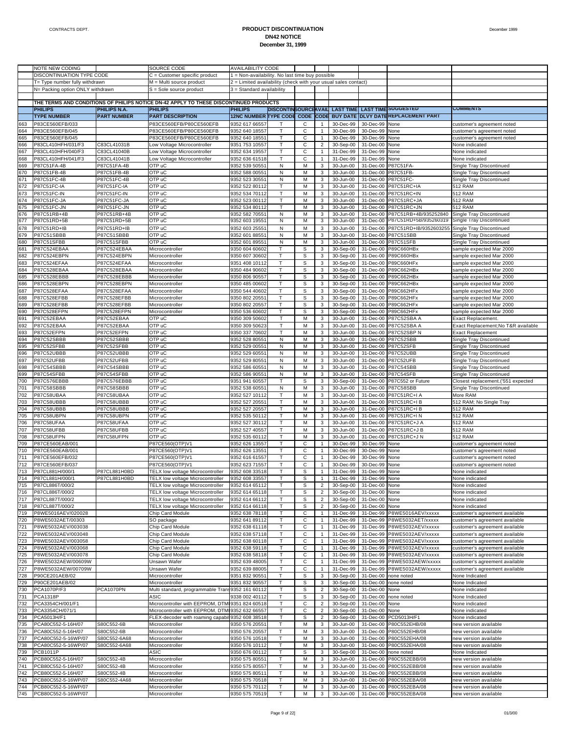# PRODUCT DISCONTINUATION

## DN42 NOTICE

### December 31, 1999

| | NOTE NEW CODING | | SOURCE CODE | AVAILABILITY CODE | | | | | | | |
|---|---|---|---|---|---|---|---|---|---|---|---|
| | DISCONTINUATION TYPE CODE | | C = Customer specific product | 1 = Non-availability. No last time buy possible | | | | | | | |
| | T= Type number fully withdrawn | | M = Multi source product | 2 = Limited availability (check with your usual sales contact) | | | | | | | |
| | N= Packing option ONLY withdrawn | | S = Sole source product | 3 = Standard availability | | | | | | | |
| | THE TERMS AND CONDITIONS OF PHILIPS NOTICE DN-42 APPLY TO THESE DISCONTINUED PRODUCTS | | | | | | | | | | |
| | **PHILIPS TYPE NUMBER** | **PHILIPS N.A. PART NUMBER** | **PHILIPS PART DESCRIPTION** | **PHILIPS 12NC NUMBER** | **DISCONTIN TYPE CODE** | **SOURCE CODE** | **AVAIL CODE** | **LAST TIME BUY DATE** | **LAST TIME DLVY DATE** | **SUGGESTED REPLACEMENT PART** | **COMMENTS** |
| 663 | P83CE560EFB/033 | | P83CE560EFB/P80CE560EFB | 9352 617 66557 | T | C | 1 | 30-Dec-99 | 30-Dec-99 | None | customer's agreement noted |
| 664 | P83CE560EFB/045 | | P83CE560EFB/P80CE560EFB | 9352 640 18557 | T | C | 1 | 30-Dec-99 | 30-Dec-99 | None | customer's agreement noted |
| 665 | P83CE560EFB/045 | | P83CE560EFB/P80CE560EFB | 9352 640 18551 | T | C | 1 | 30-Dec-99 | 30-Dec-99 | None | customer's agreement noted |
| 666 | P83CL410HFH/031/F3 | C83CL41031B | Low Voltage Microcontroller | 9351 753 10557 | T | C | 2 | 30-Sep-00 | 31-Dec-00 | None | None indicated |
| 667 | P83CL410HFH/040/F3 | C83CL41040B | Low Voltage Microcontroller | 9352 634 19557 | T | C | 1 | 31-Dec-99 | 31-Dec-99 | None | None indicated |
| 668 | P83CL410HFH/041/F3 | C83CL41041B | Low Voltage Microcontroller | 9352 636 61518 | T | C | 1 | 31-Dec-99 | 31-Dec-99 | None | None indicated |
| 669 | P87C51FA-4B | P87C51FA-4B | OTP uC | 9352 539 50551 | N | M | 3 | 30-Jun-00 | 31-Dec-00 | P87C51FA- | Single Tray Discontinued |
| 670 | P87C51FB-4B | P87C51FB-4B | OTP uC | 9352 588 00551 | N | M | 3 | 30-Jun-00 | 31-Dec-00 | P87C51FB- | Single Tray Discontinued |
| 671 | P87C51FC-4B | P87C51FC-4B | OTP uC | 9352 523 30551 | N | M | 3 | 30-Jun-00 | 31-Dec-00 | P87C51FC- | Single Tray Discontinued |
| 672 | P87C51FC-IA | P87C51FC-IA | OTP uC | 9352 522 80112 | T | M | 3 | 30-Jun-00 | 31-Dec-00 | P87C51RC+IA | 512 RAM |
| 673 | P87C51FC-IN | P87C51FC-IN | OTP uC | 9352 534 70112 | T | M | 3 | 30-Jun-00 | 31-Dec-00 | P87C51RC+IN | 512 RAM |
| 674 | P87C51FC-JA | P87C51FC-JA | OTP uC | 9352 523 00112 | T | M | 3 | 30-Jun-00 | 31-Dec-00 | P87C51RC+JA | 512 RAM |
| 675 | P87C51FC-JN | P87C51FC-JN | OTP uC | 9352 534 80112 | T | M | 3 | 30-Jun-00 | 31-Dec-00 | P87C51RC+JN | 512 RAM |
| 676 | P87C51RB+4B | P87C51RB+4B | OTP uC | 9352 582 70551 | N | M | 3 | 30-Jun-00 | 31-Dec-00 | P87C51RB+4B/935252840 | Single Tray Discontinued |
| 677 | P87C51RD+5B | P87C51RD+5B | OTP uC | 9352 603 19551 | N | M | 3 | 30-Jun-00 | 31-Dec-00 | P87C51RD+5B/935260319 | Single Tray Discontinued |
| 678 | P87C51RD+IB | P87C51RD+IB | OTP uC | 9352 603 25551 | N | M | 3 | 30-Jun-00 | 31-Dec-00 | P87C51RD+IB/9352603255 | Single Tray Discontinued |
| 679 | P87C51SBBB | P87C51SBBB | OTP uC | 9352 601 88551 | N | M | 3 | 30-Jun-00 | 31-Dec-00 | P87C51SBB | Single Tray Discontinued |
| 680 | P87C51SFBB | P87C51SFBB | OTP uC | 9352 601 89551 | N | M | 3 | 30-Jun-00 | 31-Dec-00 | P87C51SFB | Single Tray Discontinued |
| 681 | P87C524EBAA | P87C524EBAA | Microcontroller | 9350 604 60602 | T | S | 3 | 30-Sep-00 | 31-Dec-00 | P89C660HBx | sample expected Mar 2000 |
| 682 | P87C524EBPN | P87C524EBPN | Microcontroller | 9350 607 30602 | T | S | 3 | 30-Sep-00 | 31-Dec-00 | P89C660HBx | sample expected Mar 2000 |
| 683 | P87C524EFAA | P87C524EFAA | Microcontroller | 9351 408 10112 | T | S | 3 | 30-Sep-00 | 31-Dec-00 | P89C660HFx | sample expected Mar 2000 |
| 684 | P87C528EBAA | P87C528EBAA | Microcontroller | 9350 484 90602 | T | S | 3 | 30-Sep-00 | 31-Dec-00 | P89C662HBx | sample expected Mar 2000 |
| 685 | P87C528EBBB | P87C528EBBB | Microcontroller | 9350 806 90557 | T | S | 3 | 30-Sep-00 | 31-Dec-00 | P89C662HBx | sample expected Mar 2000 |
| 686 | P87C528EBPN | P87C528EBPN | Microcontroller | 9350 485 00602 | T | S | 3 | 30-Sep-00 | 31-Dec-00 | P89C662HBx | sample expected Mar 2000 |
| 687 | P87C528EFAA | P87C528EFAA | Microcontroller | 9350 544 40602 | T | S | 3 | 30-Sep-00 | 31-Dec-00 | P89C662HFx | sample expected Mar 2000 |
| 688 | P87C528EFBB | P87C528EFBB | Microcontroller | 9350 802 20551 | T | S | 3 | 30-Sep-00 | 31-Dec-00 | P89C662HFx | sample expected Mar 2000 |
| 689 | P87C528EFBB | P87C528EFBB | Microcontroller | 9350 802 20557 | T | S | 3 | 30-Sep-00 | 31-Dec-00 | P89C662HFx | sample expected Mar 2000 |
| 690 | P87C528EFPN | P87C528EFPN | Microcontroller | 9350 536 60602 | T | S | 3 | 30-Sep-00 | 31-Dec-00 | P89C662HFx | sample expected Mar 2000 |
| 691 | P87C52EBAA | P87C52EBAA | OTP uC | 9350 309 50602 | T | M | 3 | 30-Jun-00 | 31-Dec-00 | P87C52SBA A | Exact Replacement. |
| 692 | P87C52EBAA | P87C52EBAA | OTP uC | 9350 309 50623 | T | M | 3 | 30-Jun-00 | 31-Dec-00 | P87C52SBA A | Exact Replacement;No T&R available |
| 693 | P87C52EFPN | P87C52EFPN | OTP uC | 9350 337 70602 | T | M | 3 | 30-Jun-00 | 31-Dec-00 | P87C52SBP N | Exact Replacement |
| 694 | P87C52SBBB | P87C52SBBB | OTP uC | 9352 528 80551 | N | M | 3 | 30-Jun-00 | 31-Dec-00 | P87C52SBB | Single Tray Discontinued |
| 695 | P87C52SFBB | P87C52SFBB | OTP uC | 9352 529 00551 | N | M | 3 | 30-Jun-00 | 31-Dec-00 | P87C52SFB | Single Tray Discontinued |
| 696 | P87C52UBBB | P87C52UBBB | OTP uC | 9352 529 60551 | N | M | 3 | 30-Jun-00 | 31-Dec-00 | P87C52UBB | Single Tray Discontinued |
| 697 | P87C52UFBB | P87C52UFBB | OTP uC | 9352 529 80551 | N | M | 3 | 30-Jun-00 | 31-Dec-00 | P87C52UFB | Single Tray Discontinued |
| 698 | P87C54SBBB | P87C54SBBB | OTP uC | 9352 586 60551 | N | M | 3 | 30-Jun-00 | 31-Dec-00 | P87C54SBB | Single Tray Discontinued |
| 699 | P87C54SFBB | P87C54SFBB | OTP uC | 9352 586 90551 | N | M | 3 | 30-Jun-00 | 31-Dec-00 | P87C54SFB | Single Tray Discontinued |
| 700 | P87C576EBBB | P87C576EBBB | OTP uC | 9351 941 60557 | T | S | 3 | 30-Sep-00 | 31-Dec-00 | P87C552 or Future | Closest replacement.('551 expected |
| 701 | P87C58SBBB | P87C58SBBB | OTP uC | 9352 538 60551 | N | M | 3 | 30-Jun-00 | 31-Dec-00 | P87C58SBB | Single Tray Discontinued |
| 702 | P87C58UBAA | P87C58UBAA | OTP uC | 9352 527 10112 | T | M | 3 | 30-Jun-00 | 31-Dec-00 | P87C51RC+I A | More RAM |
| 703 | P87C58UBBB | P87C58UBBB | OTP uC | 9352 527 20551 | T | M | 3 | 30-Jun-00 | 31-Dec-00 | P87C51RC+I B | 512 RAM; No Single Tray |
| 704 | P87C58UBBB | P87C58UBBB | OTP uC | 9352 527 20557 | T | M | 3 | 30-Jun-00 | 31-Dec-00 | P87C51RC+I B | 512 RAM |
| 705 | P87C58UBPN | P87C58UBPN | OTP uC | 9352 535 50112 | T | M | 3 | 30-Jun-00 | 31-Dec-00 | P87C51RC+I N | 512 RAM |
| 706 | P87C58UFAA | P87C58UFAA | OTP uC | 9352 527 30112 | T | M | 3 | 30-Jun-00 | 31-Dec-00 | P87C51RC+J A | 512 RAM |
| 707 | P87C58UFBB | P87C58UFBB | OTP uC | 9352 527 40557 | T | M | 3 | 30-Jun-00 | 31-Dec-00 | P87C51RC+J B | 512 RAM |
| 708 | P87C58UFPN | P87C58UFPN | OTP uC | 9352 535 60112 | T | M | 3 | 30-Jun-00 | 31-Dec-00 | P87C51RC+J N | 512 RAM |
| 709 | P87CE560EAB/001 | | P87CE560(OTP)V1 | 9352 626 13557 | T | C | 1 | 30-Dec-99 | 30-Dec-99 | None | customer's agreement noted |
| 710 | P87CE560EAB/001 | | P87CE560(OTP)V1 | 9352 626 13551 | T | C | 1 | 30-Dec-99 | 30-Dec-99 | None | customer's agreement noted |
| 711 | P87CE560EFB/032 | | P87CE560(OTP)V1 | 9352 616 61557 | T | C | 1 | 30-Dec-99 | 30-Dec-99 | None | customer's agreement noted |
| 712 | P87CE560EFB/037 | | P87CE560(OTP)V1 | 9352 623 71557 | T | C | 1 | 30-Dec-99 | 30-Dec-99 | None | customer's agreement noted |
| 713 | P87CL881H/000/1 | P87CL881H0BD | TELX low voltage Microcontroller | 9352 608 33518 | T | S | 1 | 31-Dec-99 | 31-Dec-99 | None | None indicated |
| 714 | P87CL881H/000/1 | P87CL881H0BD | TELX low voltage Microcontroller | 9352 608 33557 | T | S | 1 | 31-Dec-99 | 31-Dec-99 | None | None indicated |
| 715 | P87CL886T/000/2 | | TELX low voltage Microcontroller | 9352 614 65112 | T | S | 2 | 30-Sep-00 | 31-Dec-00 | None | None indicated |
| 716 | P87CL886T/000/2 | | TELX low voltage Microcontroller | 9352 614 65118 | T | S | 2 | 30-Sep-00 | 31-Dec-00 | None | None indicated |
| 717 | P87CL887T/000/2 | | TELX low voltage Microcontroller | 9352 614 66112 | T | S | 2 | 30-Sep-00 | 31-Dec-00 | None | None indicated |
| 718 | P87CL887T/000/2 | | TELX low voltage Microcontroller | 9352 614 66118 | T | S | 2 | 30-Sep-00 | 31-Dec-00 | None | None indicated |
| 719 | P8WE5016AEV/020028 | | Chip Card Module | 9352 638 78118 | T | C | 1 | 31-Dec-99 | 31-Dec-99 | P8WE5016AEV/xxxxx | customer's agreement available |
| 720 | P8WE5032AET/00303 | | SO package | 9352 641 89112 | T | C | 1 | 31-Dec-99 | 31-Dec-99 | P8WE5032AET/xxxxx | customer's agreement available |
| 721 | P8WE5032AEV/003038 | | Chip Card Module | 9352 638 61118 | T | C | 1 | 31-Dec-99 | 31-Dec-99 | P8WE5032AEV/xxxxx | customer's agreement available |
| 722 | P8WE5032AEV/003048 | | Chip Card Module | 9352 638 57118 | T | C | 1 | 31-Dec-99 | 31-Dec-99 | P8WE5032AEV/xxxxx | customer's agreement available |
| 723 | P8WE5032AEV/003058 | | Chip Card Module | 9352 638 60118 | T | C | 1 | 31-Dec-99 | 31-Dec-99 | P8WE5032AEV/xxxxx | customer's agreement available |
| 724 | P8WE5032AEV/003068 | | Chip Card Module | 9352 638 59118 | T | C | 1 | 31-Dec-99 | 31-Dec-99 | P8WE5032AEV/xxxxx | customer's agreement available |
| 725 | P8WE5032AEV/003078 | | Chip Card Module | 9352 638 58118 | T | C | 1 | 31-Dec-99 | 31-Dec-99 | P8WE5032AEV/xxxxx | customer's agreement available |
| 726 | P8WE5032AEW/00609W | | Unsawn Wafer | 9352 639 48005 | T | C | 1 | 31-Dec-99 | 31-Dec-99 | P8WE5032AEW/xxxxx | customer's agreement available |
| 727 | P8WE5032AEW/00709W | | Unsawn Wafer | 9352 639 88005 | T | C | 1 | 31-Dec-99 | 31-Dec-99 | P8WE5032AEW/xxxxx | customer's agreement available |
| 728 | P90CE201AEB/02 | | Microcontroller | 9351 832 90551 | T | S | 3 | 30-Sep-00 | 31-Dec-00 | none noted | None Indicated |
| 729 | P90CE201AEB/02 | | Microcontroller | 9351 832 90557 | T | S | 3 | 30-Sep-00 | 31-Dec-00 | none noted | None Indicated |
| 730 | PCA1070P/F3 | PCA1070PN | Multi standard, programmable Trans | 9352 161 60112 | T | S | 2 | 30-Sep-00 | 31-Dec-00 | None | None Indicated |
| 731 | PCA1318P | | ASIC | 9338 002 40112 | T | S | 3 | 30-Sep-00 | 31-Dec-00 | none noted | None Indicated |
| 732 | PCA3354CH/001/F1 | | Microcontroller with EEPROM, DTM | 9351 824 60518 | T | C | 2 | 30-Sep-00 | 31-Dec-00 | None | None indicated |
| 733 | PCA3354CH/071/1 | | Microcontroller with EEPROM, DTM | 9352 632 66557 | T | C | 2 | 30-Sep-00 | 31-Dec-00 | None | None indicated |
| 734 | PCA5013H/F1 | | FLEX-decoder with roaming capabil | 9352 608 38518 | T | S | 2 | 30-Sep-00 | 31-Dec-00 | PCD5013H/F1 | None indicated |
| 735 | PCA80C552-5-16H/07 | S80C552-6B | Microcontroller | 9350 576 20551 | T | M | 3 | 30-Jun-00 | 31-Dec-00 | P80C552EHB/08 | new version available |
| 736 | PCA80C552-5-16H/07 | S80C552-6B | Microcontroller | 9350 576 20557 | T | M | 3 | 30-Jun-00 | 31-Dec-00 | P80C552EHB/08 | new version available |
| 737 | PCA80C552-5-16WP/07 | S80C552-6A68 | Microcontroller | 9350 576 10518 | T | M | 3 | 30-Jun-00 | 31-Dec-00 | P80C552EHA/08 | new version available |
| 738 | PCA80C552-5-16WP/07 | S80C552-6A68 | Microcontroller | 9350 576 10112 | T | M | 3 | 30-Jun-00 | 31-Dec-00 | P80C552EHA/08 | new version available |
| 739 | PCB1011P | | ASIC | 9350 676 00112 | T | S | 3 | 30-Sep-00 | 31-Dec-00 | none noted | None Indicated |
| 740 | PCB80C552-5-16H/07 | S80C552-4B | Microcontroller | 9350 575 80551 | T | M | 3 | 30-Jun-00 | 31-Dec-00 | P80C552EBB/08 | new version available |
| 741 | PCB80C552-5-16H/07 | S80C552-4B | Microcontroller | 9350 575 80557 | T | M | 3 | 30-Jun-00 | 31-Dec-00 | P80C552EBB/08 | new version available |
| 742 | PCB80C552-5-16H/07 | S80C552-4B | Microcontroller | 9350 575 80511 | T | M | 3 | 30-Jun-00 | 31-Dec-00 | P80C552EBB/08 | new version available |
| 743 | PCB80C552-5-16WP/07 | S80C552-4A68 | Microcontroller | 9350 575 70518 | T | M | 3 | 30-Jun-00 | 31-Dec-00 | P80C552EBA/08 | new version available |
| 744 | PCB80C552-5-16WP/07 | | Microcontroller | 9350 575 70112 | T | M | 3 | 30-Jun-00 | 31-Dec-00 | P80C552EBA/08 | new version available |
| 745 | PCB80C552-5-16WP/07 | | Microcontroller | 9350 575 70519 | T | M | 3 | 30-Jun-00 | 31-Dec-00 | P80C552EBA/08 | new version available |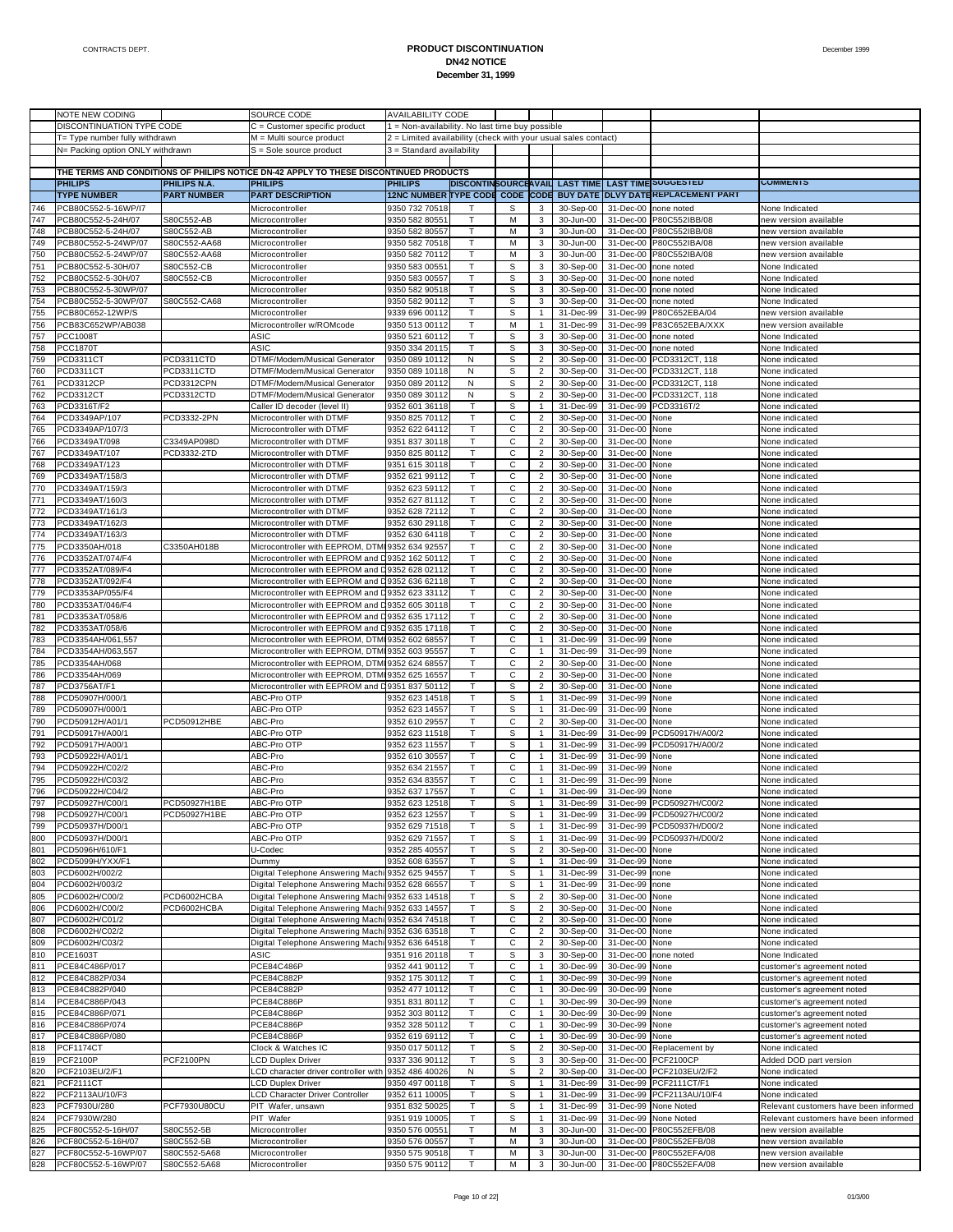# PRODUCT DISCONTINUATION

## DN42 NOTICE

### December 31, 1999

| | NOTE NEW CODING | | SOURCE CODE | AVAILABILITY CODE | | | | | | | |
|---|---|---|---|---|---|---|---|---|---|---|---|
| | DISCONTINUATION TYPE CODE | | C = Customer specific product | 1 = Non-availability. No last time buy possible | | | | | | | |
| | T= Type number fully withdrawn | | M = Multi source product | 2 = Limited availability (check with your usual sales contact) | | | | | | | |
| | N= Packing option ONLY withdrawn | | S = Sole source product | 3 = Standard availability | | | | | | | |
| | THE TERMS AND CONDITIONS OF PHILIPS NOTICE DN-42 APPLY TO THESE DISCONTINUED PRODUCTS | | | | | | | | | | |
| | **PHILIPS** | **PHILIPS N.A.** | **PHILIPS** | **PHILIPS** | **DISCONTIN** | **SOURCE** | **AVAIL** | **LAST TIME** | **LAST TIME** | **SUGGESTED** | **COMMENTS** |
| | **TYPE NUMBER** | **PART NUMBER** | **PART DESCRIPTION** | **12NC NUMBER** | **TYPE CODE** | **CODE** | **CODE** | **BUY DATE** | **DLVY DATE** | **REPLACEMENT PART** | |
| 746 | PCB80C552-5-16WP/I7 | | Microcontroller | 9350 732 70518 | T | S | 3 | 30-Sep-00 | 31-Dec-00 | none noted | None Indicated |
| 747 | PCB80C552-5-24H/07 | S80C552-AB | Microcontroller | 9350 582 80551 | T | M | 3 | 30-Jun-00 | 31-Dec-00 | P80C552IBB/08 | new version available |
| 748 | PCB80C552-5-24H/07 | S80C552-AB | Microcontroller | 9350 582 80557 | T | M | 3 | 30-Jun-00 | 31-Dec-00 | P80C552IBB/08 | new version available |
| 749 | PCB80C552-5-24WP/07 | S80C552-AA68 | Microcontroller | 9350 582 70518 | T | M | 3 | 30-Jun-00 | 31-Dec-00 | P80C552IBA/08 | new version available |
| 750 | PCB80C552-5-24WP/07 | S80C552-AA68 | Microcontroller | 9350 582 70112 | T | M | 3 | 30-Jun-00 | 31-Dec-00 | P80C552IBA/08 | new version available |
| 751 | PCB80C552-5-30H/07 | S80C552-CB | Microcontroller | 9350 583 00551 | T | S | 3 | 30-Sep-00 | 31-Dec-00 | none noted | None Indicated |
| 752 | PCB80C552-5-30H/07 | S80C552-CB | Microcontroller | 9350 583 00557 | T | S | 3 | 30-Sep-00 | 31-Dec-00 | none noted | None Indicated |
| 753 | PCB80C552-5-30WP/07 | | Microcontroller | 9350 582 90518 | T | S | 3 | 30-Sep-00 | 31-Dec-00 | none noted | None Indicated |
| 754 | PCB80C552-5-30WP/07 | S80C552-CA68 | Microcontroller | 9350 582 90112 | T | S | 3 | 30-Sep-00 | 31-Dec-00 | none noted | None Indicated |
| 755 | PCB80C652-12WP/S | | Microcontroller | 9339 696 00112 | T | S | 1 | 31-Dec-99 | 31-Dec-99 | P80C652EBA/04 | new version available |
| 756 | PCB83C652WP/AB038 | | Microcontroller w/ROMcode | 9350 513 00112 | T | M | 1 | 31-Dec-99 | 31-Dec-99 | P83C652EBA/XXX | new version available |
| 757 | PCC1008T | | ASIC | 9350 521 60112 | T | S | 3 | 30-Sep-00 | 31-Dec-00 | none noted | None Indicated |
| 758 | PCC1870T | | ASIC | 9350 334 20115 | T | S | 3 | 30-Sep-00 | 31-Dec-00 | none noted | None Indicated |
| 759 | PCD3311CT | PCD3311CTD | DTMF/Modem/Musical Generator | 9350 089 10112 | N | S | 2 | 30-Sep-00 | 31-Dec-00 | PCD3312CT, 118 | None indicated |
| 760 | PCD3311CT | PCD3311CTD | DTMF/Modem/Musical Generator | 9350 089 10118 | N | S | 2 | 30-Sep-00 | 31-Dec-00 | PCD3312CT, 118 | None indicated |
| 761 | PCD3312CP | PCD3312CPN | DTMF/Modem/Musical Generator | 9350 089 20112 | N | S | 2 | 30-Sep-00 | 31-Dec-00 | PCD3312CT, 118 | None indicated |
| 762 | PCD3312CT | PCD3312CTD | DTMF/Modem/Musical Generator | 9350 089 30112 | N | S | 2 | 30-Sep-00 | 31-Dec-00 | PCD3312CT, 118 | None indicated |
| 763 | PCD3316T/F2 | | Caller ID decoder (level II) | 9352 601 36118 | T | S | 1 | 31-Dec-99 | 31-Dec-99 | PCD3316T/2 | None indicated |
| 764 | PCD3349AP/107 | PCD3332-2PN | Microcontroller with DTMF | 9350 825 70112 | T | C | 2 | 30-Sep-00 | 31-Dec-00 | None | None indicated |
| 765 | PCD3349AP/107/3 | | Microcontroller with DTMF | 9352 622 64112 | T | C | 2 | 30-Sep-00 | 31-Dec-00 | None | None indicated |
| 766 | PCD3349AT/098 | C3349AP098D | Microcontroller with DTMF | 9351 837 30118 | T | C | 2 | 30-Sep-00 | 31-Dec-00 | None | None indicated |
| 767 | PCD3349AT/107 | PCD3332-2TD | Microcontroller with DTMF | 9350 825 80112 | T | C | 2 | 30-Sep-00 | 31-Dec-00 | None | None indicated |
| 768 | PCD3349AT/123 | | Microcontroller with DTMF | 9351 615 30118 | T | C | 2 | 30-Sep-00 | 31-Dec-00 | None | None indicated |
| 769 | PCD3349AT/158/3 | | Microcontroller with DTMF | 9352 621 99112 | T | C | 2 | 30-Sep-00 | 31-Dec-00 | None | None indicated |
| 770 | PCD3349AT/159/3 | | Microcontroller with DTMF | 9352 623 59112 | T | C | 2 | 30-Sep-00 | 31-Dec-00 | None | None indicated |
| 771 | PCD3349AT/160/3 | | Microcontroller with DTMF | 9352 627 81112 | T | C | 2 | 30-Sep-00 | 31-Dec-00 | None | None indicated |
| 772 | PCD3349AT/161/3 | | Microcontroller with DTMF | 9352 628 72112 | T | C | 2 | 30-Sep-00 | 31-Dec-00 | None | None indicated |
| 773 | PCD3349AT/162/3 | | Microcontroller with DTMF | 9352 630 29118 | T | C | 2 | 30-Sep-00 | 31-Dec-00 | None | None indicated |
| 774 | PCD3349AT/163/3 | | Microcontroller with DTMF | 9352 630 64118 | T | C | 2 | 30-Sep-00 | 31-Dec-00 | None | None indicated |
| 775 | PCD3350AH/018 | C3350AH018B | Microcontroller with EEPROM, DTMF | 9352 634 92557 | T | C | 2 | 30-Sep-00 | 31-Dec-00 | None | None indicated |
| 776 | PCD3352AT/074/F4 | | Microcontroller with EEPROM and D | 9352 162 50112 | T | C | 2 | 30-Sep-00 | 31-Dec-00 | None | None indicated |
| 777 | PCD3352AT/089/F4 | | Microcontroller with EEPROM and D | 9352 628 02112 | T | C | 2 | 30-Sep-00 | 31-Dec-00 | None | None indicated |
| 778 | PCD3352AT/092/F4 | | Microcontroller with EEPROM and D | 9352 636 62118 | T | C | 2 | 30-Sep-00 | 31-Dec-00 | None | None indicated |
| 779 | PCD3353AP/055/F4 | | Microcontroller with EEPROM and D | 9352 623 33112 | T | C | 2 | 30-Sep-00 | 31-Dec-00 | None | None indicated |
| 780 | PCD3353AT/046/F4 | | Microcontroller with EEPROM and D | 9352 605 30118 | T | C | 2 | 30-Sep-00 | 31-Dec-00 | None | None indicated |
| 781 | PCD3353AT/058/6 | | Microcontroller with EEPROM and D | 9352 635 17112 | T | C | 2 | 30-Sep-00 | 31-Dec-00 | None | None indicated |
| 782 | PCD3353AT/058/6 | | Microcontroller with EEPROM and D | 9352 635 17118 | T | C | 2 | 30-Sep-00 | 31-Dec-00 | None | None indicated |
| 783 | PCD3354AH/061,557 | | Microcontroller with EEPROM, DTMF | 9352 602 68557 | T | C | 1 | 31-Dec-99 | 31-Dec-99 | None | None indicated |
| 784 | PCD3354AH/063,557 | | Microcontroller with EEPROM, DTMF | 9352 603 95557 | T | C | 1 | 31-Dec-99 | 31-Dec-99 | None | None indicated |
| 785 | PCD3354AH/068 | | Microcontroller with EEPROM, DTMF | 9352 624 68557 | T | C | 2 | 30-Sep-00 | 31-Dec-00 | None | None indicated |
| 786 | PCD3354AH/069 | | Microcontroller with EEPROM, DTMF | 9352 625 16557 | T | C | 2 | 30-Sep-00 | 31-Dec-00 | None | None indicated |
| 787 | PCD3756AT/F1 | | Microcontroller with EEPROM and D | 9351 837 50112 | T | S | 2 | 30-Sep-00 | 31-Dec-00 | None | None indicated |
| 788 | PCD50907H/000/1 | | ABC-Pro OTP | 9352 623 14518 | T | S | 1 | 31-Dec-99 | 31-Dec-99 | None | None indicated |
| 789 | PCD50907H/000/1 | | ABC-Pro OTP | 9352 623 14557 | T | S | 1 | 31-Dec-99 | 31-Dec-99 | None | None indicated |
| 790 | PCD50912H/A01/1 | PCD50912HBE | ABC-Pro | 9352 610 29557 | T | C | 2 | 30-Sep-00 | 31-Dec-00 | None | None indicated |
| 791 | PCD50917H/A00/1 | | ABC-Pro OTP | 9352 623 11518 | T | S | 1 | 31-Dec-99 | 31-Dec-99 | PCD50917H/A00/2 | None indicated |
| 792 | PCD50917H/A00/1 | | ABC-Pro OTP | 9352 623 11557 | T | S | 1 | 31-Dec-99 | 31-Dec-99 | PCD50917H/A00/2 | None indicated |
| 793 | PCD50922H/A01/1 | | ABC-Pro | 9352 610 30557 | T | C | 1 | 31-Dec-99 | 31-Dec-99 | None | None indicated |
| 794 | PCD50922H/C02/2 | | ABC-Pro | 9352 634 21557 | T | C | 1 | 31-Dec-99 | 31-Dec-99 | None | None indicated |
| 795 | PCD50922H/C03/2 | | ABC-Pro | 9352 634 83557 | T | C | 1 | 31-Dec-99 | 31-Dec-99 | None | None indicated |
| 796 | PCD50922H/C04/2 | | ABC-Pro | 9352 637 17557 | T | C | 1 | 31-Dec-99 | 31-Dec-99 | None | None indicated |
| 797 | PCD50927H/C00/1 | PCD50927H1BE | ABC-Pro OTP | 9352 623 12518 | T | S | 1 | 31-Dec-99 | 31-Dec-99 | PCD50927H/C00/2 | None indicated |
| 798 | PCD50927H/C00/1 | PCD50927H1BE | ABC-Pro OTP | 9352 623 12557 | T | S | 1 | 31-Dec-99 | 31-Dec-99 | PCD50927H/C00/2 | None indicated |
| 799 | PCD50937H/D00/1 | | ABC-Pro OTP | 9352 629 71518 | T | S | 1 | 31-Dec-99 | 31-Dec-99 | PCD50937H/D00/2 | None indicated |
| 800 | PCD50937H/D00/1 | | ABC-Pro OTP | 9352 629 71557 | T | S | 1 | 31-Dec-99 | 31-Dec-99 | PCD50937H/D00/2 | None indicated |
| 801 | PCD5096H/610/F1 | | U-Codec | 9352 285 40557 | T | S | 2 | 30-Sep-00 | 31-Dec-00 | None | None indicated |
| 802 | PCD5099H/YXX/F1 | | Dummy | 9352 608 63557 | T | S | 1 | 31-Dec-99 | 31-Dec-99 | None | None indicated |
| 803 | PCD6002H/002/2 | | Digital Telephone Answering Machi | 9352 625 94557 | T | S | 1 | 31-Dec-99 | 31-Dec-99 | none | None indicated |
| 804 | PCD6002H/003/2 | | Digital Telephone Answering Machi | 9352 628 66557 | T | S | 1 | 31-Dec-99 | 31-Dec-99 | none | None indicated |
| 805 | PCD6002H/C00/2 | PCD6002HCBA | Digital Telephone Answering Machi | 9352 633 14518 | T | S | 2 | 30-Sep-00 | 31-Dec-00 | None | None indicated |
| 806 | PCD6002H/C00/2 | PCD6002HCBA | Digital Telephone Answering Machi | 9352 633 14557 | T | S | 2 | 30-Sep-00 | 31-Dec-00 | None | None indicated |
| 807 | PCD6002H/C01/2 | | Digital Telephone Answering Machi | 9352 634 74518 | T | C | 2 | 30-Sep-00 | 31-Dec-00 | None | None indicated |
| 808 | PCD6002H/C02/2 | | Digital Telephone Answering Machi | 9352 636 63518 | T | C | 2 | 30-Sep-00 | 31-Dec-00 | None | None indicated |
| 809 | PCD6002H/C03/2 | | Digital Telephone Answering Machi | 9352 636 64518 | T | C | 2 | 30-Sep-00 | 31-Dec-00 | None | None indicated |
| 810 | PCE1603T | | ASIC | 9351 916 20118 | T | S | 3 | 30-Sep-00 | 31-Dec-00 | none noted | None Indicated |
| 811 | PCE84C486P/017 | | PCE84C486P | 9352 441 90112 | T | C | 1 | 30-Dec-99 | 30-Dec-99 | None | customer's agreement noted |
| 812 | PCE84C882P/034 | | PCE84C882P | 9352 175 30112 | T | C | 1 | 30-Dec-99 | 30-Dec-99 | None | customer's agreement noted |
| 813 | PCE84C882P/040 | | PCE84C882P | 9352 477 10112 | T | C | 1 | 30-Dec-99 | 30-Dec-99 | None | customer's agreement noted |
| 814 | PCE84C886P/043 | | PCE84C886P | 9351 831 80112 | T | C | 1 | 30-Dec-99 | 30-Dec-99 | None | customer's agreement noted |
| 815 | PCE84C886P/071 | | PCE84C886P | 9352 303 80112 | T | C | 1 | 30-Dec-99 | 30-Dec-99 | None | customer's agreement noted |
| 816 | PCE84C886P/074 | | PCE84C886P | 9352 328 50112 | T | C | 1 | 30-Dec-99 | 30-Dec-99 | None | customer's agreement noted |
| 817 | PCE84C886P/080 | | PCE84C886P | 9352 619 69112 | T | C | 1 | 30-Dec-99 | 30-Dec-99 | None | customer's agreement noted |
| 818 | PCF1174CT | | Clock & Watches IC | 9350 017 50112 | T | S | 2 | 30-Sep-00 | 31-Dec-00 | Replacement by | None indicated |
| 819 | PCF2100P | PCF2100PN | LCD Duplex Driver | 9337 336 90112 | T | S | 3 | 30-Sep-00 | 31-Dec-00 | PCF2100CP | Added DOD part version |
| 820 | PCF2103EU/2/F1 | | LCD character driver controller with | 9352 486 40026 | N | S | 2 | 30-Sep-00 | 31-Dec-00 | PCF2103EU/2/F2 | None indicated |
| 821 | PCF2111CT | | LCD Duplex Driver | 9350 497 00118 | T | S | 1 | 31-Dec-99 | 31-Dec-99 | PCF2111CT/F1 | None indicated |
| 822 | PCF2113AU/10/F3 | | LCD Character Driver Controller | 9352 611 10005 | T | S | 1 | 31-Dec-99 | 31-Dec-99 | PCF2113AU/10/F4 | None indicated |
| 823 | PCF7930U/280 | PCF7930U80CU | PIT Wafer, unsawn | 9351 832 50025 | T | S | 1 | 31-Dec-99 | 31-Dec-99 | None Noted | Relevant customers have been informed |
| 824 | PCF7930W/280 | | PIT Wafer | 9351 919 10005 | T | S | 1 | 31-Dec-99 | 31-Dec-99 | None Noted | Relevant customers have been informed |
| 825 | PCF80C552-5-16H/07 | S80C552-5B | Microcontroller | 9350 576 00551 | T | M | 3 | 30-Jun-00 | 31-Dec-00 | P80C552EFB/08 | new version available |
| 826 | PCF80C552-5-16H/07 | S80C552-5B | Microcontroller | 9350 576 00557 | T | M | 3 | 30-Jun-00 | 31-Dec-00 | P80C552EFB/08 | new version available |
| 827 | PCF80C552-5-16WP/07 | S80C552-5A68 | Microcontroller | 9350 575 90518 | T | M | 3 | 30-Jun-00 | 31-Dec-00 | P80C552EFA/08 | new version available |
| 828 | PCF80C552-5-16WP/07 | S80C552-5A68 | Microcontroller | 9350 575 90112 | T | M | 3 | 30-Jun-00 | 31-Dec-00 | P80C552EFA/08 | new version available |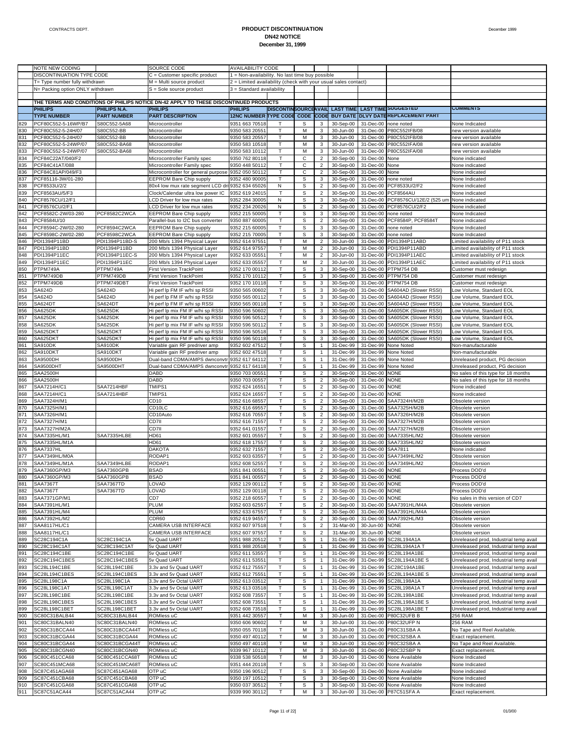# PRODUCT DISCONTINUATION
## DN42 NOTICE
### December 31, 1999

| NOTE NEW CODING | | SOURCE CODE | AVAILABILITY CODE | | | | | | | |
|---|---|---|---|---|---|---|---|---|---|---|
| DISCONTINUATION TYPE CODE | | C = Customer specific product | 1 = Non-availability. No last time buy possible | | | | | | | |
| T= Type number fully withdrawn | | M = Multi source product | 2 = Limited availability (check with your usual sales contact) | | | | | | | |
| N= Packing option ONLY withdrawn | | S = Sole source product | 3 = Standard availability | | | | | | | |

THE TERMS AND CONDITIONS OF PHILIPS NOTICE DN-42 APPLY TO THESE DISCONTINUED PRODUCTS

| | PHILIPS TYPE NUMBER | PHILIPS N.A. PART NUMBER | PHILIPS PART DESCRIPTION | PHILIPS 12NC NUMBER | DISCONTIN TYPE CODE | SOURCE CODE | AVAIL CODE | LAST TIME BUY DATE | LAST TIME DLVY DATE | SUGGESTED REPLACEMENT PART | COMMENTS |
|---|---|---|---|---|---|---|---|---|---|---|---|
| 829 | PCF80C552-5-16WP/B7 | S80C552-5A68 | Microcontroller | 9351 663 70518 | T | S | 3 | 30-Sep-00 | 31-Dec-00 | none noted | None Indicated |
| 830 | PCF80C552-5-24H/07 | S80C552-BB | Microcontroller | 9350 583 20551 | T | M | 3 | 30-Jun-00 | 31-Dec-00 | P80C552IFB/08 | new version available |
| 831 | PCF80C552-5-24H/07 | S80C552-BB | Microcontroller | 9350 583 20557 | T | M | 3 | 30-Jun-00 | 31-Dec-00 | P80C552IFB/08 | new version available |
| 832 | PCF80C552-5-24WP/07 | S80C552-BA68 | Microcontroller | 9350 583 10518 | T | M | 3 | 30-Jun-00 | 31-Dec-00 | P80C552IFA/08 | new version available |
| 833 | PCF80C552-5-24WP/07 | S80C552-BA68 | Microcontroller | 9350 583 10112 | T | M | 3 | 30-Jun-00 | 31-Dec-00 | P80C552IFA/08 | new version available |
| 834 | PCF84C22AT/040/F2 | | Microcontroller Family spec | 9350 762 80118 | T | C | 2 | 30-Sep-00 | 31-Dec-00 | None | None indicated |
| 835 | PCF84C41AT/088 | | Microcontroller Family spec | 9350 448 50112 | T | C | 2 | 30-Sep-00 | 31-Dec-00 | None | None indicated |
| 836 | PCF84C81AP/049/F3 | | Microcontroller for general purpose | 9352 050 50112 | T | C | 2 | 30-Sep-00 | 31-Dec-00 | None | None indicated |
| 837 | PCF85116-3W/01-280 | | EEPROM Bare Chip supply | 9352 480 90005 | T | S | 3 | 30-Sep-00 | 31-Dec-00 | none noted | None Indicated |
| 838 | PCF8533U/2/2 | | 80x4 low mux rate segment LCD dri | 9352 634 65026 | N | S | 2 | 30-Sep-00 | 31-Dec-00 | PCF8533U/2/F2 | None indicated |
| 839 | PCF8563AU/5/F3 | | Clock/Calendar ultra low power IC | 9352 619 24015 | T | S | 2 | 30-Sep-00 | 31-Dec-00 | PCF8564AU | None indicated |
| 840 | PCF8576CU/12/F1 | | LCD Driver for low mux rates | 9352 284 30005 | N | S | 3 | 30-Sep-00 | 31-Dec-00 | PCF8576CU/12E/2 (525 um | None indicated |
| 841 | PCF8576CU/2/F1 | | LCD Driver for low mux rates | 9352 234 20026 | N | S | 2 | 30-Sep-00 | 31-Dec-00 | PCF8576CU/2/F2 | None indicated |
| 842 | PCF8582C-2W/03-280 | PCF8582C2WCA | EEPROM Bare Chip supply | 9352 215 50005 | T | S | 3 | 30-Sep-00 | 31-Dec-00 | none noted | None Indicated |
| 843 | PCF8584U/10 | | Parallel-bus to I2C bus converter | 9350 887 60005 | T | S | 2 | 30-Sep-00 | 31-Dec-00 | PCF8584P, PCF8584T | None indicated |
| 844 | PCF8594C-2W/02-280 | PCF8594C2WCA | EEPROM Bare Chip supply | 9352 215 60005 | T | S | 3 | 30-Sep-00 | 31-Dec-00 | none noted | None Indicated |
| 845 | PCF8598C-2W/02-280 | PCF8598C2WCA | EEPROM Bare Chip supply | 9352 215 70005 | T | S | 3 | 30-Sep-00 | 31-Dec-00 | none noted | None Indicated |
| 846 | PDI1394P11BD | PDI1394P11BD-S | 200 Mb/s 1394 Physical Layer | 9352 614 97551 | T | M | 2 | 30-Jun-00 | 31-Dec-00 | PDI1394P11ABD | Limited availability of P11 stock |
| 847 | PDI1394P11BD | PDI1394P11BD | 200 Mb/s 1394 Physical Layer | 9352 614 97557 | T | M | 2 | 30-Jun-00 | 31-Dec-00 | PDI1394P11ABD | Limited availability of P11 stock |
| 848 | PDI1394P11EC | PDI1394P11EC-S | 200 Mb/s 1394 Physical Layer | 9352 633 05551 | T | M | 2 | 30-Jun-00 | 31-Dec-00 | PDI1394P11AEC | Limited availability of P11 stock |
| 849 | PDI1394P11EC | PDI1394P11EC | 200 Mb/s 1394 Physical Layer | 9352 633 05557 | T | M | 2 | 30-Jun-00 | 31-Dec-00 | PDI1394P11AEC | Limited availability of P11 stock |
| 850 | PTPM749A | PTPM749A | First Version TrackPoint | 9352 170 00112 | T | S | 3 | 30-Sep-00 | 31-Dec-00 | PTPM754 DB | Customer must redesign |
| 851 | PTPM749DB | PTPM749DB | First Version TrackPoint | 9352 170 10112 | T | S | 3 | 30-Sep-00 | 31-Dec-00 | PTPM754 DB | Customer must redesign |
| 852 | PTPM749DB | PTPM749DBT | First Version TrackPoint | 9352 170 10118 | T | S | 3 | 30-Sep-00 | 31-Dec-00 | PTPM754 DB | Customer must redesign |
| 853 | SA624D | SA624D | Hi perf lp FM IF w/hi sp RSSI | 9350 565 00602 | T | S | 3 | 30-Sep-00 | 31-Dec-00 | SA604AD (Slower RSSI) | Low Volume, Standard EOL |
| 854 | SA624D | SA624D | Hi perf lp FM IF w/hi sp RSSI | 9350 565 00112 | T | S | 3 | 30-Sep-00 | 31-Dec-00 | SA604AD (Slower RSSI) | Low Volume, Standard EOL |
| 855 | SA624DT | SA624DT | Hi perf lp FM IF w/hi sp RSSI | 9350 565 00118 | T | S | 3 | 30-Sep-00 | 31-Dec-00 | SA604AD (Slower RSSI) | Low Volume, Standard EOL |
| 856 | SA625DK | SA625DK | Hi perf lp mix FM IF w/hi sp RSSI | 9350 596 50602 | T | S | 3 | 30-Sep-00 | 31-Dec-00 | SA605DK (Slower RSSI) | Low Volume, Standard EOL |
| 857 | SA625DK | SA625DK | Hi perf lp mix FM IF w/hi sp RSSI | 9350 596 50512 | T | S | 3 | 30-Sep-00 | 31-Dec-00 | SA605DK (Slower RSSI) | Low Volume, Standard EOL |
| 858 | SA625DK | SA625DK | Hi perf lp mix FM IF w/hi sp RSSI | 9350 596 50112 | T | S | 3 | 30-Sep-00 | 31-Dec-00 | SA605DK (Slower RSSI) | Low Volume, Standard EOL |
| 859 | SA625DKT | SA625DKT | Hi perf lp mix FM IF w/hi sp RSSI | 9350 596 50518 | T | S | 3 | 30-Sep-00 | 31-Dec-00 | SA605DK (Slower RSSI) | Low Volume, Standard EOL |
| 860 | SA625DKT | SA625DKT | Hi perf lp mix FM IF w/hi sp RSSI | 9350 596 50118 | T | S | 3 | 30-Sep-00 | 31-Dec-00 | SA605DK (Slower RSSI) | Low Volume, Standard EOL |
| 861 | SA910DK | SA910DK | Variable gain RF predriver amp | 9352 602 47512 | T | S | 1 | 31-Dec-99 | 31-Dec-99 | None Noted | Non-manufacturable |
| 862 | SA910DKT | SA910DKT | Variable gain RF predriver amp | 9352 602 47518 | T | S | 1 | 31-Dec-99 | 31-Dec-99 | None Noted | Non-manufacturable |
| 863 | SA9500DH | SA9500DH | Dual-band CDMA/AMPS dwnconvtr | 9352 617 64112 | T | S | 1 | 31-Dec-99 | 31-Dec-99 | None Noted | Unreleased product, PG decision |
| 864 | SA9500DHT | SA9500DHT | Dual-band CDMA/AMPS dwnconvtr | 9352 617 64118 | T | S | 1 | 31-Dec-99 | 31-Dec-99 | None Noted | Unreleased product, PG decision |
| 865 | SAA2500H | | DABD | 9350 703 00551 | T | S | 2 | 30-Sep-00 | 31-Dec-00 | NONE | No sales of this type for 18 months |
| 866 | SAA2500H | | DABD | 9350 703 00557 | T | S | 2 | 30-Sep-00 | 31-Dec-00 | NONE | No sales of this type for 18 months |
| 867 | SAA7214H/C1 | SAA7214HBF | TMIPS1 | 9352 624 16551 | T | S | 2 | 30-Sep-00 | 31-Dec-00 | NONE | None indicated |
| 868 | SAA7214H/C1 | SAA7214HBF | TMIPS1 | 9352 624 16557 | T | S | 2 | 30-Sep-00 | 31-Dec-00 | NONE | None indicated |
| 869 | SAA7324H/M1 | | CD10 | 9352 616 68557 | T | S | 2 | 30-Sep-00 | 31-Dec-00 | SAA7324H/M2B | Obsolete version |
| 870 | SAA7325H/M1 | | CD10LC | 9352 616 69557 | T | S | 2 | 30-Sep-00 | 31-Dec-00 | SAA7325H/M2B | Obsolete version |
| 871 | SAA7326H/M1 | | CD10Auto | 9352 616 70557 | T | S | 2 | 30-Sep-00 | 31-Dec-00 | SAA7326H/M2B | Obsolete version |
| 872 | SAA7327H/M1 | | CD7II | 9352 616 71557 | T | S | 2 | 30-Sep-00 | 31-Dec-00 | SAA7327H/M2B | Obsolete version |
| 873 | SAA7327H/M2A | | CD7II | 9352 641 01557 | T | S | 2 | 30-Sep-00 | 31-Dec-00 | SAA7327H/M2B | Obsolete version |
| 874 | SAA7335HL/M1 | SAA7335HLBE | HD61 | 9352 601 05557 | T | S | 2 | 30-Sep-00 | 31-Dec-00 | SAA7335HL/M2 | Obsolete version |
| 875 | SAA7335HL/M1A | | HD61 | 9352 618 17557 | T | S | 2 | 30-Sep-00 | 31-Dec-00 | SAA7335HL/M2 | Obsolete version |
| 876 | SAA7337HL | | DAKOTA | 9352 632 71557 | T | S | 2 | 30-Sep-00 | 31-Dec-00 | SAA7811 | None indicated |
| 877 | SAA7349HL/M0A | | RODAP1 | 9352 603 63557 | T | S | 2 | 30-Sep-00 | 31-Dec-00 | SAA7349HL/M2 | Obsolete version |
| 878 | SAA7349HL/M1A | SAA7349HLBE | RODAP1 | 9352 608 52557 | T | S | 2 | 30-Sep-00 | 31-Dec-00 | SAA7349HL/M2 | Obsolete version |
| 879 | SAA7360GP/M3 | SAA7360GPB | BSAD | 9351 841 00551 | T | S | 2 | 30-Sep-00 | 31-Dec-00 | NONE | Process DOD'd |
| 880 | SAA7360GP/M3 | SAA7360GPB | BSAD | 9351 841 00557 | T | S | 2 | 30-Sep-00 | 31-Dec-00 | NONE | Process DOD'd |
| 881 | SAA7367T | SAA7367TD | LOVAD | 9352 129 00112 | T | S | 2 | 30-Sep-00 | 31-Dec-00 | NONE | Process DOD'd |
| 882 | SAA7367T | SAA7367TD | LOVAD | 9352 129 00118 | T | S | 2 | 30-Sep-00 | 31-Dec-00 | NONE | Process DOD'd |
| 883 | SAA7371GP/M1 | | CD7 | 9352 218 60557 | T | S | 2 | 30-Sep-00 | 31-Dec-00 | NONE | No sales in this version of CD7 |
| 884 | SAA7391HL/M1 | | PLUM | 9352 603 62557 | T | S | 2 | 30-Sep-00 | 31-Dec-00 | SAA7391HL/M4A | Obsolete version |
| 885 | SAA7391HL/M4 | | PLUM | 9352 633 67557 | T | S | 2 | 30-Sep-00 | 31-Dec-00 | SAA7391HL/M4A | Obsolete version |
| 886 | SAA7392HL/M2 | | CDR60 | 9352 619 94557 | T | S | 2 | 30-Sep-00 | 31-Dec-00 | SAA7392HL/M3 | Obsolete version |
| 887 | SAA8117HL/C1 | | CAMERA USB INTERFACE | 9352 607 97518 | T | S | 2 | 31-Mar-00 | 30-Jun-00 | NONE | Obsolete version |
| 888 | SAA8117HL/C1 | | CAMERA USB INTERFACE | 9352 607 97557 | T | S | 2 | 31-Mar-00 | 30-Jun-00 | NONE | Obsolete version |
| 889 | SC28C194C1A | SC28C194C1A | 5v Quad UART | 9351 988 20512 | T | S | 1 | 31-Dec-99 | 31-Dec-99 | SC28L194A1A | Unreleased prod, Industrial temp avail |
| 890 | SC28C194C1AT | SC28C194C1AT | 5v Quad UART | 9351 988 20518 | T | S | 1 | 31-Dec-99 | 31-Dec-99 | SC28L194A1A T | Unreleased prod, Industrial temp avail |
| 891 | SC28C194C1BE | SC28C194C1BE | 5v Quad UART | 9352 611 53557 | T | S | 1 | 31-Dec-99 | 31-Dec-99 | SC28L194A1BE | Unreleased prod, Industrial temp avail |
| 892 | SC28C194C1BES | SC28C194C1BES | 5v Quad UART | 9352 611 53551 | T | S | 1 | 31-Dec-99 | 31-Dec-99 | SC28L194A1BE S | Unreleased prod, Industrial temp avail |
| 893 | SC28L194C1BE | SC28L194C1BE | 3.3v and 5v Quad UART | 9352 612 75557 | T | S | 1 | 31-Dec-99 | 31-Dec-99 | SC28C194A1BE | Unreleased prod, Industrial temp avail |
| 894 | SC28L194C1BES | SC28L194C1BES | 3.3v and 5v Quad UART | 9352 612 75551 | T | S | 1 | 31-Dec-99 | 31-Dec-99 | SC28L194A1BE S | Unreleased prod, Industrial temp avail |
| 895 | SC28L198C1A | SC28L198C1A | 3.3v and 5v Octal UART | 9352 613 03512 | T | S | 1 | 31-Dec-99 | 31-Dec-99 | SC28L198A1A | Unreleased prod, Industrial temp avail |
| 896 | SC28L198C1AT | SC28L198C1AT | 3.3v and 5v Octal UART | 9352 613 03518 | T | S | 1 | 31-Dec-99 | 31-Dec-99 | SC28L198A1A T | Unreleased prod, Industrial temp avail |
| 897 | SC28L198C1BE | SC28L198C1BE | 3.3v and 5v Octal UART | 9352 608 73557 | T | S | 1 | 31-Dec-99 | 31-Dec-99 | SC28L198A1BE | Unreleased prod, Industrial temp avail |
| 898 | SC28L198C1BES | SC28L198C1BES | 3.3v and 5v Octal UART | 9352 608 73551 | T | S | 1 | 31-Dec-99 | 31-Dec-99 | SC28L198A1BE S | Unreleased prod, Industrial temp avail |
| 899 | SC28L198C1BET | SC28L198C1BET | 3.3v and 5v Octal UART | 9352 608 73518 | T | S | 1 | 31-Dec-99 | 31-Dec-99 | SC28L198A1BE T | Unreleased prod, Industrial temp avail |
| 900 | SC80C31BALB44 | SC80C31BALB44 | ROMless uC | 9351 442 30557 | T | M | 3 | 30-Jun-00 | 31-Dec-00 | P80C32UFB B | 256 RAM |
| 901 | SC80C31BALN40 | SC80C31BALN40 | ROMless uC | 9350 606 90602 | T | M | 3 | 30-Jun-00 | 31-Dec-00 | P80C32UFP N | 256 RAM |
| 902 | SC80C31BCCA44 | SC80C31BCCA44T | ROMless uC | 9350 055 70118 | T | M | 3 | 30-Jun-00 | 31-Dec-00 | P80C31SBA A | No Tape and Reel Available. |
| 903 | SC80C31BCGA44 | SC80C31BCGA44 | ROMless uC | 9350 497 40112 | T | M | 3 | 30-Jun-00 | 31-Dec-00 | P80C32SBA A | Exact replacement. |
| 904 | SC80C31BCGA44 | SC80C31BCGA44T | ROMless uC | 9350 497 40118 | T | M | 3 | 30-Jun-00 | 31-Dec-00 | P80C32SBA A | No Tape and Reel Available. |
| 905 | SC80C31BCGN40 | SC80C31BCGN40 | ROMless uC | 9339 967 10112 | T | M | 3 | 30-Jun-00 | 31-Dec-00 | P80C32SBP N | Exact replacement. |
| 906 | SC80C451CCA68 | SC80C451CCA68T | ROMless uC | 9338 538 50518 | T | M | 3 | 30-Jun-00 | 31-Dec-00 | None Available | None Indicated |
| 907 | SC80C451MCA68 | SC80C451MCA68T | ROMless uC | 9351 444 20118 | T | S | 3 | 30-Sep-00 | 31-Dec-00 | None Available | None Indicated |
| 908 | SC87C451AGA68 | SC87C451AGA68 | OTP uC | 9350 196 90512 | T | S | 3 | 30-Sep-00 | 31-Dec-00 | None Available | None Indicated |
| 909 | SC87C451CBA68 | SC87C451CBA68 | OTP uC | 9350 197 10512 | T | S | 3 | 30-Sep-00 | 31-Dec-00 | None Available | None Indicated |
| 910 | SC87C451CGA68 | SC87C451CGA68 | OTP uC | 9350 037 30512 | T | S | 3 | 30-Sep-00 | 31-Dec-00 | None Available | None Indicated |
| 911 | SC87C51ACA44 | SC87C51ACA44 | OTP uC | 9339 990 30112 | T | M | 3 | 30-Jun-00 | 31-Dec-00 | P87C51SFA A | Exact replacement. |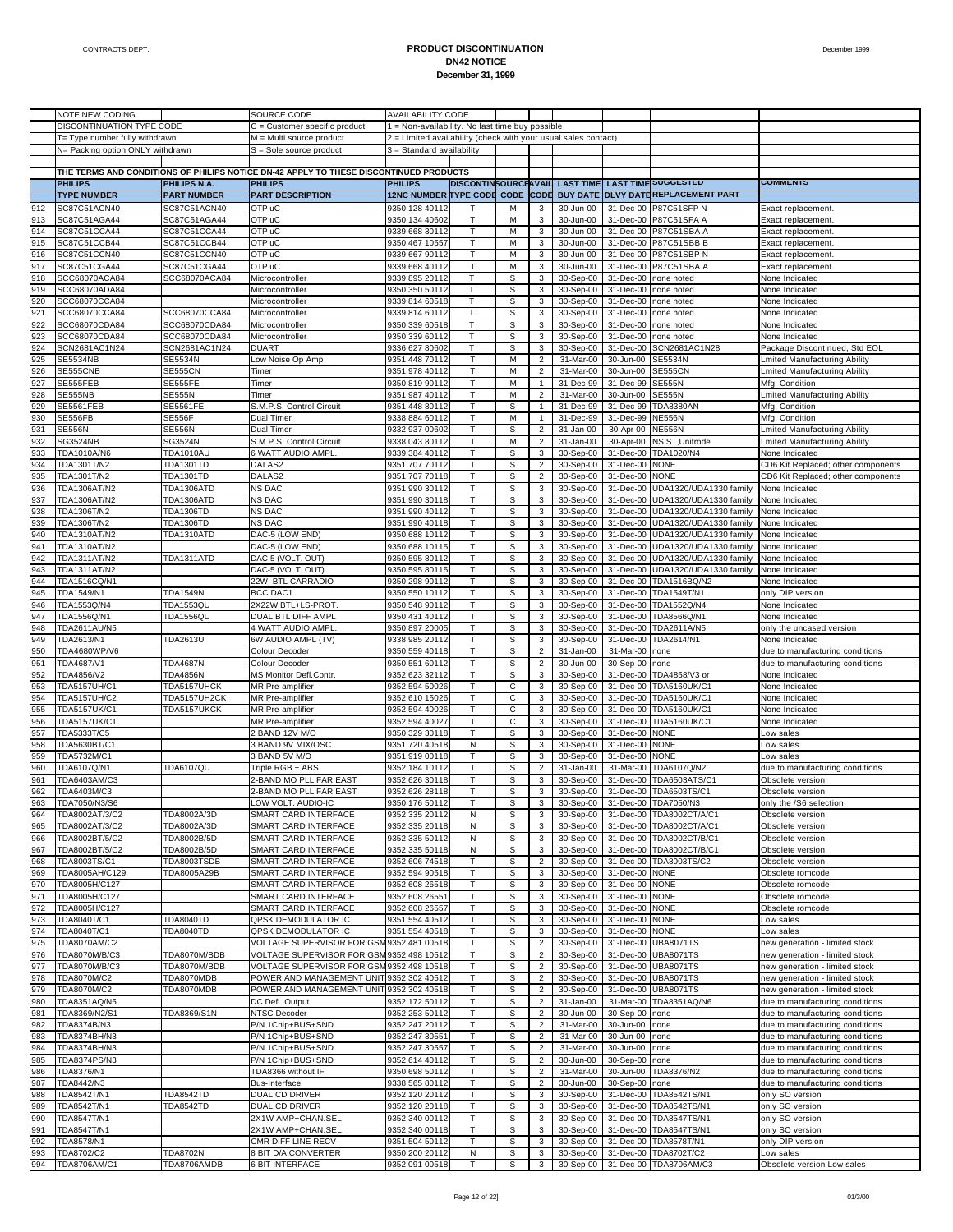CONTRACTS DEPT.

# PRODUCT DISCONTINUATION
## DN42 NOTICE
**December 31, 1999**

December 1999

| | NOTE NEW CODING | | SOURCE CODE | AVAILABILITY CODE | | | | | | | |
|---|---|---|---|---|---|---|---|---|---|---|---|
| | DISCONTINUATION TYPE CODE | | C = Customer specific product | 1 = Non-availability. No last time buy possible | | | | | | | |
| | T= Type number fully withdrawn | | M = Multi source product | 2 = Limited availability (check with your usual sales contact) | | | | | | | |
| | N= Packing option ONLY withdrawn | | S = Sole source product | 3 = Standard availability | | | | | | | |
| | THE TERMS AND CONDITIONS OF PHILIPS NOTICE DN-42 APPLY TO THESE DISCONTINUED PRODUCTS | | | | | | | | | | |
| | **PHILIPS TYPE NUMBER** | **PHILIPS N.A. PART NUMBER** | **PHILIPS PART DESCRIPTION** | **PHILIPS 12NC NUMBER** | **DISCONTIN TYPE CODE** | **SOURCE CODE** | **AVAIL CODE** | **LAST TIME BUY DATE** | **LAST TIME DLVY DATE** | **SUGGESTED REPLACEMENT PART** | **COMMENTS** |
| 912 | SC87C51ACN40 | SC87C51ACN40 | OTP uC | 9350 128 40112 | T | M | 3 | 30-Jun-00 | 31-Dec-00 | P87C51SFP N | Exact replacement. |
| 913 | SC87C51AGA44 | SC87C51AGA44 | OTP uC | 9350 134 40602 | T | M | 3 | 30-Jun-00 | 31-Dec-00 | P87C51SFA A | Exact replacement. |
| 914 | SC87C51CCA44 | SC87C51CCA44 | OTP uC | 9339 668 30112 | T | M | 3 | 30-Jun-00 | 31-Dec-00 | P87C51SBA A | Exact replacement. |
| 915 | SC87C51CCB44 | SC87C51CCB44 | OTP uC | 9350 467 10557 | T | M | 3 | 30-Jun-00 | 31-Dec-00 | P87C51SBB B | Exact replacement. |
| 916 | SC87C51CCN40 | SC87C51CCN40 | OTP uC | 9339 667 90112 | T | M | 3 | 30-Jun-00 | 31-Dec-00 | P87C51SBP N | Exact replacement. |
| 917 | SC87C51CGA44 | SC87C51CGA44 | OTP uC | 9339 668 40112 | T | M | 3 | 30-Jun-00 | 31-Dec-00 | P87C51SBA A | Exact replacement. |
| 918 | SCC68070ACA84 | SCC68070ACA84 | Microcontroller | 9339 895 20112 | T | S | 3 | 30-Sep-00 | 31-Dec-00 | none noted | None Indicated |
| 919 | SCC68070ADA84 | | Microcontroller | 9350 350 50112 | T | S | 3 | 30-Sep-00 | 31-Dec-00 | none noted | None Indicated |
| 920 | SCC68070CCA84 | | Microcontroller | 9339 814 60518 | T | S | 3 | 30-Sep-00 | 31-Dec-00 | none noted | None Indicated |
| 921 | SCC68070CCA84 | SCC68070CCA84 | Microcontroller | 9339 814 60112 | T | S | 3 | 30-Sep-00 | 31-Dec-00 | none noted | None Indicated |
| 922 | SCC68070CDA84 | SCC68070CDA84 | Microcontroller | 9350 339 60518 | T | S | 3 | 30-Sep-00 | 31-Dec-00 | none noted | None Indicated |
| 923 | SCC68070CDA84 | SCC68070CDA84 | Microcontroller | 9350 339 60112 | T | S | 3 | 30-Sep-00 | 31-Dec-00 | none noted | None Indicated |
| 924 | SCN2681AC1N24 | SCN2681AC1N24 | DUART | 9336 627 80602 | T | S | 3 | 30-Sep-00 | 31-Dec-00 | SCN2681AC1N28 | Package Discontinued, Std EOL |
| 925 | SE5534NB | SE5534N | Low Noise Op Amp | 9351 448 70112 | T | M | 2 | 31-Mar-00 | 30-Jun-00 | SE5534N | Lmited Manufacturing Ability |
| 926 | SE555CNB | SE555CN | Timer | 9351 978 40112 | T | M | 2 | 31-Mar-00 | 30-Jun-00 | SE555CN | Lmited Manufacturing Ability |
| 927 | SE555FEB | SE555FE | Timer | 9350 819 90112 | T | M | 1 | 31-Dec-99 | 31-Dec-99 | SE555N | Mfg. Condition |
| 928 | SE555NB | SE555N | Timer | 9351 987 40112 | T | M | 2 | 31-Mar-00 | 30-Jun-00 | SE555N | Lmited Manufacturing Ability |
| 929 | SE5561FEB | SE5561FE | S.M.P.S. Control Circuit | 9351 448 80112 | T | S | 1 | 31-Dec-99 | 31-Dec-99 | TDA8380AN | Mfg. Condition |
| 930 | SE556FB | SE556F | Dual Timer | 9338 884 60112 | T | M | 1 | 31-Dec-99 | 31-Dec-99 | NE556N | Mfg. Condition |
| 931 | SE556N | SE556N | Dual Timer | 9332 937 00602 | T | S | 2 | 31-Jan-00 | 30-Apr-00 | NE556N | Lmited Manufacturing Ability |
| 932 | SG3524NB | SG3524N | S.M.P.S. Control Circuit | 9338 043 80112 | T | M | 2 | 31-Jan-00 | 30-Apr-00 | NS,ST,Unitrode | Lmited Manufacturing Ability |
| 933 | TDA1010A/N6 | TDA1010AU | 6 WATT AUDIO AMPL. | 9339 384 40112 | T | S | 3 | 30-Sep-00 | 31-Dec-00 | TDA1020/N4 | None Indicated |
| 934 | TDA1301T/N2 | TDA1301TD | DALAS2 | 9351 707 70112 | T | S | 2 | 30-Sep-00 | 31-Dec-00 | NONE | CD6 Kit Replaced; other components |
| 935 | TDA1301T/N2 | TDA1301TD | DALAS2 | 9351 707 70118 | T | S | 2 | 30-Sep-00 | 31-Dec-00 | NONE | CD6 Kit Replaced; other components |
| 936 | TDA1306AT/N2 | TDA1306ATD | NS DAC | 9351 990 30112 | T | S | 3 | 30-Sep-00 | 31-Dec-00 | UDA1320/UDA1330 family | None Indicated |
| 937 | TDA1306AT/N2 | TDA1306ATD | NS DAC | 9351 990 30118 | T | S | 3 | 30-Sep-00 | 31-Dec-00 | UDA1320/UDA1330 family | None Indicated |
| 938 | TDA1306T/N2 | TDA1306TD | NS DAC | 9351 990 40112 | T | S | 3 | 30-Sep-00 | 31-Dec-00 | UDA1320/UDA1330 family | None Indicated |
| 939 | TDA1306T/N2 | TDA1306TD | NS DAC | 9351 990 40118 | T | S | 3 | 30-Sep-00 | 31-Dec-00 | UDA1320/UDA1330 family | None Indicated |
| 940 | TDA1310AT/N2 | TDA1310ATD | DAC-5 (LOW END) | 9350 688 10112 | T | S | 3 | 30-Sep-00 | 31-Dec-00 | UDA1320/UDA1330 family | None Indicated |
| 941 | TDA1310AT/N2 | | DAC-5 (LOW END) | 9350 688 10115 | T | S | 3 | 30-Sep-00 | 31-Dec-00 | UDA1320/UDA1330 family | None Indicated |
| 942 | TDA1311AT/N2 | TDA1311ATD | DAC-5 (VOLT. OUT) | 9350 595 80112 | T | S | 3 | 30-Sep-00 | 31-Dec-00 | UDA1320/UDA1330 family | None Indicated |
| 943 | TDA1311AT/N2 | | DAC-5 (VOLT. OUT) | 9350 595 80115 | T | S | 3 | 30-Sep-00 | 31-Dec-00 | UDA1320/UDA1330 family | None Indicated |
| 944 | TDA1516CQ/N1 | | 22W. BTL CARRADIO | 9350 298 90112 | T | S | 3 | 30-Sep-00 | 31-Dec-00 | TDA1516BQ/N2 | None Indicated |
| 945 | TDA1549/N1 | TDA1549N | BCC DAC1 | 9350 550 10112 | T | S | 3 | 30-Sep-00 | 31-Dec-00 | TDA1549T/N1 | only DIP version |
| 946 | TDA1553Q/N4 | TDA1553QU | 2X22W BTL+LS-PROT. | 9350 548 90112 | T | S | 3 | 30-Sep-00 | 31-Dec-00 | TDA1552Q/N4 | None Indicated |
| 947 | TDA1556Q/N1 | TDA1556QU | DUAL BTL DIFF AMPL | 9350 431 40112 | T | S | 3 | 30-Sep-00 | 31-Dec-00 | TDA8566Q/N1 | None Indicated |
| 948 | TDA2611AU/N5 | | 4 WATT AUDIO AMPL. | 9350 897 20005 | T | S | 3 | 30-Sep-00 | 31-Dec-00 | TDA2611A/N5 | only the uncased version |
| 949 | TDA2613/N1 | TDA2613U | 6W AUDIO AMPL (TV) | 9338 985 20112 | T | S | 3 | 30-Sep-00 | 31-Dec-00 | TDA2614/N1 | None Indicated |
| 950 | TDA4680WP/V6 | | Colour Decoder | 9350 559 40118 | T | S | 2 | 31-Jan-00 | 31-Mar-00 | none | due to manufacturing conditions |
| 951 | TDA4687/V1 | TDA4687N | Colour Decoder | 9350 551 60112 | T | S | 2 | 30-Jun-00 | 30-Sep-00 | none | due to manufacturing conditions |
| 952 | TDA4856/V2 | TDA4856N | MS Monitor Defl.Contr. | 9352 623 32112 | T | S | 3 | 30-Sep-00 | 31-Dec-00 | TDA4858/V3 or | None Indicated |
| 953 | TDA5157UH/C1 | TDA5157UHCK | MR Pre-amplifier | 9352 594 50026 | T | C | 3 | 30-Sep-00 | 31-Dec-00 | TDA5160UK/C1 | None Indicated |
| 954 | TDA5157UH/C2 | TDA5157UH2CK | MR Pre-amplifier | 9352 610 15026 | T | C | 3 | 30-Sep-00 | 31-Dec-00 | TDA5160UK/C1 | None Indicated |
| 955 | TDA5157UK/C1 | TDA5157UKCK | MR Pre-amplifier | 9352 594 40026 | T | C | 3 | 30-Sep-00 | 31-Dec-00 | TDA5160UK/C1 | None Indicated |
| 956 | TDA5157UK/C1 | | MR Pre-amplifier | 9352 594 40027 | T | C | 3 | 30-Sep-00 | 31-Dec-00 | TDA5160UK/C1 | None Indicated |
| 957 | TDA5333T/C5 | | 2 BAND 12V M/O | 9350 329 30118 | T | S | 3 | 30-Sep-00 | 31-Dec-00 | NONE | Low sales |
| 958 | TDA5630BT/C1 | | 3 BAND 9V MIX/OSC | 9351 720 40518 | N | S | 3 | 30-Sep-00 | 31-Dec-00 | NONE | Low sales |
| 959 | TDA5732M/C1 | | 3 BAND 5V M/O | 9351 919 00118 | T | S | 3 | 30-Sep-00 | 31-Dec-00 | NONE | Low sales |
| 960 | TDA6107Q/N1 | TDA6107QU | Triple RGB + ABS | 9352 184 10112 | T | S | 2 | 31-Jan-00 | 31-Mar-00 | TDA6107Q/N2 | due to manufacturing conditions |
| 961 | TDA6403AM/C3 | | 2-BAND MO PLL FAR EAST | 9352 626 30118 | T | S | 3 | 30-Sep-00 | 31-Dec-00 | TDA6503ATS/C1 | Obsolete version |
| 962 | TDA6403M/C3 | | 2-BAND MO PLL FAR EAST | 9352 626 28118 | T | S | 3 | 30-Sep-00 | 31-Dec-00 | TDA6503TS/C1 | Obsolete version |
| 963 | TDA7050/N3/S6 | | LOW VOLT. AUDIO-IC | 9350 176 50112 | T | S | 3 | 30-Sep-00 | 31-Dec-00 | TDA7050/N3 | only the /S6 selection |
| 964 | TDA8002AT/3/C2 | TDA8002A/3D | SMART CARD INTERFACE | 9352 335 20112 | N | S | 3 | 30-Sep-00 | 31-Dec-00 | TDA8002CT/A/C1 | Obsolete version |
| 965 | TDA8002AT/3/C2 | TDA8002A/3D | SMART CARD INTERFACE | 9352 335 20118 | N | S | 3 | 30-Sep-00 | 31-Dec-00 | TDA8002CT/A/C1 | Obsolete version |
| 966 | TDA8002BT/5/C2 | TDA8002B/5D | SMART CARD INTERFACE | 9352 335 50112 | N | S | 3 | 30-Sep-00 | 31-Dec-00 | TDA8002CT/B/C1 | Obsolete version |
| 967 | TDA8002BT/5/C2 | TDA8002B/5D | SMART CARD INTERFACE | 9352 335 50118 | N | S | 3 | 30-Sep-00 | 31-Dec-00 | TDA8002CT/B/C1 | Obsolete version |
| 968 | TDA8003TS/C1 | TDA8003TSDB | SMART CARD INTERFACE | 9352 606 74518 | T | S | 2 | 30-Sep-00 | 31-Dec-00 | TDA8003TS/C2 | Obsolete version |
| 969 | TDA8005AH/C129 | TDA8005A29B | SMART CARD INTERFACE | 9352 594 90518 | T | S | 3 | 30-Sep-00 | 31-Dec-00 | NONE | Obsolete romcode |
| 970 | TDA8005H/C127 | | SMART CARD INTERFACE | 9352 608 26518 | T | S | 3 | 30-Sep-00 | 31-Dec-00 | NONE | Obsolete romcode |
| 971 | TDA8005H/C127 | | SMART CARD INTERFACE | 9352 608 26551 | T | S | 3 | 30-Sep-00 | 31-Dec-00 | NONE | Obsolete romcode |
| 972 | TDA8005H/C127 | | SMART CARD INTERFACE | 9352 608 26557 | T | S | 3 | 30-Sep-00 | 31-Dec-00 | NONE | Obsolete romcode |
| 973 | TDA8040T/C1 | TDA8040TD | QPSK DEMODULATOR IC | 9351 554 40512 | T | S | 3 | 30-Sep-00 | 31-Dec-00 | NONE | Low sales |
| 974 | TDA8040T/C1 | TDA8040TD | QPSK DEMODULATOR IC | 9351 554 40518 | T | S | 3 | 30-Sep-00 | 31-Dec-00 | NONE | Low sales |
| 975 | TDA8070AM/C2 | | VOLTAGE SUPERVISOR FOR GSM | 9352 481 00518 | T | S | 2 | 30-Sep-00 | 31-Dec-00 | UBA8071TS | new generation - limited stock |
| 976 | TDA8070M/B/C3 | TDA8070M/BDB | VOLTAGE SUPERVISOR FOR GSM | 9352 498 10512 | T | S | 2 | 30-Sep-00 | 31-Dec-00 | UBA8071TS | new generation - limited stock |
| 977 | TDA8070M/B/C3 | TDA8070M/BDB | VOLTAGE SUPERVISOR FOR GSM | 9352 498 10518 | T | S | 2 | 30-Sep-00 | 31-Dec-00 | UBA8071TS | new generation - limited stock |
| 978 | TDA8070M/C2 | TDA8070MDB | POWER AND MANAGEMENT UNIT | 9352 302 40512 | T | S | 2 | 30-Sep-00 | 31-Dec-00 | UBA8071TS | new generation - limited stock |
| 979 | TDA8070M/C2 | TDA8070MDB | POWER AND MANAGEMENT UNIT | 9352 302 40518 | T | S | 2 | 30-Sep-00 | 31-Dec-00 | UBA8071TS | new generation - limited stock |
| 980 | TDA8351AQ/N5 | | DC Defl. Output | 9352 172 50112 | T | S | 2 | 31-Jan-00 | 31-Mar-00 | TDA8351AQ/N6 | due to manufacturing conditions |
| 981 | TDA8369/N2/S1 | TDA8369/S1N | NTSC Decoder | 9352 253 50112 | T | S | 2 | 30-Jun-00 | 30-Sep-00 | none | due to manufacturing conditions |
| 982 | TDA8374B/N3 | | P/N 1Chip+BUS+SND | 9352 247 20112 | T | S | 2 | 31-Mar-00 | 30-Jun-00 | none | due to manufacturing conditions |
| 983 | TDA8374BH/N3 | | P/N 1Chip+BUS+SND | 9352 247 30551 | T | S | 2 | 31-Mar-00 | 30-Jun-00 | none | due to manufacturing conditions |
| 984 | TDA8374BH/N3 | | P/N 1Chip+BUS+SND | 9352 247 30557 | T | S | 2 | 31-Mar-00 | 30-Jun-00 | none | due to manufacturing conditions |
| 985 | TDA8374PS/N3 | | P/N 1Chip+BUS+SND | 9352 614 40112 | T | S | 2 | 30-Jun-00 | 30-Sep-00 | none | due to manufacturing conditions |
| 986 | TDA8376/N1 | | TDA8366 without IF | 9350 698 50112 | T | S | 2 | 31-Mar-00 | 30-Jun-00 | TDA8376/N2 | due to manufacturing conditions |
| 987 | TDA8442/N3 | | Bus-Interface | 9338 565 80112 | T | S | 2 | 30-Jun-00 | 30-Sep-00 | none | due to manufacturing conditions |
| 988 | TDA8542T/N1 | TDA8542TD | DUAL CD DRIVER | 9352 120 20112 | T | S | 3 | 30-Sep-00 | 31-Dec-00 | TDA8542TS/N1 | only SO version |
| 989 | TDA8542T/N1 | TDA8542TD | DUAL CD DRIVER | 9352 120 20118 | T | S | 3 | 30-Sep-00 | 31-Dec-00 | TDA8542TS/N1 | only SO version |
| 990 | TDA8547T/N1 | | 2X1W AMP+CHAN.SEL | 9352 340 00112 | T | S | 3 | 30-Sep-00 | 31-Dec-00 | TDA8547TS/N1 | only SO version |
| 991 | TDA8547T/N1 | | 2X1W AMP+CHAN.SEL. | 9352 340 00118 | T | S | 3 | 30-Sep-00 | 31-Dec-00 | TDA8547TS/N1 | only SO version |
| 992 | TDA8578/N1 | | CMR DIFF LINE RECV | 9351 504 50112 | T | S | 3 | 30-Sep-00 | 31-Dec-00 | TDA8578T/N1 | only DIP version |
| 993 | TDA8702/C2 | TDA8702N | 8 BIT D/A CONVERTER | 9350 200 20112 | N | S | 3 | 30-Sep-00 | 31-Dec-00 | TDA8702T/C2 | Low sales |
| 994 | TDA8706AM/C1 | TDA8706AMDB | 6 BIT INTERFACE | 9352 091 00518 | T | S | 3 | 30-Sep-00 | 31-Dec-00 | TDA8706AM/C3 | Obsolete version Low sales |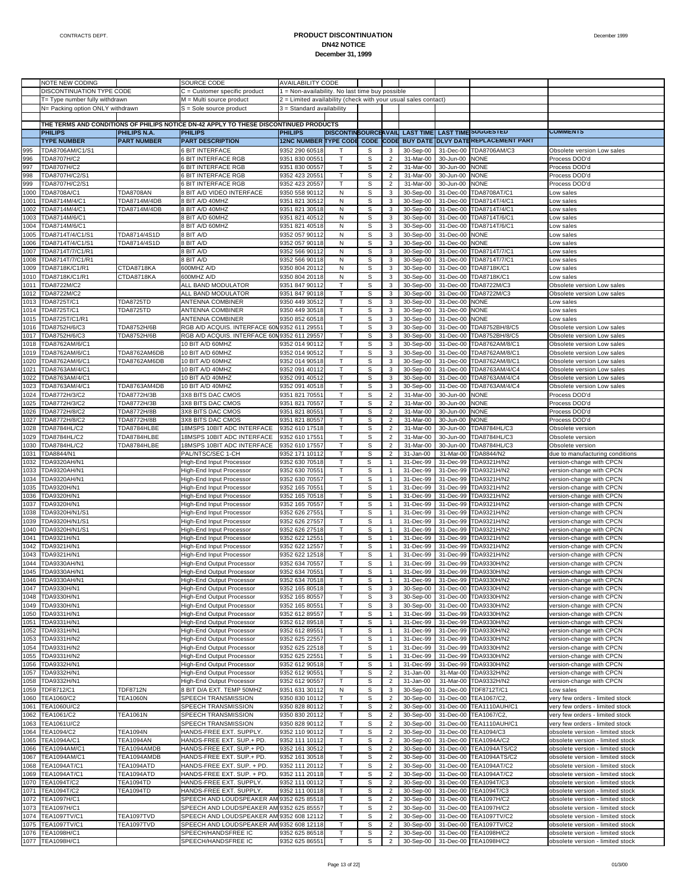# PRODUCT DISCONTINUATION
## DN42 NOTICE
### December 31, 1999

| NOTE NEW CODING | | SOURCE CODE | AVAILABILITY CODE | | | | | | | |
|---|---|---|---|---|---|---|---|---|---|---|
| DISCONTINUATION TYPE CODE | | C = Customer specific product | 1 = Non-availability. No last time buy possible | | | | | | | |
| T= Type number fully withdrawn | | M = Multi source product | 2 = Limited availability (check with your usual sales contact) | | | | | | | |
| N= Packing option ONLY withdrawn | | S = Sole source product | 3 = Standard availability | | | | | | | |

THE TERMS AND CONDITIONS OF PHILIPS NOTICE DN-42 APPLY TO THESE DISCONTINUED PRODUCTS

| | PHILIPS TYPE NUMBER | PHILIPS N.A. PART NUMBER | PHILIPS PART DESCRIPTION | PHILIPS 12NC NUMBER | DISCONTIN TYPE CODE | SOURCE CODE | AVAIL CODE | LAST TIME BUY DATE | LAST TIME DLVY DATE | SUGGESTED REPLACEMENT PART | COMMENTS |
|---|---|---|---|---|---|---|---|---|---|---|---|
| 995 | TDA8706AM/C1/S1 | | 6 BIT INTERFACE | 9352 290 60518 | T | S | 3 | 30-Sep-00 | 31-Dec-00 | TDA8706AM/C3 | Obsolete version Low sales |
| 996 | TDA8707H/C2 | | 6 BIT INTERFACE RGB | 9351 830 00551 | T | S | 2 | 31-Mar-00 | 30-Jun-00 | NONE | Process DOD'd |
| 997 | TDA8707H/C2 | | 6 BIT INTERFACE RGB | 9351 830 00557 | T | S | 2 | 31-Mar-00 | 30-Jun-00 | NONE | Process DOD'd |
| 998 | TDA8707H/C2/S1 | | 6 BIT INTERFACE RGB | 9352 423 20551 | T | S | 2 | 31-Mar-00 | 30-Jun-00 | NONE | Process DOD'd |
| 999 | TDA8707H/C2/S1 | | 6 BIT INTERFACE RGB | 9352 423 20557 | T | S | 2 | 31-Mar-00 | 30-Jun-00 | NONE | Process DOD'd |
| 1000 | TDA8708A/C1 | TDA8708AN | 8 BIT A/D VIDEO INTERFACE | 9350 558 90112 | N | S | 3 | 30-Sep-00 | 31-Dec-00 | TDA8708AT/C1 | Low sales |
| 1001 | TDA8714M/4/C1 | TDA8714M/4DB | 8 BIT A/D 40MHZ | 9351 821 30512 | N | S | 3 | 30-Sep-00 | 31-Dec-00 | TDA8714T/4/C1 | Low sales |
| 1002 | TDA8714M/4/C1 | TDA8714M/4DB | 8 BIT A/D 40MHZ | 9351 821 30518 | N | S | 3 | 30-Sep-00 | 31-Dec-00 | TDA8714T/4/C1 | Low sales |
| 1003 | TDA8714M/6/C1 | | 8 BIT A/D 60MHZ | 9351 821 40512 | N | S | 3 | 30-Sep-00 | 31-Dec-00 | TDA8714T/6/C1 | Low sales |
| 1004 | TDA8714M/6/C1 | | 8 BIT A/D 60MHZ | 9351 821 40518 | N | S | 3 | 30-Sep-00 | 31-Dec-00 | TDA8714T/6/C1 | Low sales |
| 1005 | TDA8714T/4/C1/S1 | TDA8714/4S1D | 8 BIT A/D | 9352 057 90112 | N | S | 3 | 30-Sep-00 | 31-Dec-00 | NONE | Low sales |
| 1006 | TDA8714T/4/C1/S1 | TDA8714/4S1D | 8 BIT A/D | 9352 057 90118 | N | S | 3 | 30-Sep-00 | 31-Dec-00 | NONE | Low sales |
| 1007 | TDA8714T/7/C1/R1 | | 8 BIT A/D | 9352 566 90112 | N | S | 3 | 30-Sep-00 | 31-Dec-00 | TDA8714T/7/C1 | Low sales |
| 1008 | TDA8714T/7/C1/R1 | | 8 BIT A/D | 9352 566 90118 | N | S | 3 | 30-Sep-00 | 31-Dec-00 | TDA8714T/7/C1 | Low sales |
| 1009 | TDA8718K/C1/R1 | CTDA8718KA | 600MHZ A/D | 9350 804 20112 | N | S | 3 | 30-Sep-00 | 31-Dec-00 | TDA8718K/C1 | Low sales |
| 1010 | TDA8718K/C1/R1 | CTDA8718KA | 600MHZ A/D | 9350 804 20118 | N | S | 3 | 30-Sep-00 | 31-Dec-00 | TDA8718K/C1 | Low sales |
| 1011 | TDA8722M/C2 | | ALL BAND MODULATOR | 9351 847 90112 | T | S | 3 | 30-Sep-00 | 31-Dec-00 | TDA8722M/C3 | Obsolete version Low sales |
| 1012 | TDA8722M/C2 | | ALL BAND MODULATOR | 9351 847 90118 | T | S | 3 | 30-Sep-00 | 31-Dec-00 | TDA8722M/C3 | Obsolete version Low sales |
| 1013 | TDA8725T/C1 | TDA8725TD | ANTENNA COMBINER | 9350 449 30512 | T | S | 3 | 30-Sep-00 | 31-Dec-00 | NONE | Low sales |
| 1014 | TDA8725T/C1 | TDA8725TD | ANTENNA COMBINER | 9350 449 30518 | T | S | 3 | 30-Sep-00 | 31-Dec-00 | NONE | Low sales |
| 1015 | TDA8725T/C1/R1 | | ANTENNA COMBINER | 9350 852 60518 | T | S | 3 | 30-Sep-00 | 31-Dec-00 | NONE | Low sales |
| 1016 | TDA8752H/6/C3 | TDA8752H/6B | RGB A/D ACQUIS. INTERFACE 60M | 9352 611 29551 | T | S | 3 | 30-Sep-00 | 31-Dec-00 | TDA8752BH/8/C5 | Obsolete version Low sales |
| 1017 | TDA8752H/6/C3 | TDA8752H/6B | RGB A/D ACQUIS. INTERFACE 60M | 9352 611 29557 | T | S | 3 | 30-Sep-00 | 31-Dec-00 | TDA8752BH/8/C5 | Obsolete version Low sales |
| 1018 | TDA8762AM/6/C1 | | 10 BIT A/D 60MHZ | 9352 014 90112 | T | S | 3 | 30-Sep-00 | 31-Dec-00 | TDA8762AM/8/C1 | Obsolete version Low sales |
| 1019 | TDA8762AM/6/C1 | TDA8762AM6DB | 10 BIT A/D 60MHZ | 9352 014 90512 | T | S | 3 | 30-Sep-00 | 31-Dec-00 | TDA8762AM/8/C1 | Obsolete version Low sales |
| 1020 | TDA8762AM/6/C1 | TDA8762AM6DB | 10 BIT A/D 60MHZ | 9352 014 90518 | T | S | 3 | 30-Sep-00 | 31-Dec-00 | TDA8762AM/8/C1 | Obsolete version Low sales |
| 1021 | TDA8763AM/4/C1 | | 10 BIT A/D 40MHZ | 9352 091 40112 | T | S | 3 | 30-Sep-00 | 31-Dec-00 | TDA8763AM/4/C4 | Obsolete version Low sales |
| 1022 | TDA8763AM/4/C1 | | 10 BIT A/D 40MHZ | 9352 091 40512 | T | S | 3 | 30-Sep-00 | 31-Dec-00 | TDA8763AM/4/C4 | Obsolete version Low sales |
| 1023 | TDA8763AM/4/C1 | TDA8763AM4DB | 10 BIT A/D 40MHZ | 9352 091 40518 | T | S | 3 | 30-Sep-00 | 31-Dec-00 | TDA8763AM/4/C4 | Obsolete version Low sales |
| 1024 | TDA8772H/3/C2 | TDA8772H/3B | 3X8 BITS DAC CMOS | 9351 821 70551 | T | S | 2 | 31-Mar-00 | 30-Jun-00 | NONE | Process DOD'd |
| 1025 | TDA8772H/3/C2 | TDA8772H/3B | 3X8 BITS DAC CMOS | 9351 821 70557 | T | S | 2 | 31-Mar-00 | 30-Jun-00 | NONE | Process DOD'd |
| 1026 | TDA8772H/8/C2 | TDA8772H/8B | 3X8 BITS DAC CMOS | 9351 821 80551 | T | S | 2 | 31-Mar-00 | 30-Jun-00 | NONE | Process DOD'd |
| 1027 | TDA8772H/8/C2 | TDA8772H/8B | 3X8 BITS DAC CMOS | 9351 821 80557 | T | S | 2 | 31-Mar-00 | 30-Jun-00 | NONE | Process DOD'd |
| 1028 | TDA8784HL/C2 | TDA8784HLBE | 18MSPS 10BIT ADC INTERFACE | 9352 610 17518 | T | S | 2 | 31-Mar-00 | 30-Jun-00 | TDA8784HL/C3 | Obsolete version |
| 1029 | TDA8784HL/C2 | TDA8784HLBE | 18MSPS 10BIT ADC INTERFACE | 9352 610 17551 | T | S | 2 | 31-Mar-00 | 30-Jun-00 | TDA8784HL/C3 | Obsolete version |
| 1030 | TDA8784HL/C2 | TDA8784HLBE | 18MSPS 10BIT ADC INTERFACE | 9352 610 17557 | T | S | 2 | 31-Mar-00 | 30-Jun-00 | TDA8784HL/C3 | Obsolete version |
| 1031 | TDA8844/N1 | | PAL/NTSC/SEC 1-CH | 9352 171 10112 | T | S | 2 | 31-Jan-00 | 31-Mar-00 | TDA8844/N2 | due to manufacturing conditions |
| 1032 | TDA9320AH/N1 | | High-End Input Processor | 9352 630 70518 | T | S | 1 | 31-Dec-99 | 31-Dec-99 | TDA9321H/N2 | version-change with CPCN |
| 1033 | TDA9320AH/N1 | | High-End Input Processor | 9352 630 70551 | T | S | 1 | 31-Dec-99 | 31-Dec-99 | TDA9321H/N2 | version-change with CPCN |
| 1034 | TDA9320AH/N1 | | High-End Input Processor | 9352 630 70557 | T | S | 1 | 31-Dec-99 | 31-Dec-99 | TDA9321H/N2 | version-change with CPCN |
| 1035 | TDA9320H/N1 | | High-End Input Processor | 9352 165 70551 | T | S | 1 | 31-Dec-99 | 31-Dec-99 | TDA9321H/N2 | version-change with CPCN |
| 1036 | TDA9320H/N1 | | High-End Input Processor | 9352 165 70518 | T | S | 1 | 31-Dec-99 | 31-Dec-99 | TDA9321H/N2 | version-change with CPCN |
| 1037 | TDA9320H/N1 | | High-End Input Processor | 9352 165 70557 | T | S | 1 | 31-Dec-99 | 31-Dec-99 | TDA9321H/N2 | version-change with CPCN |
| 1038 | TDA9320H/N1/S1 | | High-End Input Processor | 9352 626 27551 | T | S | 1 | 31-Dec-99 | 31-Dec-99 | TDA9321H/N2 | version-change with CPCN |
| 1039 | TDA9320H/N1/S1 | | High-End Input Processor | 9352 626 27557 | T | S | 1 | 31-Dec-99 | 31-Dec-99 | TDA9321H/N2 | version-change with CPCN |
| 1040 | TDA9320H/N1/S1 | | High-End Input Processor | 9352 626 27518 | T | S | 1 | 31-Dec-99 | 31-Dec-99 | TDA9321H/N2 | version-change with CPCN |
| 1041 | TDA9321H/N1 | | High-End Input Processor | 9352 622 12551 | T | S | 1 | 31-Dec-99 | 31-Dec-99 | TDA9321H/N2 | version-change with CPCN |
| 1042 | TDA9321H/N1 | | High-End Input Processor | 9352 622 12557 | T | S | 1 | 31-Dec-99 | 31-Dec-99 | TDA9321H/N2 | version-change with CPCN |
| 1043 | TDA9321H/N1 | | High-End Input Processor | 9352 622 12518 | T | S | 1 | 31-Dec-99 | 31-Dec-99 | TDA9321H/N2 | version-change with CPCN |
| 1044 | TDA9330AH/N1 | | High-End Output Processor | 9352 634 70557 | T | S | 1 | 31-Dec-99 | 31-Dec-99 | TDA9330H/N2 | version-change with CPCN |
| 1045 | TDA9330AH/N1 | | High-End Output Processor | 9352 634 70551 | T | S | 1 | 31-Dec-99 | 31-Dec-99 | TDA9330H/N2 | version-change with CPCN |
| 1046 | TDA9330AH/N1 | | High-End Output Processor | 9352 634 70518 | T | S | 1 | 31-Dec-99 | 31-Dec-99 | TDA9330H/N2 | version-change with CPCN |
| 1047 | TDA9330H/N1 | | High-End Output Processor | 9352 165 80518 | T | S | 3 | 30-Sep-00 | 31-Dec-00 | TDA9330H/N2 | version-change with CPCN |
| 1048 | TDA9330H/N1 | | High-End Output Processor | 9352 165 80557 | T | S | 3 | 30-Sep-00 | 31-Dec-00 | TDA9330H/N2 | version-change with CPCN |
| 1049 | TDA9330H/N1 | | High-End Output Processor | 9352 165 80551 | T | S | 3 | 30-Sep-00 | 31-Dec-00 | TDA9330H/N2 | version-change with CPCN |
| 1050 | TDA9331H/N1 | | High-End Output Processor | 9352 612 89557 | T | S | 1 | 31-Dec-99 | 31-Dec-99 | TDA9330H/N2 | version-change with CPCN |
| 1051 | TDA9331H/N1 | | High-End Output Processor | 9352 612 89518 | T | S | 1 | 31-Dec-99 | 31-Dec-99 | TDA9330H/N2 | version-change with CPCN |
| 1052 | TDA9331H/N1 | | High-End Output Processor | 9352 612 89551 | T | S | 1 | 31-Dec-99 | 31-Dec-99 | TDA9330H/N2 | version-change with CPCN |
| 1053 | TDA9331H/N2 | | High-End Output Processor | 9352 625 22557 | T | S | 1 | 31-Dec-99 | 31-Dec-99 | TDA9330H/N2 | version-change with CPCN |
| 1054 | TDA9331H/N2 | | High-End Output Processor | 9352 625 22518 | T | S | 1 | 31-Dec-99 | 31-Dec-99 | TDA9330H/N2 | version-change with CPCN |
| 1055 | TDA9331H/N2 | | High-End Output Processor | 9352 625 22551 | T | S | 1 | 31-Dec-99 | 31-Dec-99 | TDA9330H/N2 | version-change with CPCN |
| 1056 | TDA9332H/N1 | | High-End Output Processor | 9352 612 90518 | T | S | 1 | 31-Dec-99 | 31-Dec-99 | TDA9330H/N2 | version-change with CPCN |
| 1057 | TDA9332H/N1 | | High-End Output Processor | 9352 612 90551 | T | S | 2 | 31-Jan-00 | 31-Mar-00 | TDA9332H/N2 | version-change with CPCN |
| 1058 | TDA9332H/N1 | | High-End Output Processor | 9352 612 90557 | T | S | 2 | 31-Jan-00 | 31-Mar-00 | TDA9332H/N2 | version-change with CPCN |
| 1059 | TDF8712/C1 | TDF8712N | 8 BIT D/A EXT. TEMP 50MHZ | 9351 631 30112 | N | S | 3 | 30-Sep-00 | 31-Dec-00 | TDF8712T/C1 | Low sales |
| 1060 | TEA1060/C2 | TEA1060N | SPEECH TRANSMISSION | 9350 830 10112 | T | S | 2 | 30-Sep-00 | 31-Dec-00 | TEA1067/C2, | very few orders - limited stock |
| 1061 | TEA1060U/C2 | | SPEECH TRANSMISSION | 9350 828 80112 | T | S | 2 | 30-Sep-00 | 31-Dec-00 | TEA1110AUH/C1 | very few orders - limited stock |
| 1062 | TEA1061/C2 | TEA1061N | SPEECH TRANSMISSION | 9350 830 20112 | T | S | 2 | 30-Sep-00 | 31-Dec-00 | TEA1067/C2, | very few orders - limited stock |
| 1063 | TEA1061U/C2 | | SPEECH TRANSMISSION | 9350 828 90112 | T | S | 2 | 30-Sep-00 | 31-Dec-00 | TEA1110AUH/C1 | very few orders - limited stock |
| 1064 | TEA1094/C2 | TEA1094N | HANDS-FREE EXT. SUPPLY. | 9352 110 90112 | T | S | 2 | 30-Sep-00 | 31-Dec-00 | TEA1094/C3 | obsolete version - limited stock |
| 1065 | TEA1094A/C1 | TEA1094AN | HANDS-FREE EXT. SUP.+ PD. | 9352 111 10112 | T | S | 2 | 30-Sep-00 | 31-Dec-00 | TEA1094A/C2 | obsolete version - limited stock |
| 1066 | TEA1094AM/C1 | TEA1094AMDB | HANDS-FREE EXT. SUP.+ PD. | 9352 161 30512 | T | S | 2 | 30-Sep-00 | 31-Dec-00 | TEA1094ATS/C2 | obsolete version - limited stock |
| 1067 | TEA1094AM/C1 | TEA1094AMDB | HANDS-FREE EXT. SUP.+ PD. | 9352 161 30518 | T | S | 2 | 30-Sep-00 | 31-Dec-00 | TEA1094ATS/C2 | obsolete version - limited stock |
| 1068 | TEA1094AT/C1 | TEA1094ATD | HANDS-FREE EXT. SUP. + PD. | 9352 111 20112 | T | S | 2 | 30-Sep-00 | 31-Dec-00 | TEA1094AT/C2 | obsolete version - limited stock |
| 1069 | TEA1094AT/C1 | TEA1094ATD | HANDS-FREE EXT. SUP. + PD. | 9352 111 20118 | T | S | 2 | 30-Sep-00 | 31-Dec-00 | TEA1094AT/C2 | obsolete version - limited stock |
| 1070 | TEA1094T/C2 | TEA1094TD | HANDS-FREE EXT. SUPPLY. | 9352 111 00112 | T | S | 2 | 30-Sep-00 | 31-Dec-00 | TEA1094T/C3 | obsolete version - limited stock |
| 1071 | TEA1094T/C2 | TEA1094TD | HANDS-FREE EXT. SUPPLY. | 9352 111 00118 | T | S | 2 | 30-Sep-00 | 31-Dec-00 | TEA1094T/C3 | obsolete version - limited stock |
| 1072 | TEA1097H/C1 | | SPEECH AND LOUDSPEAKER AM | 9352 625 85518 | T | S | 2 | 30-Sep-00 | 31-Dec-00 | TEA1097H/C2 | obsolete version - limited stock |
| 1073 | TEA1097H/C1 | | SPEECH AND LOUDSPEAKER AM | 9352 625 85557 | T | S | 2 | 30-Sep-00 | 31-Dec-00 | TEA1097H/C2 | obsolete version - limited stock |
| 1074 | TEA1097TV/C1 | TEA1097TVD | SPEECH AND LOUDSPEAKER AM | 9352 608 12112 | T | S | 2 | 30-Sep-00 | 31-Dec-00 | TEA1097TV/C2 | obsolete version - limited stock |
| 1075 | TEA1097TV/C1 | TEA1097TVD | SPEECH AND LOUDSPEAKER AM | 9352 608 12118 | T | S | 2 | 30-Sep-00 | 31-Dec-00 | TEA1097TV/C2 | obsolete version - limited stock |
| 1076 | TEA1098H/C1 | | SPEECH/HANDSFREE IC | 9352 625 86518 | T | S | 2 | 30-Sep-00 | 31-Dec-00 | TEA1098H/C2 | obsolete version - limited stock |
| 1077 | TEA1098H/C1 | | SPEECH/HANDSFREE IC | 9352 625 86551 | T | S | 2 | 30-Sep-00 | 31-Dec-00 | TEA1098H/C2 | obsolete version - limited stock |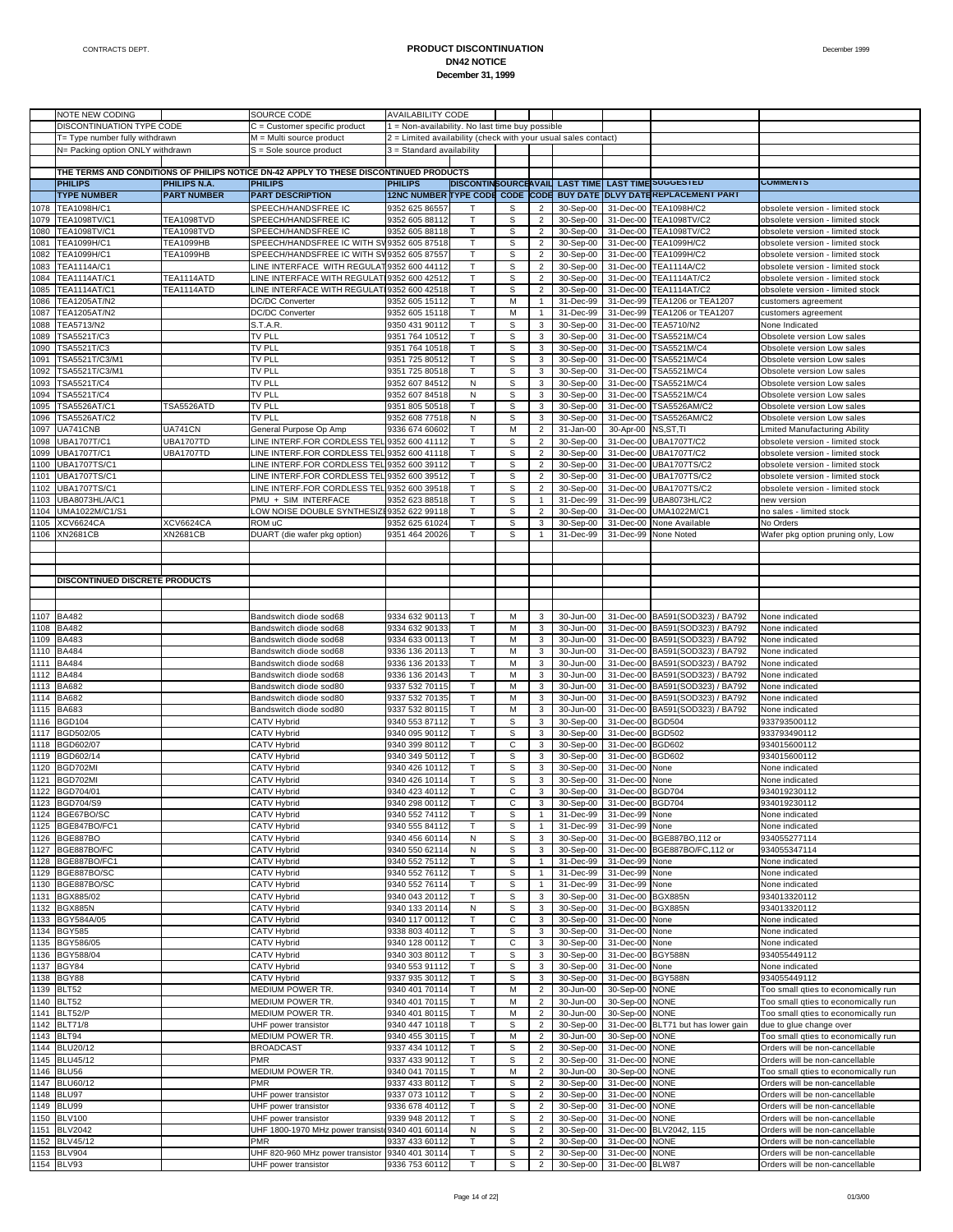| | NOTE NEW CODING | | SOURCE CODE | AVAILABILITY CODE | | | | | | | |
|---|---|---|---|---|---|---|---|---|---|---|---|
| | DISCONTINUATION TYPE CODE | | C = Customer specific product | 1 = Non-availability. No last time buy possible | | | | | | | |
| | T= Type number fully withdrawn | | M = Multi source product | 2 = Limited availability (check with your usual sales contact) | | | | | | | |
| | N= Packing option ONLY withdrawn | | S = Sole source product | 3 = Standard availability | | | | | | | |
| | THE TERMS AND CONDITIONS OF PHILIPS NOTICE DN-42 APPLY TO THESE DISCONTINUED PRODUCTS | | | | | | | | | | |
| | **PHILIPS** | **PHILIPS N.A.** | **PHILIPS** | **PHILIPS** | **DISCONTIN** | **SOURCE** | **AVAIL** | **LAST TIME** | **LAST TIME** | **SUGGESTED** | **COMMENTS** |
| | **TYPE NUMBER** | **PART NUMBER** | **PART DESCRIPTION** | **12NC NUMBER** | **TYPE CODE** | **CODE** | **CODE** | **BUY DATE** | **DLVY DATE** | **REPLACEMENT PART** | |
| 1078 | TEA1098H/C1 | | SPEECH/HANDSFREE IC | 9352 625 86557 | T | S | 2 | 30-Sep-00 | 31-Dec-00 | TEA1098H/C2 | obsolete version - limited stock |
| 1079 | TEA1098TV/C1 | TEA1098TVD | SPEECH/HANDSFREE IC | 9352 605 88112 | T | S | 2 | 30-Sep-00 | 31-Dec-00 | TEA1098TV/C2 | obsolete version - limited stock |
| 1080 | TEA1098TV/C1 | TEA1098TVD | SPEECH/HANDSFREE IC | 9352 605 88118 | T | S | 2 | 30-Sep-00 | 31-Dec-00 | TEA1098TV/C2 | obsolete version - limited stock |
| 1081 | TEA1099H/C1 | TEA1099HB | SPEECH/HANDSFREE IC WITH SW | 9352 605 87518 | T | S | 2 | 30-Sep-00 | 31-Dec-00 | TEA1099H/C2 | obsolete version - limited stock |
| 1082 | TEA1099H/C1 | TEA1099HB | SPEECH/HANDSFREE IC WITH SW | 9352 605 87557 | T | S | 2 | 30-Sep-00 | 31-Dec-00 | TEA1099H/C2 | obsolete version - limited stock |
| 1083 | TEA1114A/C1 | | LINE INTERFACE WITH REGULAT | 9352 600 44112 | T | S | 2 | 30-Sep-00 | 31-Dec-00 | TEA1114A/C2 | obsolete version - limited stock |
| 1084 | TEA1114AT/C1 | TEA1114ATD | LINE INTERFACE WITH REGULAT | 9352 600 42512 | T | S | 2 | 30-Sep-00 | 31-Dec-00 | TEA1114AT/C2 | obsolete version - limited stock |
| 1085 | TEA1114AT/C1 | TEA1114ATD | LINE INTERFACE WITH REGULAT | 9352 600 42518 | T | S | 2 | 30-Sep-00 | 31-Dec-00 | TEA1114AT/C2 | obsolete version - limited stock |
| 1086 | TEA1205AT/N2 | | DC/DC Converter | 9352 605 15112 | T | M | 1 | 31-Dec-99 | 31-Dec-99 | TEA1206 or TEA1207 | customers agreement |
| 1087 | TEA1205AT/N2 | | DC/DC Converter | 9352 605 15118 | T | M | 1 | 31-Dec-99 | 31-Dec-99 | TEA1206 or TEA1207 | customers agreement |
| 1088 | TEA5713/N2 | | S.T.A.R. | 9350 431 90112 | T | S | 3 | 30-Sep-00 | 31-Dec-00 | TEA5710/N2 | None Indicated |
| 1089 | TSA5521T/C3 | | TV PLL | 9351 764 10512 | T | S | 3 | 30-Sep-00 | 31-Dec-00 | TSA5521M/C4 | Obsolete version Low sales |
| 1090 | TSA5521T/C3 | | TV PLL | 9351 764 10518 | T | S | 3 | 30-Sep-00 | 31-Dec-00 | TSA5521M/C4 | Obsolete version Low sales |
| 1091 | TSA5521T/C3/M1 | | TV PLL | 9351 725 80512 | T | S | 3 | 30-Sep-00 | 31-Dec-00 | TSA5521M/C4 | Obsolete version Low sales |
| 1092 | TSA5521T/C3/M1 | | TV PLL | 9351 725 80518 | T | S | 3 | 30-Sep-00 | 31-Dec-00 | TSA5521M/C4 | Obsolete version Low sales |
| 1093 | TSA5521T/C4 | | TV PLL | 9352 607 84512 | N | S | 3 | 30-Sep-00 | 31-Dec-00 | TSA5521M/C4 | Obsolete version Low sales |
| 1094 | TSA5521T/C4 | | TV PLL | 9352 607 84518 | N | S | 3 | 30-Sep-00 | 31-Dec-00 | TSA5521M/C4 | Obsolete version Low sales |
| 1095 | TSA5526AT/C1 | TSA5526ATD | TV PLL | 9351 805 50518 | T | S | 3 | 30-Sep-00 | 31-Dec-00 | TSA5526AM/C2 | Obsolete version Low sales |
| 1096 | TSA5526AT/C2 | | TV PLL | 9352 608 77518 | N | S | 3 | 30-Sep-00 | 31-Dec-00 | TSA5526AM/C2 | Obsolete version Low sales |
| 1097 | UA741CNB | UA741CN | General Purpose Op Amp | 9336 674 60602 | T | M | 2 | 31-Jan-00 | 30-Apr-00 | NS,ST,TI | Lmited Manufacturing Ability |
| 1098 | UBA1707T/C1 | UBA1707TD | LINE INTERF.FOR CORDLESS TEL | 9352 600 41112 | T | S | 2 | 30-Sep-00 | 31-Dec-00 | UBA1707T/C2 | obsolete version - limited stock |
| 1099 | UBA1707T/C1 | UBA1707TD | LINE INTERF.FOR CORDLESS TEL | 9352 600 41118 | T | S | 2 | 30-Sep-00 | 31-Dec-00 | UBA1707T/C2 | obsolete version - limited stock |
| 1100 | UBA1707TS/C1 | | LINE INTERF.FOR CORDLESS TEL | 9352 600 39112 | T | S | 2 | 30-Sep-00 | 31-Dec-00 | UBA1707TS/C2 | obsolete version - limited stock |
| 1101 | UBA1707TS/C1 | | LINE INTERF.FOR CORDLESS TEL | 9352 600 39512 | T | S | 2 | 30-Sep-00 | 31-Dec-00 | UBA1707TS/C2 | obsolete version - limited stock |
| 1102 | UBA1707TS/C1 | | LINE INTERF.FOR CORDLESS TEL | 9352 600 39518 | T | S | 2 | 30-Sep-00 | 31-Dec-00 | UBA1707TS/C2 | obsolete version - limited stock |
| 1103 | UBA8073HL/A/C1 | | PMU + SIM INTERFACE | 9352 623 88518 | T | S | 1 | 31-Dec-99 | 31-Dec-99 | UBA8073HL/C2 | new version |
| 1104 | UMA1022M/C1/S1 | | LOW NOISE DOUBLE SYNTHESIZE | 9352 622 99118 | T | S | 2 | 30-Sep-00 | 31-Dec-00 | UMA1022M/C1 | no sales - limited stock |
| 1105 | XCV6624CA | XCV6624CA | ROM uC | 9352 625 61024 | T | S | 3 | 30-Sep-00 | 31-Dec-00 | None Available | No Orders |
| 1106 | XN2681CB | XN2681CB | DUART (die wafer pkg option) | 9351 464 20026 | T | S | 1 | 31-Dec-99 | 31-Dec-99 | None Noted | Wafer pkg option pruning only, Low |
| | **DISCONTINUED DISCRETE PRODUCTS** | | | | | | | | | | |
| 1107 | BA482 | | Bandswitch diode sod68 | 9334 632 90113 | T | M | 3 | 30-Jun-00 | 31-Dec-00 | BA591(SOD323) / BA792 | None indicated |
| 1108 | BA482 | | Bandswitch diode sod68 | 9334 632 90133 | T | M | 3 | 30-Jun-00 | 31-Dec-00 | BA591(SOD323) / BA792 | None indicated |
| 1109 | BA483 | | Bandswitch diode sod68 | 9334 633 00113 | T | M | 3 | 30-Jun-00 | 31-Dec-00 | BA591(SOD323) / BA792 | None indicated |
| 1110 | BA484 | | Bandswitch diode sod68 | 9336 136 20113 | T | M | 3 | 30-Jun-00 | 31-Dec-00 | BA591(SOD323) / BA792 | None indicated |
| 1111 | BA484 | | Bandswitch diode sod68 | 9336 136 20133 | T | M | 3 | 30-Jun-00 | 31-Dec-00 | BA591(SOD323) / BA792 | None indicated |
| 1112 | BA484 | | Bandswitch diode sod68 | 9336 136 20143 | T | M | 3 | 30-Jun-00 | 31-Dec-00 | BA591(SOD323) / BA792 | None indicated |
| 1113 | BA682 | | Bandswitch diode sod80 | 9337 532 70115 | T | M | 3 | 30-Jun-00 | 31-Dec-00 | BA591(SOD323) / BA792 | None indicated |
| 1114 | BA682 | | Bandswitch diode sod80 | 9337 532 70135 | T | M | 3 | 30-Jun-00 | 31-Dec-00 | BA591(SOD323) / BA792 | None indicated |
| 1115 | BA683 | | Bandswitch diode sod80 | 9337 532 80115 | T | M | 3 | 30-Jun-00 | 31-Dec-00 | BA591(SOD323) / BA792 | None indicated |
| 1116 | BGD104 | | CATV Hybrid | 9340 553 87112 | T | S | 3 | 30-Sep-00 | 31-Dec-00 | BGD504 | 933793500112 |
| 1117 | BGD502/05 | | CATV Hybrid | 9340 095 90112 | T | S | 3 | 30-Sep-00 | 31-Dec-00 | BGD502 | 933793490112 |
| 1118 | BGD602/07 | | CATV Hybrid | 9340 399 80112 | T | C | 3 | 30-Sep-00 | 31-Dec-00 | BGD602 | 934015600112 |
| 1119 | BGD602/14 | | CATV Hybrid | 9340 349 50112 | T | S | 3 | 30-Sep-00 | 31-Dec-00 | BGD602 | 934015600112 |
| 1120 | BGD702MI | | CATV Hybrid | 9340 426 10112 | T | S | 3 | 30-Sep-00 | 31-Dec-00 | None | None indicated |
| 1121 | BGD702MI | | CATV Hybrid | 9340 426 10114 | T | S | 3 | 30-Sep-00 | 31-Dec-00 | None | None indicated |
| 1122 | BGD704/01 | | CATV Hybrid | 9340 423 40112 | T | C | 3 | 30-Sep-00 | 31-Dec-00 | BGD704 | 934019230112 |
| 1123 | BGD704/S9 | | CATV Hybrid | 9340 298 00112 | T | C | 3 | 30-Sep-00 | 31-Dec-00 | BGD704 | 934019230112 |
| 1124 | BGE67BO/SC | | CATV Hybrid | 9340 552 74112 | T | S | 1 | 31-Dec-99 | 31-Dec-99 | None | None indicated |
| 1125 | BGE847BO/FC1 | | CATV Hybrid | 9340 555 84112 | T | S | 1 | 31-Dec-99 | 31-Dec-99 | None | None indicated |
| 1126 | BGE887BO | | CATV Hybrid | 9340 456 60114 | N | S | 3 | 30-Sep-00 | 31-Dec-00 | BGE887BO,112 or | 934055277114 |
| 1127 | BGE887BO/FC | | CATV Hybrid | 9340 550 62114 | N | S | 3 | 30-Sep-00 | 31-Dec-00 | BGE887BO/FC,112 or | 934055347114 |
| 1128 | BGE887BO/FC1 | | CATV Hybrid | 9340 552 75112 | T | S | 1 | 31-Dec-99 | 31-Dec-99 | None | None indicated |
| 1129 | BGE887BO/SC | | CATV Hybrid | 9340 552 76112 | T | S | 1 | 31-Dec-99 | 31-Dec-99 | None | None indicated |
| 1130 | BGE887BO/SC | | CATV Hybrid | 9340 552 76114 | T | S | 1 | 31-Dec-99 | 31-Dec-99 | None | None indicated |
| 1131 | BGX885/02 | | CATV Hybrid | 9340 043 20112 | T | S | 3 | 30-Sep-00 | 31-Dec-00 | BGX885N | 934013320112 |
| 1132 | BGX885N | | CATV Hybrid | 9340 133 20114 | N | S | 3 | 30-Sep-00 | 31-Dec-00 | BGX885N | 934013320112 |
| 1133 | BGY584A/05 | | CATV Hybrid | 9340 117 00112 | T | C | 3 | 30-Sep-00 | 31-Dec-00 | None | None indicated |
| 1134 | BGY585 | | CATV Hybrid | 9338 803 40112 | T | S | 3 | 30-Sep-00 | 31-Dec-00 | None | None indicated |
| 1135 | BGY586/05 | | CATV Hybrid | 9340 128 00112 | T | C | 3 | 30-Sep-00 | 31-Dec-00 | None | None indicated |
| 1136 | BGY588/04 | | CATV Hybrid | 9340 303 80112 | T | S | 3 | 30-Sep-00 | 31-Dec-00 | BGY588N | 934055449112 |
| 1137 | BGY84 | | CATV Hybrid | 9340 553 91112 | T | S | 3 | 30-Sep-00 | 31-Dec-00 | None | None indicated |
| 1138 | BGY88 | | CATV Hybrid | 9337 935 30112 | T | S | 3 | 30-Sep-00 | 31-Dec-00 | BGY588N | 934055449112 |
| 1139 | BLT52 | | MEDIUM POWER TR. | 9340 401 70114 | T | M | 2 | 30-Jun-00 | 30-Sep-00 | NONE | Too small qties to economically run |
| 1140 | BLT52 | | MEDIUM POWER TR. | 9340 401 70115 | T | M | 2 | 30-Jun-00 | 30-Sep-00 | NONE | Too small qties to economically run |
| 1141 | BLT52/P | | MEDIUM POWER TR. | 9340 401 80115 | T | M | 2 | 30-Jun-00 | 30-Sep-00 | NONE | Too small qties to economically run |
| 1142 | BLT71/8 | | UHF power transistor | 9340 447 10118 | T | S | 2 | 30-Sep-00 | 31-Dec-00 | BLT71 but has lower gain | due to glue change over |
| 1143 | BLT94 | | MEDIUM POWER TR. | 9340 455 30115 | T | M | 2 | 30-Jun-00 | 30-Sep-00 | NONE | Too small qties to economically run |
| 1144 | BLU20/12 | | BROADCAST | 9337 434 10112 | T | S | 2 | 30-Sep-00 | 31-Dec-00 | NONE | Orders will be non-cancellable |
| 1145 | BLU45/12 | | PMR | 9337 433 90112 | T | S | 2 | 30-Sep-00 | 31-Dec-00 | NONE | Orders will be non-cancellable |
| 1146 | BLU56 | | MEDIUM POWER TR. | 9340 041 70115 | T | M | 2 | 30-Jun-00 | 30-Sep-00 | NONE | Too small qties to economically run |
| 1147 | BLU60/12 | | PMR | 9337 433 80112 | T | S | 2 | 30-Sep-00 | 31-Dec-00 | NONE | Orders will be non-cancellable |
| 1148 | BLU97 | | UHF power transistor | 9337 073 10112 | T | S | 2 | 30-Sep-00 | 31-Dec-00 | NONE | Orders will be non-cancellable |
| 1149 | BLU99 | | UHF power transistor | 9336 678 40112 | T | S | 2 | 30-Sep-00 | 31-Dec-00 | NONE | Orders will be non-cancellable |
| 1150 | BLV100 | | UHF power transistor | 9339 948 20112 | T | S | 2 | 30-Sep-00 | 31-Dec-00 | NONE | Orders will be non-cancellable |
| 1151 | BLV2042 | | UHF 1800-1970 MHz power transisto | 9340 401 60114 | N | S | 2 | 30-Sep-00 | 31-Dec-00 | BLV2042, 115 | Orders will be non-cancellable |
| 1152 | BLV45/12 | | PMR | 9337 433 60112 | T | S | 2 | 30-Sep-00 | 31-Dec-00 | NONE | Orders will be non-cancellable |
| 1153 | BLV904 | | UHF 820-960 MHz power transistor | 9340 401 30114 | T | S | 2 | 30-Sep-00 | 31-Dec-00 | NONE | Orders will be non-cancellable |
| 1154 | BLV93 | | UHF power transistor | 9336 753 60112 | T | S | 2 | 30-Sep-00 | 31-Dec-00 | BLW87 | Orders will be non-cancellable |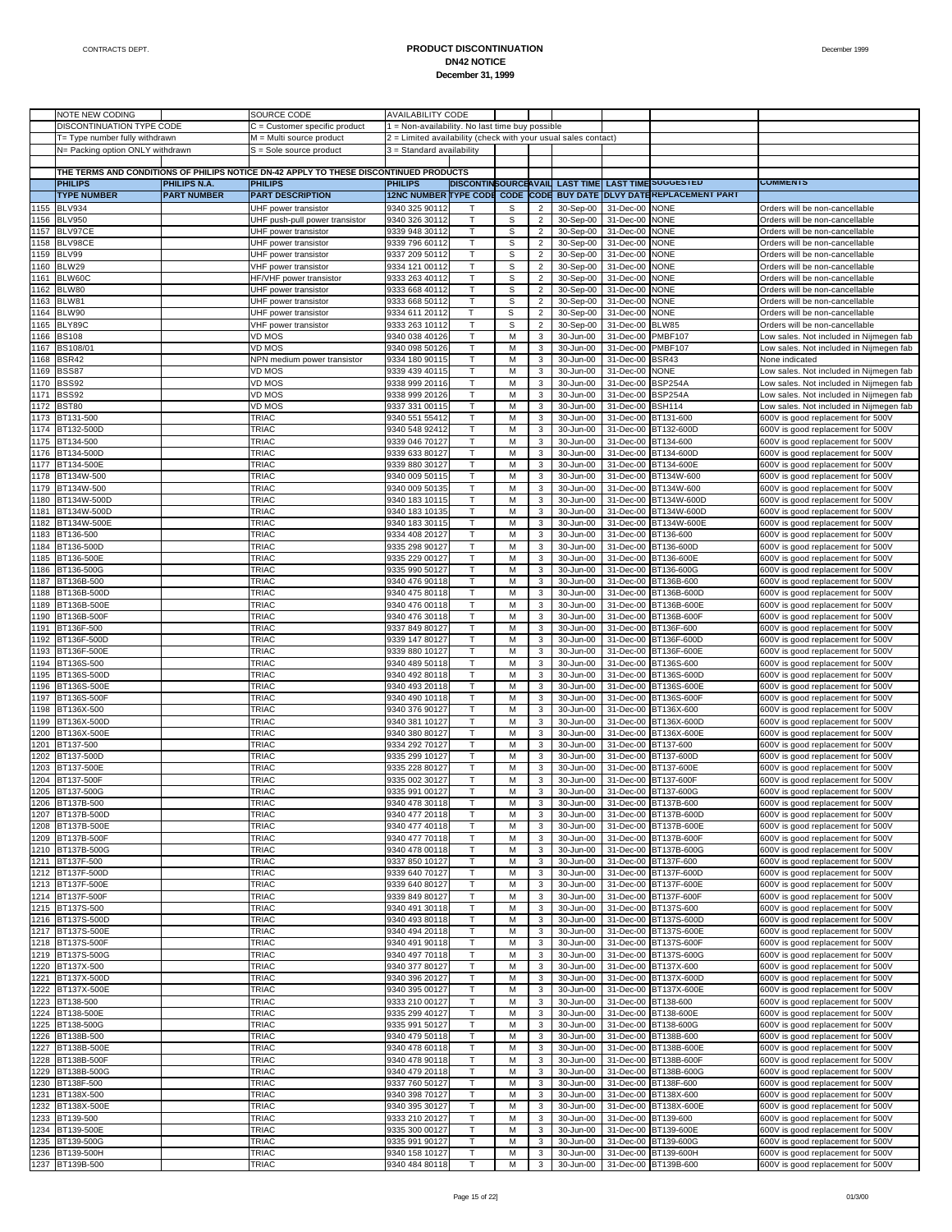# PRODUCT DISCONTINUATION
## DN42 NOTICE
### December 31, 1999

| | NOTE NEW CODING | | SOURCE CODE | AVAILABILITY CODE | | | | | | | |
|---|---|---|---|---|---|---|---|---|---|---|---|
| | DISCONTINUATION TYPE CODE | | C = Customer specific product | 1 = Non-availability. No last time buy possible | | | | | | | |
| | T= Type number fully withdrawn | | M = Multi source product | 2 = Limited availability (check with your usual sales contact) | | | | | | | |
| | N= Packing option ONLY withdrawn | | S = Sole source product | 3 = Standard availability | | | | | | | |
| | THE TERMS AND CONDITIONS OF PHILIPS NOTICE DN-42 APPLY TO THESE DISCONTINUED PRODUCTS | | | | | | | | | | |
| | **PHILIPS** | **PHILIPS N.A.** | **PHILIPS** | **PHILIPS** | **DISCONTIN** | **SOURCE** | **AVAIL** | **LAST TIME** | **LAST TIME** | **SUGGESTED** | **COMMENTS** |
| | **TYPE NUMBER** | **PART NUMBER** | **PART DESCRIPTION** | **12NC NUMBER** | **TYPE CODE** | **CODE** | **CODE** | **BUY DATE** | **DLVY DATE** | **REPLACEMENT PART** | |
| 1155 | BLV934 | | UHF power transistor | 9340 325 90112 | T | S | 2 | 30-Sep-00 | 31-Dec-00 | NONE | Orders will be non-cancellable |
| 1156 | BLV950 | | UHF push-pull power transistor | 9340 326 30112 | T | S | 2 | 30-Sep-00 | 31-Dec-00 | NONE | Orders will be non-cancellable |
| 1157 | BLV97CE | | UHF power transistor | 9339 948 30112 | T | S | 2 | 30-Sep-00 | 31-Dec-00 | NONE | Orders will be non-cancellable |
| 1158 | BLV98CE | | UHF power transistor | 9339 796 60112 | T | S | 2 | 30-Sep-00 | 31-Dec-00 | NONE | Orders will be non-cancellable |
| 1159 | BLV99 | | UHF power transistor | 9337 209 50112 | T | S | 2 | 30-Sep-00 | 31-Dec-00 | NONE | Orders will be non-cancellable |
| 1160 | BLW29 | | VHF power transistor | 9334 121 00112 | T | S | 2 | 30-Sep-00 | 31-Dec-00 | NONE | Orders will be non-cancellable |
| 1161 | BLW60C | | HF/VHF power transistor | 9333 263 40112 | T | S | 2 | 30-Sep-00 | 31-Dec-00 | NONE | Orders will be non-cancellable |
| 1162 | BLW80 | | UHF power transistor | 9333 668 40112 | T | S | 2 | 30-Sep-00 | 31-Dec-00 | NONE | Orders will be non-cancellable |
| 1163 | BLW81 | | UHF power transistor | 9333 668 50112 | T | S | 2 | 30-Sep-00 | 31-Dec-00 | NONE | Orders will be non-cancellable |
| 1164 | BLW90 | | UHF power transistor | 9334 611 20112 | T | S | 2 | 30-Sep-00 | 31-Dec-00 | NONE | Orders will be non-cancellable |
| 1165 | BLY89C | | VHF power transistor | 9333 263 10112 | T | S | 2 | 30-Sep-00 | 31-Dec-00 | BLW85 | Orders will be non-cancellable |
| 1166 | BS108 | | VD MOS | 9340 038 40126 | T | M | 3 | 30-Jun-00 | 31-Dec-00 | PMBF107 | Low sales. Not included in Nijmegen fab |
| 1167 | BS108/01 | | VD MOS | 9340 098 50126 | T | M | 3 | 30-Jun-00 | 31-Dec-00 | PMBF107 | Low sales. Not included in Nijmegen fab |
| 1168 | BSR42 | | NPN medium power transistor | 9334 180 90115 | T | M | 3 | 30-Jun-00 | 31-Dec-00 | BSR43 | None indicated |
| 1169 | BSS87 | | VD MOS | 9339 439 40115 | T | M | 3 | 30-Jun-00 | 31-Dec-00 | NONE | Low sales. Not included in Nijmegen fab |
| 1170 | BSS92 | | VD MOS | 9338 999 20116 | T | M | 3 | 30-Jun-00 | 31-Dec-00 | BSP254A | Low sales. Not included in Nijmegen fab |
| 1171 | BSS92 | | VD MOS | 9338 999 20126 | T | M | 3 | 30-Jun-00 | 31-Dec-00 | BSP254A | Low sales. Not included in Nijmegen fab |
| 1172 | BST80 | | VD MOS | 9337 331 00115 | T | M | 3 | 30-Jun-00 | 31-Dec-00 | BSH114 | Low sales. Not included in Nijmegen fab |
| 1173 | BT131-500 | | TRIAC | 9340 551 55412 | T | M | 3 | 30-Jun-00 | 31-Dec-00 | BT131-600 | 600V is good replacement for 500V |
| 1174 | BT132-500D | | TRIAC | 9340 548 92412 | T | M | 3 | 30-Jun-00 | 31-Dec-00 | BT132-600D | 600V is good replacement for 500V |
| 1175 | BT134-500 | | TRIAC | 9339 046 70127 | T | M | 3 | 30-Jun-00 | 31-Dec-00 | BT134-600 | 600V is good replacement for 500V |
| 1176 | BT134-500D | | TRIAC | 9339 633 80127 | T | M | 3 | 30-Jun-00 | 31-Dec-00 | BT134-600D | 600V is good replacement for 500V |
| 1177 | BT134-500E | | TRIAC | 9339 880 30127 | T | M | 3 | 30-Jun-00 | 31-Dec-00 | BT134-600E | 600V is good replacement for 500V |
| 1178 | BT134W-500 | | TRIAC | 9340 009 50115 | T | M | 3 | 30-Jun-00 | 31-Dec-00 | BT134W-600 | 600V is good replacement for 500V |
| 1179 | BT134W-500 | | TRIAC | 9340 009 50135 | T | M | 3 | 30-Jun-00 | 31-Dec-00 | BT134W-600 | 600V is good replacement for 500V |
| 1180 | BT134W-500D | | TRIAC | 9340 183 10115 | T | M | 3 | 30-Jun-00 | 31-Dec-00 | BT134W-600D | 600V is good replacement for 500V |
| 1181 | BT134W-500D | | TRIAC | 9340 183 10135 | T | M | 3 | 30-Jun-00 | 31-Dec-00 | BT134W-600D | 600V is good replacement for 500V |
| 1182 | BT134W-500E | | TRIAC | 9340 183 30115 | T | M | 3 | 30-Jun-00 | 31-Dec-00 | BT134W-600E | 600V is good replacement for 500V |
| 1183 | BT136-500 | | TRIAC | 9334 408 20127 | T | M | 3 | 30-Jun-00 | 31-Dec-00 | BT136-600 | 600V is good replacement for 500V |
| 1184 | BT136-500D | | TRIAC | 9335 298 90127 | T | M | 3 | 30-Jun-00 | 31-Dec-00 | BT136-600D | 600V is good replacement for 500V |
| 1185 | BT136-500E | | TRIAC | 9335 229 00127 | T | M | 3 | 30-Jun-00 | 31-Dec-00 | BT136-600E | 600V is good replacement for 500V |
| 1186 | BT136-500G | | TRIAC | 9335 990 50127 | T | M | 3 | 30-Jun-00 | 31-Dec-00 | BT136-600G | 600V is good replacement for 500V |
| 1187 | BT136B-500 | | TRIAC | 9340 476 90118 | T | M | 3 | 30-Jun-00 | 31-Dec-00 | BT136B-600 | 600V is good replacement for 500V |
| 1188 | BT136B-500D | | TRIAC | 9340 475 80118 | T | M | 3 | 30-Jun-00 | 31-Dec-00 | BT136B-600D | 600V is good replacement for 500V |
| 1189 | BT136B-500E | | TRIAC | 9340 476 00118 | T | M | 3 | 30-Jun-00 | 31-Dec-00 | BT136B-600E | 600V is good replacement for 500V |
| 1190 | BT136B-500F | | TRIAC | 9340 476 30118 | T | M | 3 | 30-Jun-00 | 31-Dec-00 | BT136B-600F | 600V is good replacement for 500V |
| 1191 | BT136F-500 | | TRIAC | 9337 849 80127 | T | M | 3 | 30-Jun-00 | 31-Dec-00 | BT136F-600 | 600V is good replacement for 500V |
| 1192 | BT136F-500D | | TRIAC | 9339 147 80127 | T | M | 3 | 30-Jun-00 | 31-Dec-00 | BT136F-600D | 600V is good replacement for 500V |
| 1193 | BT136F-500E | | TRIAC | 9339 880 10127 | T | M | 3 | 30-Jun-00 | 31-Dec-00 | BT136F-600E | 600V is good replacement for 500V |
| 1194 | BT136S-500 | | TRIAC | 9340 489 50118 | T | M | 3 | 30-Jun-00 | 31-Dec-00 | BT136S-600 | 600V is good replacement for 500V |
| 1195 | BT136S-500D | | TRIAC | 9340 492 80118 | T | M | 3 | 30-Jun-00 | 31-Dec-00 | BT136S-600D | 600V is good replacement for 500V |
| 1196 | BT136S-500E | | TRIAC | 9340 493 20118 | T | M | 3 | 30-Jun-00 | 31-Dec-00 | BT136S-600E | 600V is good replacement for 500V |
| 1197 | BT136S-500F | | TRIAC | 9340 490 10118 | T | M | 3 | 30-Jun-00 | 31-Dec-00 | BT136S-600F | 600V is good replacement for 500V |
| 1198 | BT136X-500 | | TRIAC | 9340 376 90127 | T | M | 3 | 30-Jun-00 | 31-Dec-00 | BT136X-600 | 600V is good replacement for 500V |
| 1199 | BT136X-500D | | TRIAC | 9340 381 10127 | T | M | 3 | 30-Jun-00 | 31-Dec-00 | BT136X-600D | 600V is good replacement for 500V |
| 1200 | BT136X-500E | | TRIAC | 9340 380 80127 | T | M | 3 | 30-Jun-00 | 31-Dec-00 | BT136X-600E | 600V is good replacement for 500V |
| 1201 | BT137-500 | | TRIAC | 9334 292 70127 | T | M | 3 | 30-Jun-00 | 31-Dec-00 | BT137-600 | 600V is good replacement for 500V |
| 1202 | BT137-500D | | TRIAC | 9335 299 10127 | T | M | 3 | 30-Jun-00 | 31-Dec-00 | BT137-600D | 600V is good replacement for 500V |
| 1203 | BT137-500E | | TRIAC | 9335 228 80127 | T | M | 3 | 30-Jun-00 | 31-Dec-00 | BT137-600E | 600V is good replacement for 500V |
| 1204 | BT137-500F | | TRIAC | 9335 002 30127 | T | M | 3 | 30-Jun-00 | 31-Dec-00 | BT137-600F | 600V is good replacement for 500V |
| 1205 | BT137-500G | | TRIAC | 9335 991 00127 | T | M | 3 | 30-Jun-00 | 31-Dec-00 | BT137-600G | 600V is good replacement for 500V |
| 1206 | BT137B-500 | | TRIAC | 9340 478 30118 | T | M | 3 | 30-Jun-00 | 31-Dec-00 | BT137B-600 | 600V is good replacement for 500V |
| 1207 | BT137B-500D | | TRIAC | 9340 477 20118 | T | M | 3 | 30-Jun-00 | 31-Dec-00 | BT137B-600D | 600V is good replacement for 500V |
| 1208 | BT137B-500E | | TRIAC | 9340 477 40118 | T | M | 3 | 30-Jun-00 | 31-Dec-00 | BT137B-600E | 600V is good replacement for 500V |
| 1209 | BT137B-500F | | TRIAC | 9340 477 70118 | T | M | 3 | 30-Jun-00 | 31-Dec-00 | BT137B-600F | 600V is good replacement for 500V |
| 1210 | BT137B-500G | | TRIAC | 9340 478 00118 | T | M | 3 | 30-Jun-00 | 31-Dec-00 | BT137B-600G | 600V is good replacement for 500V |
| 1211 | BT137F-500 | | TRIAC | 9337 850 10127 | T | M | 3 | 30-Jun-00 | 31-Dec-00 | BT137F-600 | 600V is good replacement for 500V |
| 1212 | BT137F-500D | | TRIAC | 9339 640 70127 | T | M | 3 | 30-Jun-00 | 31-Dec-00 | BT137F-600D | 600V is good replacement for 500V |
| 1213 | BT137F-500E | | TRIAC | 9339 640 80127 | T | M | 3 | 30-Jun-00 | 31-Dec-00 | BT137F-600E | 600V is good replacement for 500V |
| 1214 | BT137F-500F | | TRIAC | 9339 849 80127 | T | M | 3 | 30-Jun-00 | 31-Dec-00 | BT137F-600F | 600V is good replacement for 500V |
| 1215 | BT137S-500 | | TRIAC | 9340 491 30118 | T | M | 3 | 30-Jun-00 | 31-Dec-00 | BT137S-600 | 600V is good replacement for 500V |
| 1216 | BT137S-500D | | TRIAC | 9340 493 80118 | T | M | 3 | 30-Jun-00 | 31-Dec-00 | BT137S-600D | 600V is good replacement for 500V |
| 1217 | BT137S-500E | | TRIAC | 9340 494 20118 | T | M | 3 | 30-Jun-00 | 31-Dec-00 | BT137S-600E | 600V is good replacement for 500V |
| 1218 | BT137S-500F | | TRIAC | 9340 491 90118 | T | M | 3 | 30-Jun-00 | 31-Dec-00 | BT137S-600F | 600V is good replacement for 500V |
| 1219 | BT137S-500G | | TRIAC | 9340 497 70118 | T | M | 3 | 30-Jun-00 | 31-Dec-00 | BT137S-600G | 600V is good replacement for 500V |
| 1220 | BT137X-500 | | TRIAC | 9340 377 80127 | T | M | 3 | 30-Jun-00 | 31-Dec-00 | BT137X-600 | 600V is good replacement for 500V |
| 1221 | BT137X-500D | | TRIAC | 9340 396 20127 | T | M | 3 | 30-Jun-00 | 31-Dec-00 | BT137X-600D | 600V is good replacement for 500V |
| 1222 | BT137X-500E | | TRIAC | 9340 395 00127 | T | M | 3 | 30-Jun-00 | 31-Dec-00 | BT137X-600E | 600V is good replacement for 500V |
| 1223 | BT138-500 | | TRIAC | 9333 210 00127 | T | M | 3 | 30-Jun-00 | 31-Dec-00 | BT138-600 | 600V is good replacement for 500V |
| 1224 | BT138-500E | | TRIAC | 9335 299 40127 | T | M | 3 | 30-Jun-00 | 31-Dec-00 | BT138-600E | 600V is good replacement for 500V |
| 1225 | BT138-500G | | TRIAC | 9335 991 50127 | T | M | 3 | 30-Jun-00 | 31-Dec-00 | BT138-600G | 600V is good replacement for 500V |
| 1226 | BT138B-500 | | TRIAC | 9340 479 50118 | T | M | 3 | 30-Jun-00 | 31-Dec-00 | BT138B-600 | 600V is good replacement for 500V |
| 1227 | BT138B-500E | | TRIAC | 9340 478 60118 | T | M | 3 | 30-Jun-00 | 31-Dec-00 | BT138B-600E | 600V is good replacement for 500V |
| 1228 | BT138B-500F | | TRIAC | 9340 478 90118 | T | M | 3 | 30-Jun-00 | 31-Dec-00 | BT138B-600F | 600V is good replacement for 500V |
| 1229 | BT138B-500G | | TRIAC | 9340 479 20118 | T | M | 3 | 30-Jun-00 | 31-Dec-00 | BT138B-600G | 600V is good replacement for 500V |
| 1230 | BT138F-500 | | TRIAC | 9337 760 50127 | T | M | 3 | 30-Jun-00 | 31-Dec-00 | BT138F-600 | 600V is good replacement for 500V |
| 1231 | BT138X-500 | | TRIAC | 9340 398 70127 | T | M | 3 | 30-Jun-00 | 31-Dec-00 | BT138X-600 | 600V is good replacement for 500V |
| 1232 | BT138X-500E | | TRIAC | 9340 395 30127 | T | M | 3 | 30-Jun-00 | 31-Dec-00 | BT138X-600E | 600V is good replacement for 500V |
| 1233 | BT139-500 | | TRIAC | 9333 210 20127 | T | M | 3 | 30-Jun-00 | 31-Dec-00 | BT139-600 | 600V is good replacement for 500V |
| 1234 | BT139-500E | | TRIAC | 9335 300 00127 | T | M | 3 | 30-Jun-00 | 31-Dec-00 | BT139-600E | 600V is good replacement for 500V |
| 1235 | BT139-500G | | TRIAC | 9335 991 70127 | T | M | 3 | 30-Jun-00 | 31-Dec-00 | BT139-600G | 600V is good replacement for 500V |
| 1236 | BT139-500H | | TRIAC | 9340 158 10127 | T | M | 3 | 30-Jun-00 | 31-Dec-00 | BT139-600H | 600V is good replacement for 500V |
| 1237 | BT139B-500 | | TRIAC | 9340 484 80118 | T | M | 3 | 30-Jun-00 | 31-Dec-00 | BT139B-600 | 600V is good replacement for 500V |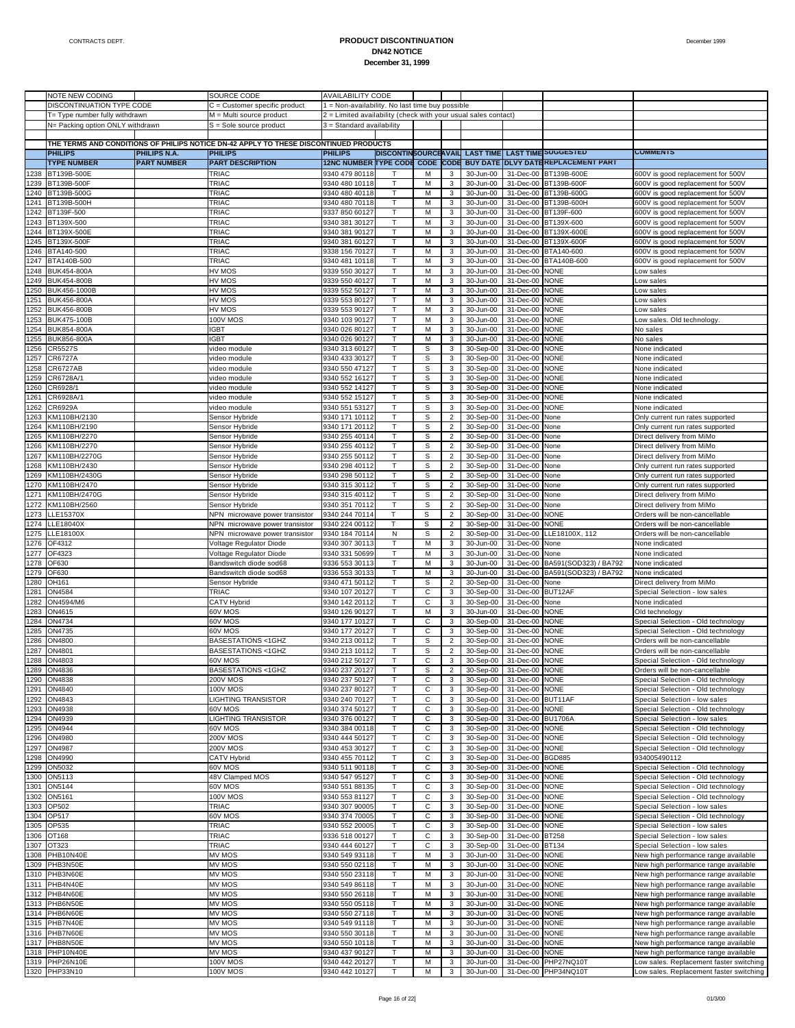CONTRACTS DEPT.

# PRODUCT DISCONTINUATION
## DN42 NOTICE
### December 31, 1999

| | NOTE NEW CODING | | SOURCE CODE | AVAILABILITY CODE | | | | | | | |
|---|---|---|---|---|---|---|---|---|---|---|---|
| | DISCONTINUATION TYPE CODE | | C = Customer specific product | 1 = Non-availability. No last time buy possible | | | | | | | |
| | T= Type number fully withdrawn | | M = Multi source product | 2 = Limited availability (check with your usual sales contact) | | | | | | | |
| | N= Packing option ONLY withdrawn | | S = Sole source product | 3 = Standard availability | | | | | | | |
| | THE TERMS AND CONDITIONS OF PHILIPS NOTICE DN-42 APPLY TO THESE DISCONTINUED PRODUCTS | | | | | | | | | | |
| | PHILIPS | PHILIPS N.A. | PHILIPS | PHILIPS | DISCONTIN | SOURCE | AVAIL | LAST TIME | LAST TIME | SUGGESTED | COMMENTS |
| | TYPE NUMBER | PART NUMBER | PART DESCRIPTION | 12NC NUMBER | TYPE CODE | CODE | CODE | BUY DATE | DLVY DATE | REPLACEMENT PART | |
| 1238 | BT139B-500E | | TRIAC | 9340 479 80118 | T | M | 3 | 30-Jun-00 | 31-Dec-00 | BT139B-600E | 600V is good replacement for 500V |
| 1239 | BT139B-500F | | TRIAC | 9340 480 10118 | T | M | 3 | 30-Jun-00 | 31-Dec-00 | BT139B-600F | 600V is good replacement for 500V |
| 1240 | BT139B-500G | | TRIAC | 9340 480 40118 | T | M | 3 | 30-Jun-00 | 31-Dec-00 | BT139B-600G | 600V is good replacement for 500V |
| 1241 | BT139B-500H | | TRIAC | 9340 480 70118 | T | M | 3 | 30-Jun-00 | 31-Dec-00 | BT139B-600H | 600V is good replacement for 500V |
| 1242 | BT139F-500 | | TRIAC | 9337 850 60127 | T | M | 3 | 30-Jun-00 | 31-Dec-00 | BT139F-600 | 600V is good replacement for 500V |
| 1243 | BT139X-500 | | TRIAC | 9340 381 30127 | T | M | 3 | 30-Jun-00 | 31-Dec-00 | BT139X-600 | 600V is good replacement for 500V |
| 1244 | BT139X-500E | | TRIAC | 9340 381 90127 | T | M | 3 | 30-Jun-00 | 31-Dec-00 | BT139X-600E | 600V is good replacement for 500V |
| 1245 | BT139X-500F | | TRIAC | 9340 381 60127 | T | M | 3 | 30-Jun-00 | 31-Dec-00 | BT139X-600F | 600V is good replacement for 500V |
| 1246 | BTA140-500 | | TRIAC | 9338 156 70127 | T | M | 3 | 30-Jun-00 | 31-Dec-00 | BTA140-600 | 600V is good replacement for 500V |
| 1247 | BTA140B-500 | | TRIAC | 9340 481 10118 | T | M | 3 | 30-Jun-00 | 31-Dec-00 | BTA140B-600 | 600V is good replacement for 500V |
| 1248 | BUK454-800A | | HV MOS | 9339 550 30127 | T | M | 3 | 30-Jun-00 | 31-Dec-00 | NONE | Low sales |
| 1249 | BUK454-800B | | HV MOS | 9339 550 40127 | T | M | 3 | 30-Jun-00 | 31-Dec-00 | NONE | Low sales |
| 1250 | BUK456-1000B | | HV MOS | 9339 552 50127 | T | M | 3 | 30-Jun-00 | 31-Dec-00 | NONE | Low sales |
| 1251 | BUK456-800A | | HV MOS | 9339 553 80127 | T | M | 3 | 30-Jun-00 | 31-Dec-00 | NONE | Low sales |
| 1252 | BUK456-800B | | HV MOS | 9339 553 90127 | T | M | 3 | 30-Jun-00 | 31-Dec-00 | NONE | Low sales |
| 1253 | BUK475-100B | | 100V MOS | 9340 103 90127 | T | M | 3 | 30-Jun-00 | 31-Dec-00 | NONE | Low sales. Old technology. |
| 1254 | BUK854-800A | | IGBT | 9340 026 80127 | T | M | 3 | 30-Jun-00 | 31-Dec-00 | NONE | No sales |
| 1255 | BUK856-800A | | IGBT | 9340 026 90127 | T | M | 3 | 30-Jun-00 | 31-Dec-00 | NONE | No sales |
| 1256 | CR5527S | | video module | 9340 313 60127 | T | S | 3 | 30-Sep-00 | 31-Dec-00 | NONE | None indicated |
| 1257 | CR6727A | | video module | 9340 433 30127 | T | S | 3 | 30-Sep-00 | 31-Dec-00 | NONE | None indicated |
| 1258 | CR6727AB | | video module | 9340 550 47127 | T | S | 3 | 30-Sep-00 | 31-Dec-00 | NONE | None indicated |
| 1259 | CR6728A/1 | | video module | 9340 552 16127 | T | S | 3 | 30-Sep-00 | 31-Dec-00 | NONE | None indicated |
| 1260 | CR6928/1 | | video module | 9340 552 14127 | T | S | 3 | 30-Sep-00 | 31-Dec-00 | NONE | None indicated |
| 1261 | CR6928A/1 | | video module | 9340 552 15127 | T | S | 3 | 30-Sep-00 | 31-Dec-00 | NONE | None indicated |
| 1262 | CR6929A | | video module | 9340 551 53127 | T | S | 3 | 30-Sep-00 | 31-Dec-00 | NONE | None indicated |
| 1263 | KM110BH/2130 | | Sensor Hybride | 9340 171 10112 | T | S | 2 | 30-Sep-00 | 31-Dec-00 | None | Only current run rates supported |
| 1264 | KM110BH/2190 | | Sensor Hybride | 9340 171 20112 | T | S | 2 | 30-Sep-00 | 31-Dec-00 | None | Only current run rates supported |
| 1265 | KM110BH/2270 | | Sensor Hybride | 9340 255 40114 | T | S | 2 | 30-Sep-00 | 31-Dec-00 | None | Direct delivery from MiMo |
| 1266 | KM110BH/2270 | | Sensor Hybride | 9340 255 40112 | T | S | 2 | 30-Sep-00 | 31-Dec-00 | None | Direct delivery from MiMo |
| 1267 | KM110BH/2270G | | Sensor Hybride | 9340 255 50112 | T | S | 2 | 30-Sep-00 | 31-Dec-00 | None | Direct delivery from MiMo |
| 1268 | KM110BH/2430 | | Sensor Hybride | 9340 298 40112 | T | S | 2 | 30-Sep-00 | 31-Dec-00 | None | Only current run rates supported |
| 1269 | KM110BH/2430G | | Sensor Hybride | 9340 298 50112 | T | S | 2 | 30-Sep-00 | 31-Dec-00 | None | Only current run rates supported |
| 1270 | KM110BH/2470 | | Sensor Hybride | 9340 315 30112 | T | S | 2 | 30-Sep-00 | 31-Dec-00 | None | Only current run rates supported |
| 1271 | KM110BH/2470G | | Sensor Hybride | 9340 315 40112 | T | S | 2 | 30-Sep-00 | 31-Dec-00 | None | Direct delivery from MiMo |
| 1272 | KM110BH/2560 | | Sensor Hybride | 9340 351 70112 | T | S | 2 | 30-Sep-00 | 31-Dec-00 | None | Direct delivery from MiMo |
| 1273 | LLE15370X | | NPN microwave power transistor | 9340 244 70114 | T | S | 2 | 30-Sep-00 | 31-Dec-00 | NONE | Orders will be non-cancellable |
| 1274 | LLE18040X | | NPN microwave power transistor | 9340 224 00112 | T | S | 2 | 30-Sep-00 | 31-Dec-00 | NONE | Orders will be non-cancellable |
| 1275 | LLE18100X | | NPN microwave power transistor | 9340 184 70114 | N | S | 2 | 30-Sep-00 | 31-Dec-00 | LLE18100X, 112 | Orders will be non-cancellable |
| 1276 | OF4312 | | Voltage Regulator Diode | 9340 307 30113 | T | M | 3 | 30-Jun-00 | 31-Dec-00 | None | None indicated |
| 1277 | OF4323 | | Voltage Regulator Diode | 9340 331 50699 | T | M | 3 | 30-Jun-00 | 31-Dec-00 | None | None indicated |
| 1278 | OF630 | | Bandswitch diode sod68 | 9336 553 30113 | T | M | 3 | 30-Jun-00 | 31-Dec-00 | BA591(SOD323) / BA792 | None indicated |
| 1279 | OF630 | | Bandswitch diode sod68 | 9336 553 30133 | T | M | 3 | 30-Jun-00 | 31-Dec-00 | BA591(SOD323) / BA792 | None indicated |
| 1280 | OH161 | | Sensor Hybride | 9340 471 50112 | T | S | 2 | 30-Sep-00 | 31-Dec-00 | None | Direct delivery from MiMo |
| 1281 | ON4584 | | TRIAC | 9340 107 20127 | T | C | 3 | 30-Sep-00 | 31-Dec-00 | BUT12AF | Special Selection - low sales |
| 1282 | ON4594/M6 | | CATV Hybrid | 9340 142 20112 | T | C | 3 | 30-Sep-00 | 31-Dec-00 | None | None indicated |
| 1283 | ON4615 | | 60V MOS | 9340 126 90127 | T | M | 3 | 30-Jun-00 | 31-Dec-00 | NONE | Old technology |
| 1284 | ON4734 | | 60V MOS | 9340 177 10127 | T | C | 3 | 30-Sep-00 | 31-Dec-00 | NONE | Special Selection - Old technology |
| 1285 | ON4735 | | 60V MOS | 9340 177 20127 | T | C | 3 | 30-Sep-00 | 31-Dec-00 | NONE | Special Selection - Old technology |
| 1286 | ON4800 | | BASESTATIONS <1GHZ | 9340 213 00112 | T | S | 2 | 30-Sep-00 | 31-Dec-00 | NONE | Orders will be non-cancellable |
| 1287 | ON4801 | | BASESTATIONS <1GHZ | 9340 213 10112 | T | S | 2 | 30-Sep-00 | 31-Dec-00 | NONE | Orders will be non-cancellable |
| 1288 | ON4803 | | 60V MOS | 9340 212 50127 | T | C | 3 | 30-Sep-00 | 31-Dec-00 | NONE | Special Selection - Old technology |
| 1289 | ON4836 | | BASESTATIONS <1GHZ | 9340 237 20127 | T | S | 2 | 30-Sep-00 | 31-Dec-00 | NONE | Orders will be non-cancellable |
| 1290 | ON4838 | | 200V MOS | 9340 237 50127 | T | C | 3 | 30-Sep-00 | 31-Dec-00 | NONE | Special Selection - Old technology |
| 1291 | ON4840 | | 100V MOS | 9340 237 80127 | T | C | 3 | 30-Sep-00 | 31-Dec-00 | NONE | Special Selection - Old technology |
| 1292 | ON4843 | | LIGHTING TRANSISTOR | 9340 240 70127 | T | C | 3 | 30-Sep-00 | 31-Dec-00 | BUT11AF | Special Selection - low sales |
| 1293 | ON4938 | | 60V MOS | 9340 374 50127 | T | C | 3 | 30-Sep-00 | 31-Dec-00 | NONE | Special Selection - Old technology |
| 1294 | ON4939 | | LIGHTING TRANSISTOR | 9340 376 00127 | T | C | 3 | 30-Sep-00 | 31-Dec-00 | BU1706A | Special Selection - low sales |
| 1295 | ON4944 | | 60V MOS | 9340 384 00118 | T | C | 3 | 30-Sep-00 | 31-Dec-00 | NONE | Special Selection - Old technology |
| 1296 | ON4980 | | 200V MOS | 9340 444 50127 | T | C | 3 | 30-Sep-00 | 31-Dec-00 | NONE | Special Selection - Old technology |
| 1297 | ON4987 | | 200V MOS | 9340 453 30127 | T | C | 3 | 30-Sep-00 | 31-Dec-00 | NONE | Special Selection - Old technology |
| 1298 | ON4990 | | CATV Hybrid | 9340 455 70112 | T | C | 3 | 30-Sep-00 | 31-Dec-00 | BGD885 | 934005490112 |
| 1299 | ON5032 | | 60V MOS | 9340 511 90118 | T | C | 3 | 30-Sep-00 | 31-Dec-00 | NONE | Special Selection - Old technology |
| 1300 | ON5113 | | 48V Clamped MOS | 9340 547 95127 | T | C | 3 | 30-Sep-00 | 31-Dec-00 | NONE | Special Selection - Old technology |
| 1301 | ON5144 | | 60V MOS | 9340 551 88135 | T | C | 3 | 30-Sep-00 | 31-Dec-00 | NONE | Special Selection - Old technology |
| 1302 | ON5161 | | 100V MOS | 9340 553 81127 | T | C | 3 | 30-Sep-00 | 31-Dec-00 | NONE | Special Selection - Old technology |
| 1303 | OP502 | | TRIAC | 9340 307 90005 | T | C | 3 | 30-Sep-00 | 31-Dec-00 | NONE | Special Selection - low sales |
| 1304 | OP517 | | 60V MOS | 9340 374 70005 | T | C | 3 | 30-Sep-00 | 31-Dec-00 | NONE | Special Selection - Old technology |
| 1305 | OP535 | | TRIAC | 9340 552 20005 | T | C | 3 | 30-Sep-00 | 31-Dec-00 | NONE | Special Selection - low sales |
| 1306 | OT168 | | TRIAC | 9336 518 00127 | T | C | 3 | 30-Sep-00 | 31-Dec-00 | BT258 | Special Selection - low sales |
| 1307 | OT323 | | TRIAC | 9340 444 60127 | T | C | 3 | 30-Sep-00 | 31-Dec-00 | BT134 | Special Selection - low sales |
| 1308 | PHB10N40E | | MV MOS | 9340 549 93118 | T | M | 3 | 30-Jun-00 | 31-Dec-00 | NONE | New high performance range available |
| 1309 | PHB3N50E | | MV MOS | 9340 550 02118 | T | M | 3 | 30-Jun-00 | 31-Dec-00 | NONE | New high performance range available |
| 1310 | PHB3N60E | | MV MOS | 9340 550 23118 | T | M | 3 | 30-Jun-00 | 31-Dec-00 | NONE | New high performance range available |
| 1311 | PHB4N40E | | MV MOS | 9340 549 86118 | T | M | 3 | 30-Jun-00 | 31-Dec-00 | NONE | New high performance range available |
| 1312 | PHB4N60E | | MV MOS | 9340 550 26118 | T | M | 3 | 30-Jun-00 | 31-Dec-00 | NONE | New high performance range available |
| 1313 | PHB6N50E | | MV MOS | 9340 550 05118 | T | M | 3 | 30-Jun-00 | 31-Dec-00 | NONE | New high performance range available |
| 1314 | PHB6N60E | | MV MOS | 9340 550 27118 | T | M | 3 | 30-Jun-00 | 31-Dec-00 | NONE | New high performance range available |
| 1315 | PHB7N40E | | MV MOS | 9340 549 91118 | T | M | 3 | 30-Jun-00 | 31-Dec-00 | NONE | New high performance range available |
| 1316 | PHB7N60E | | MV MOS | 9340 550 30118 | T | M | 3 | 30-Jun-00 | 31-Dec-00 | NONE | New high performance range available |
| 1317 | PHB8N50E | | MV MOS | 9340 550 10118 | T | M | 3 | 30-Jun-00 | 31-Dec-00 | NONE | New high performance range available |
| 1318 | PHP10N40E | | MV MOS | 9340 437 90127 | T | M | 3 | 30-Jun-00 | 31-Dec-00 | NONE | New high performance range available |
| 1319 | PHP26N10E | | 100V MOS | 9340 442 20127 | T | M | 3 | 30-Jun-00 | 31-Dec-00 | PHP27NQ10T | Low sales. Replacement faster switching |
| 1320 | PHP33N10 | | 100V MOS | 9340 442 10127 | T | M | 3 | 30-Jun-00 | 31-Dec-00 | PHP34NQ10T | Low sales. Replacement faster switching |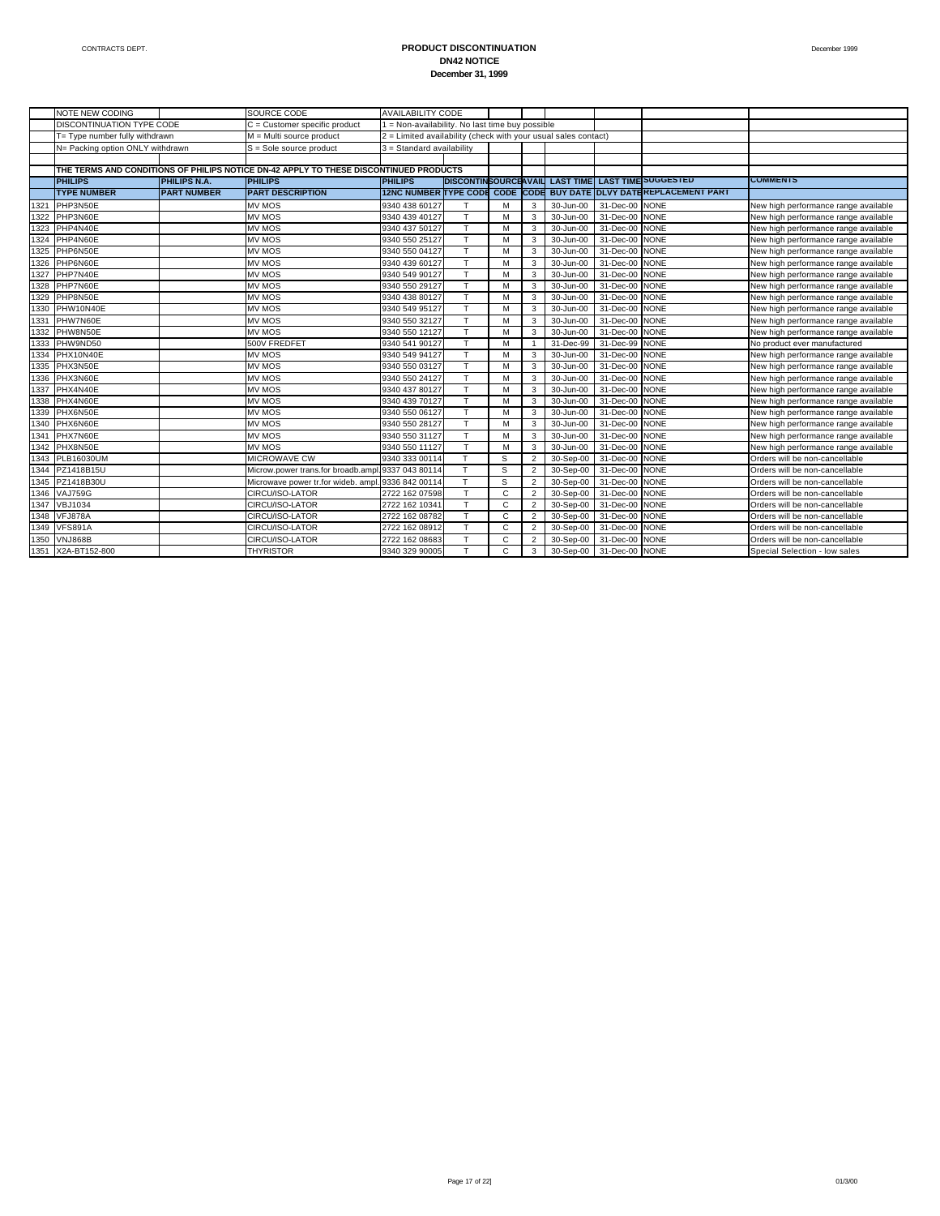CONTRACTS DEPT.

# PRODUCT DISCONTINUATION
## DN42 NOTICE
### December 31, 1999

| | | | | | | | | | | | |
|---|---|---|---|---|---|---|---|---|---|---|---|
| | NOTE NEW CODING | | SOURCE CODE | AVAILABILITY CODE | | | | | | | |
| | DISCONTINUATION TYPE CODE | | C = Customer specific product | 1 = Non-availability. No last time buy possible | | | | | | | |
| | T= Type number fully withdrawn | | M = Multi source product | 2 = Limited availability (check with your usual sales contact) | | | | | | | |
| | N= Packing option ONLY withdrawn | | S = Sole source product | 3 = Standard availability | | | | | | | |
| | THE TERMS AND CONDITIONS OF PHILIPS NOTICE DN-42 APPLY TO THESE DISCONTINUED PRODUCTS | | | | | | | | | | |
| | **PHILIPS TYPE NUMBER** | **PHILIPS N.A. PART NUMBER** | **PHILIPS PART DESCRIPTION** | **PHILIPS 12NC NUMBER** | **DISCONTIN TYPE CODE** | **SOURCE CODE** | **AVAIL CODE** | **LAST TIME BUY DATE** | **LAST TIME DLVY DATE** | **SUGGESTED REPLACEMENT PART** | **COMMENTS** |
| 1321 | PHP3N50E | | MV MOS | 9340 438 60127 | T | M | 3 | 30-Jun-00 | 31-Dec-00 | NONE | New high performance range available |
| 1322 | PHP3N60E | | MV MOS | 9340 439 40127 | T | M | 3 | 30-Jun-00 | 31-Dec-00 | NONE | New high performance range available |
| 1323 | PHP4N40E | | MV MOS | 9340 437 50127 | T | M | 3 | 30-Jun-00 | 31-Dec-00 | NONE | New high performance range available |
| 1324 | PHP4N60E | | MV MOS | 9340 550 25127 | T | M | 3 | 30-Jun-00 | 31-Dec-00 | NONE | New high performance range available |
| 1325 | PHP6N50E | | MV MOS | 9340 550 04127 | T | M | 3 | 30-Jun-00 | 31-Dec-00 | NONE | New high performance range available |
| 1326 | PHP6N60E | | MV MOS | 9340 439 60127 | T | M | 3 | 30-Jun-00 | 31-Dec-00 | NONE | New high performance range available |
| 1327 | PHP7N40E | | MV MOS | 9340 549 90127 | T | M | 3 | 30-Jun-00 | 31-Dec-00 | NONE | New high performance range available |
| 1328 | PHP7N60E | | MV MOS | 9340 550 29127 | T | M | 3 | 30-Jun-00 | 31-Dec-00 | NONE | New high performance range available |
| 1329 | PHP8N50E | | MV MOS | 9340 438 80127 | T | M | 3 | 30-Jun-00 | 31-Dec-00 | NONE | New high performance range available |
| 1330 | PHW10N40E | | MV MOS | 9340 549 95127 | T | M | 3 | 30-Jun-00 | 31-Dec-00 | NONE | New high performance range available |
| 1331 | PHW7N60E | | MV MOS | 9340 550 32127 | T | M | 3 | 30-Jun-00 | 31-Dec-00 | NONE | New high performance range available |
| 1332 | PHW8N50E | | MV MOS | 9340 550 12127 | T | M | 3 | 30-Jun-00 | 31-Dec-00 | NONE | New high performance range available |
| 1333 | PHW9ND50 | | 500V FREDFET | 9340 541 90127 | T | M | 1 | 31-Dec-99 | 31-Dec-99 | NONE | No product ever manufactured |
| 1334 | PHX10N40E | | MV MOS | 9340 549 94127 | T | M | 3 | 30-Jun-00 | 31-Dec-00 | NONE | New high performance range available |
| 1335 | PHX3N50E | | MV MOS | 9340 550 03127 | T | M | 3 | 30-Jun-00 | 31-Dec-00 | NONE | New high performance range available |
| 1336 | PHX3N60E | | MV MOS | 9340 550 24127 | T | M | 3 | 30-Jun-00 | 31-Dec-00 | NONE | New high performance range available |
| 1337 | PHX4N40E | | MV MOS | 9340 437 80127 | T | M | 3 | 30-Jun-00 | 31-Dec-00 | NONE | New high performance range available |
| 1338 | PHX4N60E | | MV MOS | 9340 439 70127 | T | M | 3 | 30-Jun-00 | 31-Dec-00 | NONE | New high performance range available |
| 1339 | PHX6N50E | | MV MOS | 9340 550 06127 | T | M | 3 | 30-Jun-00 | 31-Dec-00 | NONE | New high performance range available |
| 1340 | PHX6N60E | | MV MOS | 9340 550 28127 | T | M | 3 | 30-Jun-00 | 31-Dec-00 | NONE | New high performance range available |
| 1341 | PHX7N60E | | MV MOS | 9340 550 31127 | T | M | 3 | 30-Jun-00 | 31-Dec-00 | NONE | New high performance range available |
| 1342 | PHX8N50E | | MV MOS | 9340 550 11127 | T | M | 3 | 30-Jun-00 | 31-Dec-00 | NONE | New high performance range available |
| 1343 | PLB16030UM | | MICROWAVE CW | 9340 333 00114 | T | S | 2 | 30-Sep-00 | 31-Dec-00 | NONE | Orders will be non-cancellable |
| 1344 | PZ1418B15U | | Microw.power trans.for broadb.ampl. | 9337 043 80114 | T | S | 2 | 30-Sep-00 | 31-Dec-00 | NONE | Orders will be non-cancellable |
| 1345 | PZ1418B30U | | Microwave power tr.for wideb. ampl. | 9336 842 00114 | T | S | 2 | 30-Sep-00 | 31-Dec-00 | NONE | Orders will be non-cancellable |
| 1346 | VAJ759G | | CIRCU/ISO-LATOR | 2722 162 07598 | T | C | 2 | 30-Sep-00 | 31-Dec-00 | NONE | Orders will be non-cancellable |
| 1347 | VBJ1034 | | CIRCU/ISO-LATOR | 2722 162 10341 | T | C | 2 | 30-Sep-00 | 31-Dec-00 | NONE | Orders will be non-cancellable |
| 1348 | VFJ878A | | CIRCU/ISO-LATOR | 2722 162 08782 | T | C | 2 | 30-Sep-00 | 31-Dec-00 | NONE | Orders will be non-cancellable |
| 1349 | VFS891A | | CIRCU/ISO-LATOR | 2722 162 08912 | T | C | 2 | 30-Sep-00 | 31-Dec-00 | NONE | Orders will be non-cancellable |
| 1350 | VNJ868B | | CIRCU/ISO-LATOR | 2722 162 08683 | T | C | 2 | 30-Sep-00 | 31-Dec-00 | NONE | Orders will be non-cancellable |
| 1351 | X2A-BT152-800 | | THYRISTOR | 9340 329 90005 | T | C | 3 | 30-Sep-00 | 31-Dec-00 | NONE | Special Selection - low sales |